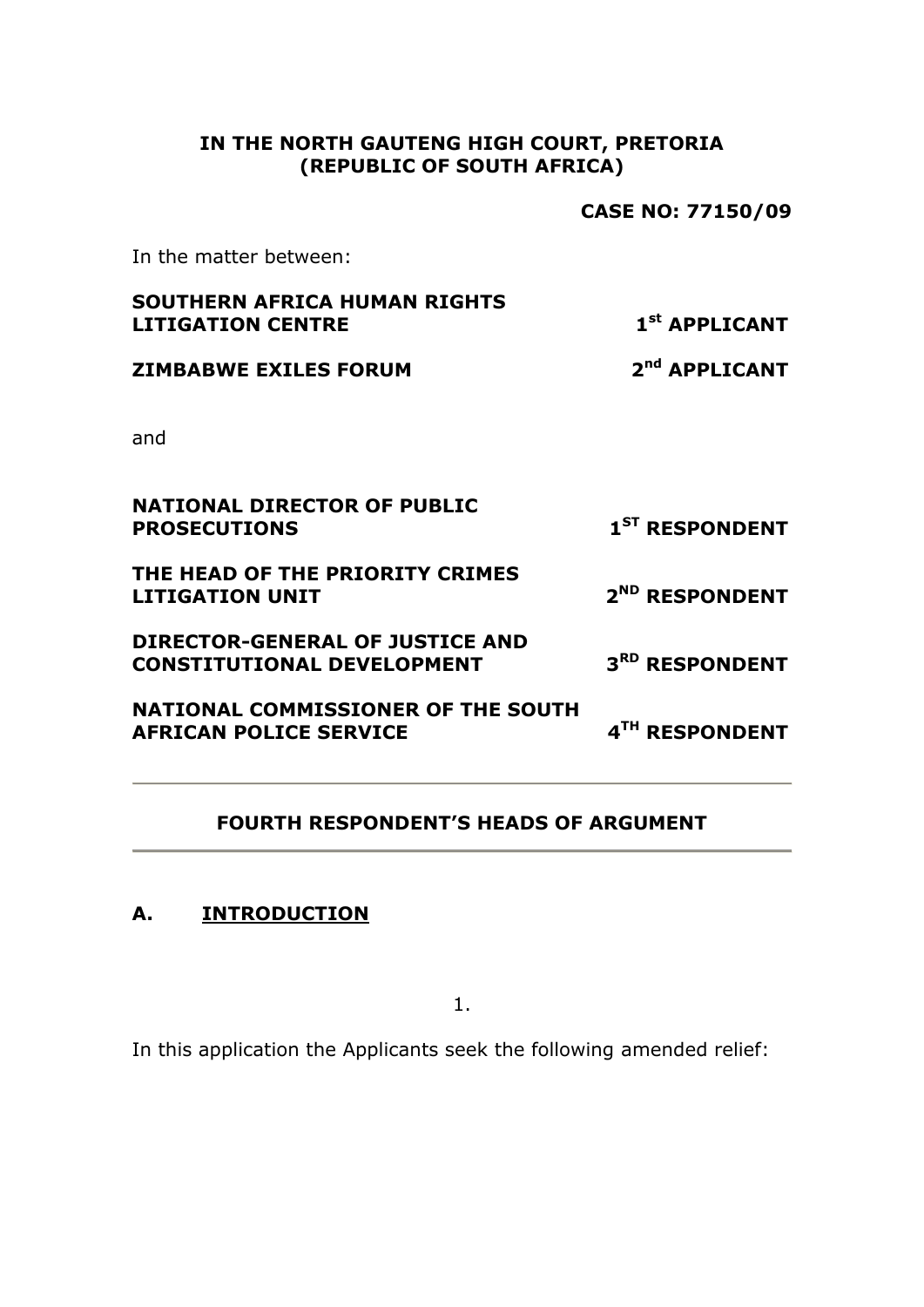**IN THE NORTH GAUTENG HIGH COURT, PRETORIA**
**(REPUBLIC OF SOUTH AFRICA)**

**CASE NO: 77150/09**

In the matter between:

| | |
|---|---|
| **SOUTHERN AFRICA HUMAN RIGHTS LITIGATION CENTRE** | **1st APPLICANT** |
| **ZIMBABWE EXILES FORUM** | **2nd APPLICANT** |

and

| | |
|---|---|
| **NATIONAL DIRECTOR OF PUBLIC PROSECUTIONS** | **1ST RESPONDENT** |
| **THE HEAD OF THE PRIORITY CRIMES LITIGATION UNIT** | **2ND RESPONDENT** |
| **DIRECTOR-GENERAL OF JUSTICE AND CONSTITUTIONAL DEVELOPMENT** | **3RD RESPONDENT** |
| **NATIONAL COMMISSIONER OF THE SOUTH AFRICAN POLICE SERVICE** | **4TH RESPONDENT** |

---

**FOURTH RESPONDENT'S HEADS OF ARGUMENT**

---

## A. INTRODUCTION

1.

In this application the Applicants seek the following amended relief: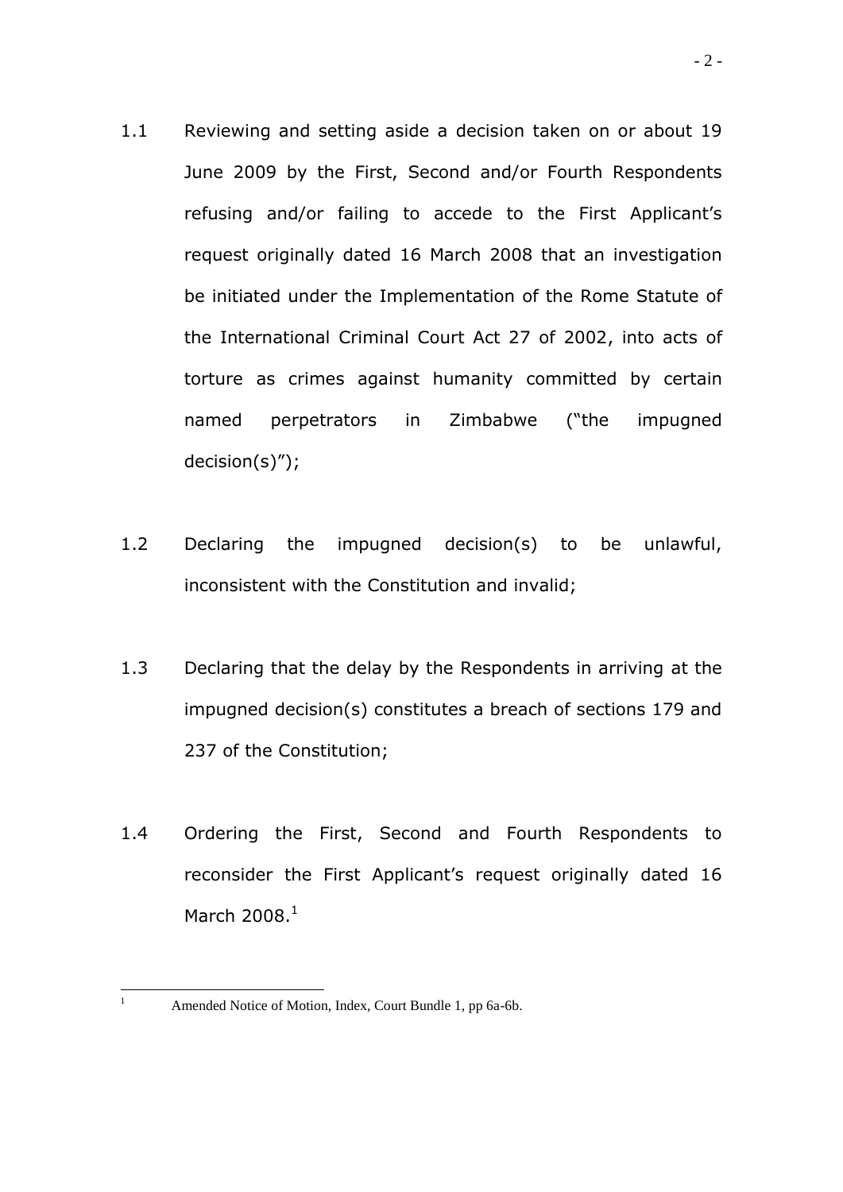1.1 Reviewing and setting aside a decision taken on or about 19 June 2009 by the First, Second and/or Fourth Respondents refusing and/or failing to accede to the First Applicant's request originally dated 16 March 2008 that an investigation be initiated under the Implementation of the Rome Statute of the International Criminal Court Act 27 of 2002, into acts of torture as crimes against humanity committed by certain named perpetrators in Zimbabwe ("the impugned decision(s)");

1.2 Declaring the impugned decision(s) to be unlawful, inconsistent with the Constitution and invalid;

1.3 Declaring that the delay by the Respondents in arriving at the impugned decision(s) constitutes a breach of sections 179 and 237 of the Constitution;

1.4 Ordering the First, Second and Fourth Respondents to reconsider the First Applicant's request originally dated 16 March 2008.[1]

---

[1] Amended Notice of Motion, Index, Court Bundle 1, pp 6a-6b.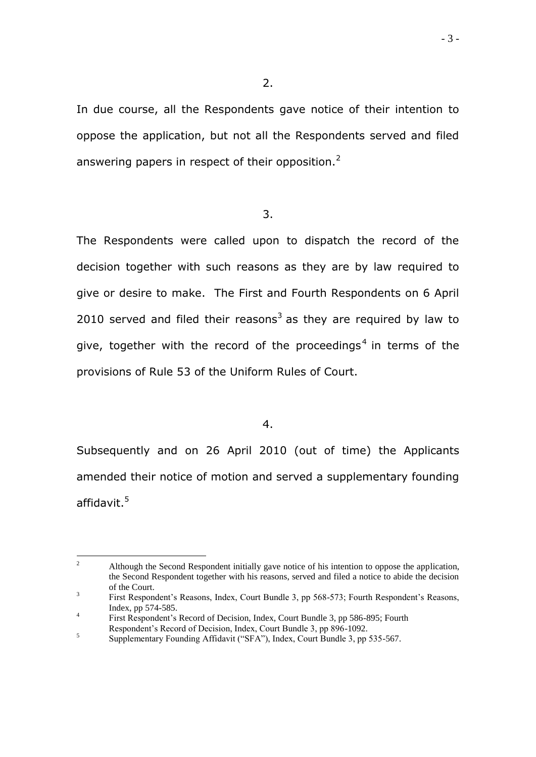2.

In due course, all the Respondents gave notice of their intention to oppose the application, but not all the Respondents served and filed answering papers in respect of their opposition.[2]

3.

The Respondents were called upon to dispatch the record of the decision together with such reasons as they are by law required to give or desire to make. The First and Fourth Respondents on 6 April 2010 served and filed their reasons[3] as they are required by law to give, together with the record of the proceedings[4] in terms of the provisions of Rule 53 of the Uniform Rules of Court.

4.

Subsequently and on 26 April 2010 (out of time) the Applicants amended their notice of motion and served a supplementary founding affidavit.[5]

---

[2] Although the Second Respondent initially gave notice of his intention to oppose the application, the Second Respondent together with his reasons, served and filed a notice to abide the decision of the Court.

[3] First Respondent's Reasons, Index, Court Bundle 3, pp 568-573; Fourth Respondent's Reasons, Index, pp 574-585.

[4] First Respondent's Record of Decision, Index, Court Bundle 3, pp 586-895; Fourth Respondent's Record of Decision, Index, Court Bundle 3, pp 896-1092.

[5] Supplementary Founding Affidavit ("SFA"), Index, Court Bundle 3, pp 535-567.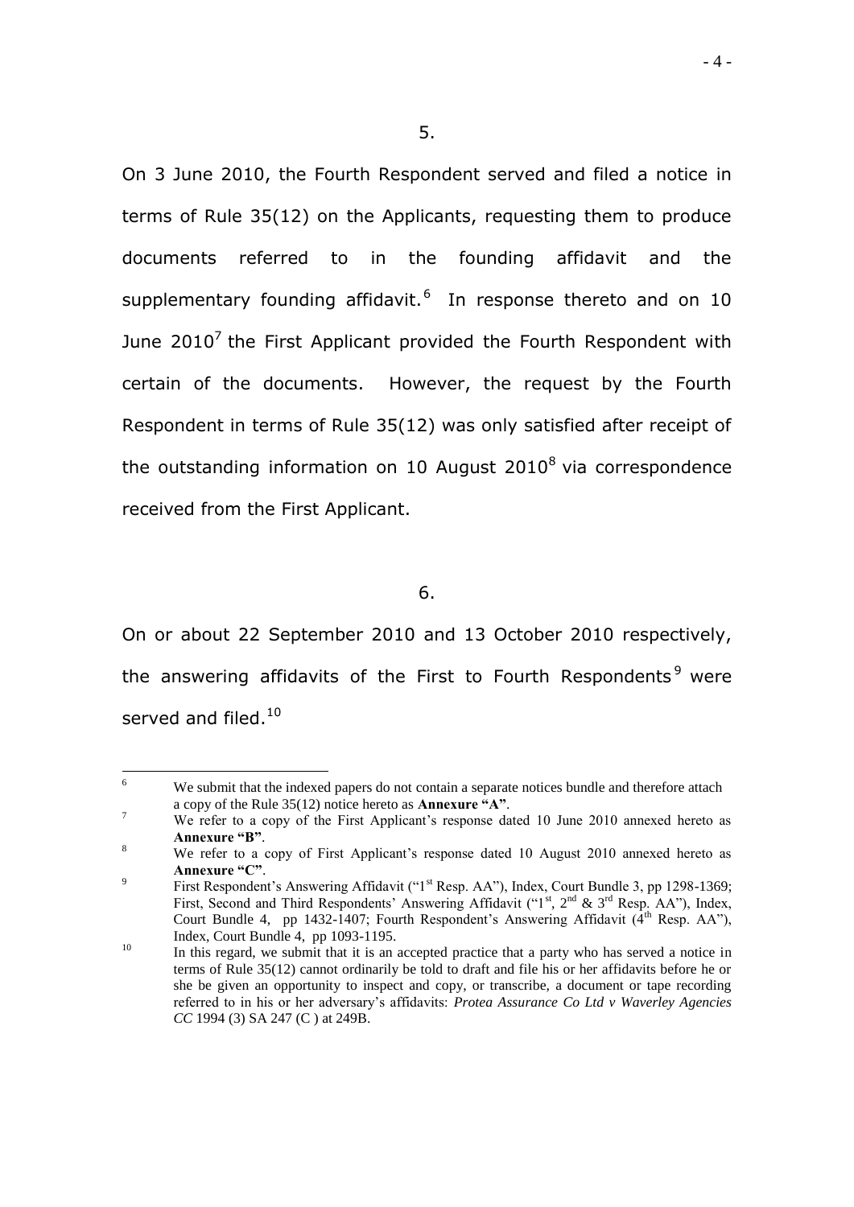5.

On 3 June 2010, the Fourth Respondent served and filed a notice in terms of Rule 35(12) on the Applicants, requesting them to produce documents referred to in the founding affidavit and the supplementary founding affidavit.[6] In response thereto and on 10 June 2010[7] the First Applicant provided the Fourth Respondent with certain of the documents. However, the request by the Fourth Respondent in terms of Rule 35(12) was only satisfied after receipt of the outstanding information on 10 August 2010[8] via correspondence received from the First Applicant.

6.

On or about 22 September 2010 and 13 October 2010 respectively, the answering affidavits of the First to Fourth Respondents[9] were served and filed.[10]

---

[6] We submit that the indexed papers do not contain a separate notices bundle and therefore attach a copy of the Rule 35(12) notice hereto as **Annexure "A"**.

[7] We refer to a copy of the First Applicant's response dated 10 June 2010 annexed hereto as **Annexure "B"**.

[8] We refer to a copy of First Applicant's response dated 10 August 2010 annexed hereto as **Annexure "C"**.

[9] First Respondent's Answering Affidavit ("1st Resp. AA"), Index, Court Bundle 3, pp 1298-1369; First, Second and Third Respondents' Answering Affidavit ("1st, 2nd & 3rd Resp. AA"), Index, Court Bundle 4, pp 1432-1407; Fourth Respondent's Answering Affidavit (4th Resp. AA"), Index, Court Bundle 4, pp 1093-1195.

[10] In this regard, we submit that it is an accepted practice that a party who has served a notice in terms of Rule 35(12) cannot ordinarily be told to draft and file his or her affidavits before he or she be given an opportunity to inspect and copy, or transcribe, a document or tape recording referred to in his or her adversary's affidavits: *Protea Assurance Co Ltd v Waverley Agencies CC* 1994 (3) SA 247 (C ) at 249B.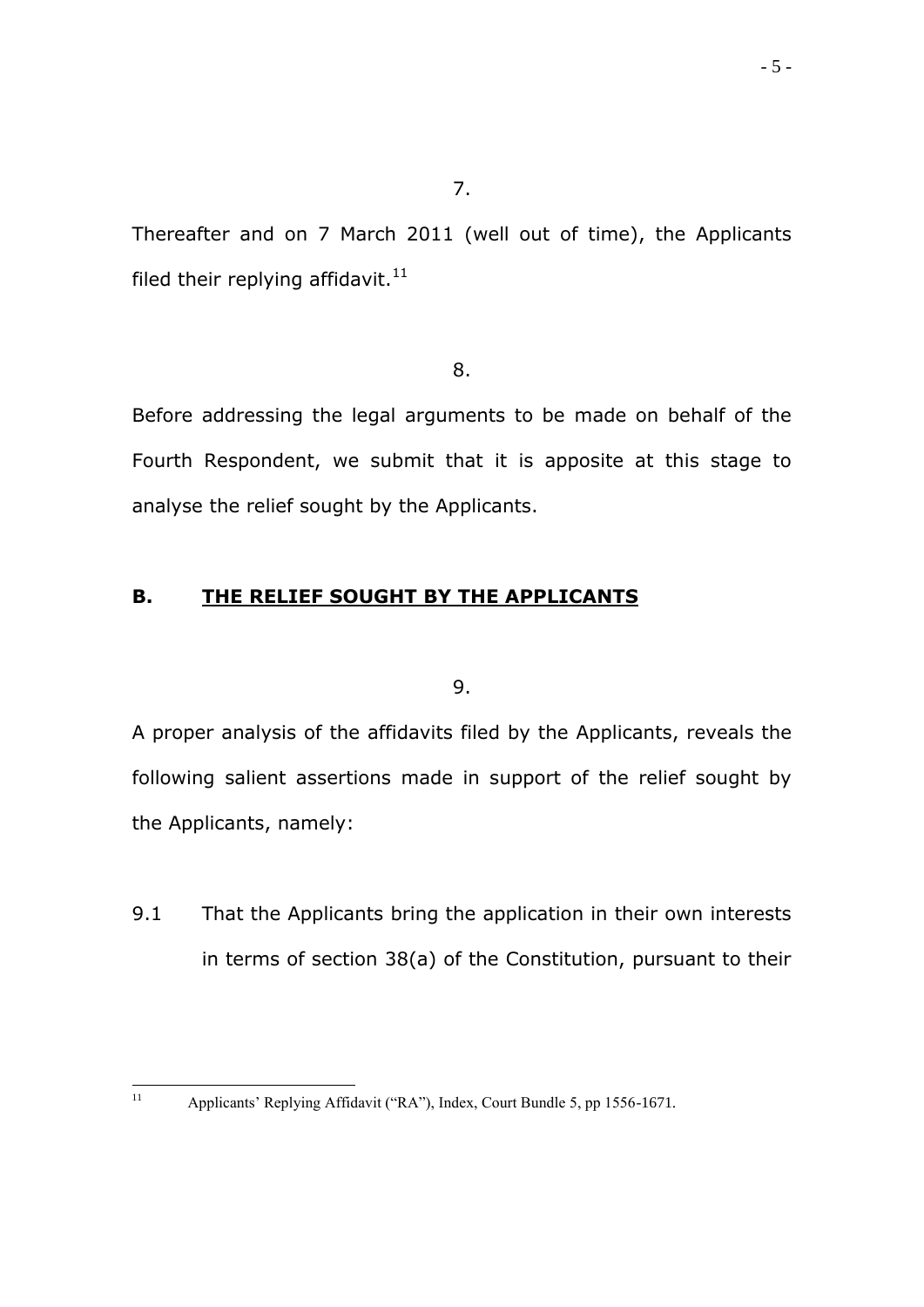7.

Thereafter and on 7 March 2011 (well out of time), the Applicants filed their replying affidavit.[11]

8.

Before addressing the legal arguments to be made on behalf of the Fourth Respondent, we submit that it is apposite at this stage to analyse the relief sought by the Applicants.

## B. <u>THE RELIEF SOUGHT BY THE APPLICANTS</u>

9.

A proper analysis of the affidavits filed by the Applicants, reveals the following salient assertions made in support of the relief sought by the Applicants, namely:

9.1 That the Applicants bring the application in their own interests in terms of section 38(a) of the Constitution, pursuant to their

---

[11] Applicants' Replying Affidavit ("RA"), Index, Court Bundle 5, pp 1556-1671.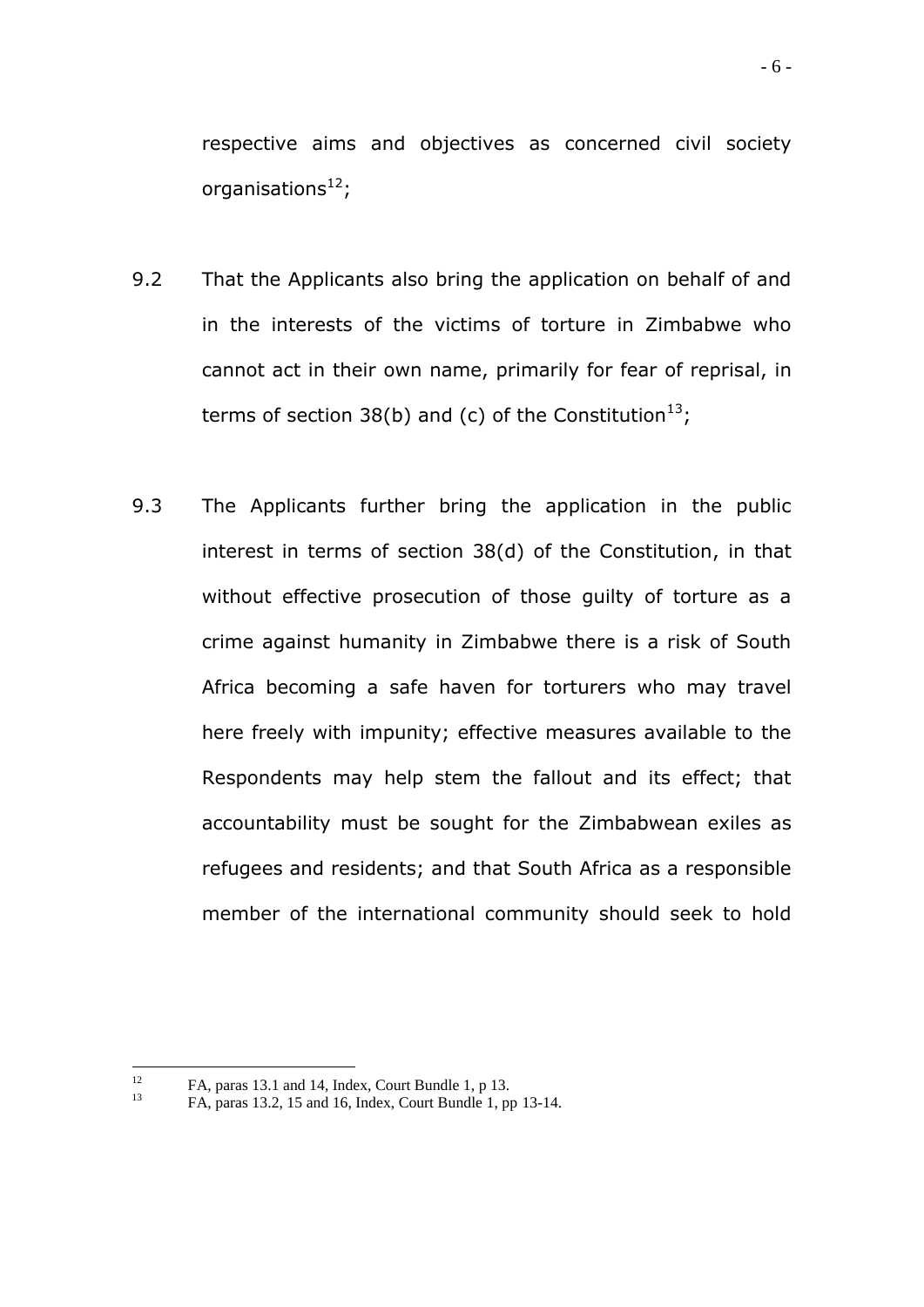respective aims and objectives as concerned civil society organisations[12];

9.2 That the Applicants also bring the application on behalf of and in the interests of the victims of torture in Zimbabwe who cannot act in their own name, primarily for fear of reprisal, in terms of section 38(b) and (c) of the Constitution[13];

9.3 The Applicants further bring the application in the public interest in terms of section 38(d) of the Constitution, in that without effective prosecution of those guilty of torture as a crime against humanity in Zimbabwe there is a risk of South Africa becoming a safe haven for torturers who may travel here freely with impunity; effective measures available to the Respondents may help stem the fallout and its effect; that accountability must be sought for the Zimbabwean exiles as refugees and residents; and that South Africa as a responsible member of the international community should seek to hold

---

[12] FA, paras 13.1 and 14, Index, Court Bundle 1, p 13.

[13] FA, paras 13.2, 15 and 16, Index, Court Bundle 1, pp 13-14.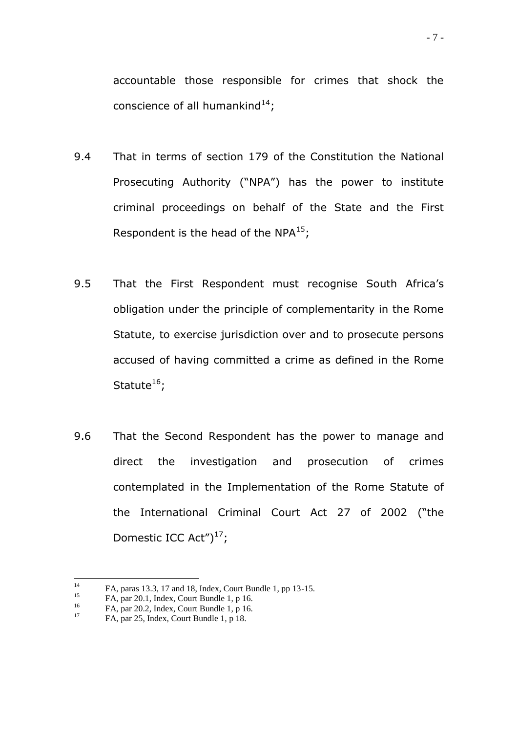accountable those responsible for crimes that shock the conscience of all humankind[14];

9.4 That in terms of section 179 of the Constitution the National Prosecuting Authority ("NPA") has the power to institute criminal proceedings on behalf of the State and the First Respondent is the head of the NPA[15];

9.5 That the First Respondent must recognise South Africa's obligation under the principle of complementarity in the Rome Statute, to exercise jurisdiction over and to prosecute persons accused of having committed a crime as defined in the Rome Statute[16];

9.6 That the Second Respondent has the power to manage and direct the investigation and prosecution of crimes contemplated in the Implementation of the Rome Statute of the International Criminal Court Act 27 of 2002 ("the Domestic ICC Act")[17];

---

[14] FA, paras 13.3, 17 and 18, Index, Court Bundle 1, pp 13-15.

[15] FA, par 20.1, Index, Court Bundle 1, p 16.

[16] FA, par 20.2, Index, Court Bundle 1, p 16.

[17] FA, par 25, Index, Court Bundle 1, p 18.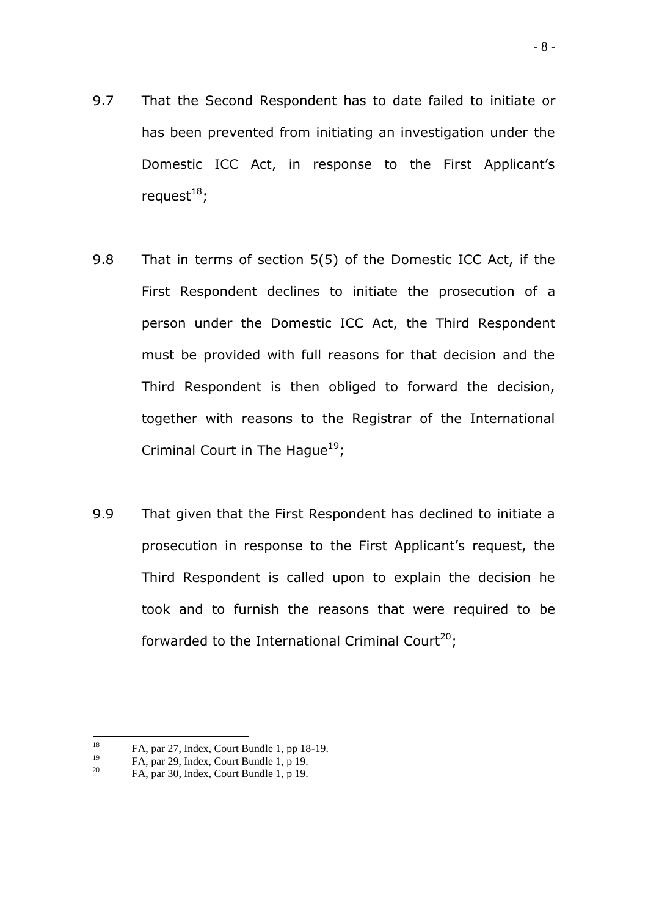9.7 That the Second Respondent has to date failed to initiate or has been prevented from initiating an investigation under the Domestic ICC Act, in response to the First Applicant's request[18];

9.8 That in terms of section 5(5) of the Domestic ICC Act, if the First Respondent declines to initiate the prosecution of a person under the Domestic ICC Act, the Third Respondent must be provided with full reasons for that decision and the Third Respondent is then obliged to forward the decision, together with reasons to the Registrar of the International Criminal Court in The Hague[19];

9.9 That given that the First Respondent has declined to initiate a prosecution in response to the First Applicant's request, the Third Respondent is called upon to explain the decision he took and to furnish the reasons that were required to be forwarded to the International Criminal Court[20];

---

[18] FA, par 27, Index, Court Bundle 1, pp 18-19.

[19] FA, par 29, Index, Court Bundle 1, p 19.

[20] FA, par 30, Index, Court Bundle 1, p 19.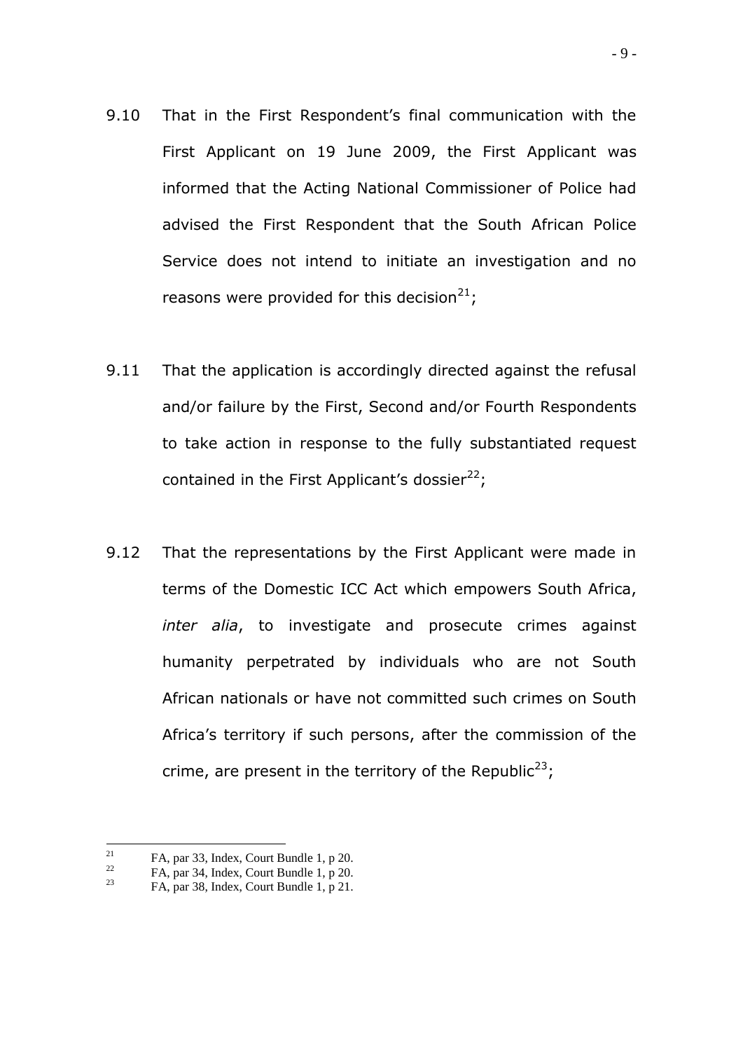9.10 That in the First Respondent's final communication with the First Applicant on 19 June 2009, the First Applicant was informed that the Acting National Commissioner of Police had advised the First Respondent that the South African Police Service does not intend to initiate an investigation and no reasons were provided for this decision[21];

9.11 That the application is accordingly directed against the refusal and/or failure by the First, Second and/or Fourth Respondents to take action in response to the fully substantiated request contained in the First Applicant's dossier[22];

9.12 That the representations by the First Applicant were made in terms of the Domestic ICC Act which empowers South Africa, *inter alia*, to investigate and prosecute crimes against humanity perpetrated by individuals who are not South African nationals or have not committed such crimes on South Africa's territory if such persons, after the commission of the crime, are present in the territory of the Republic[23];

---

[21] FA, par 33, Index, Court Bundle 1, p 20.

[22] FA, par 34, Index, Court Bundle 1, p 20.

[23] FA, par 38, Index, Court Bundle 1, p 21.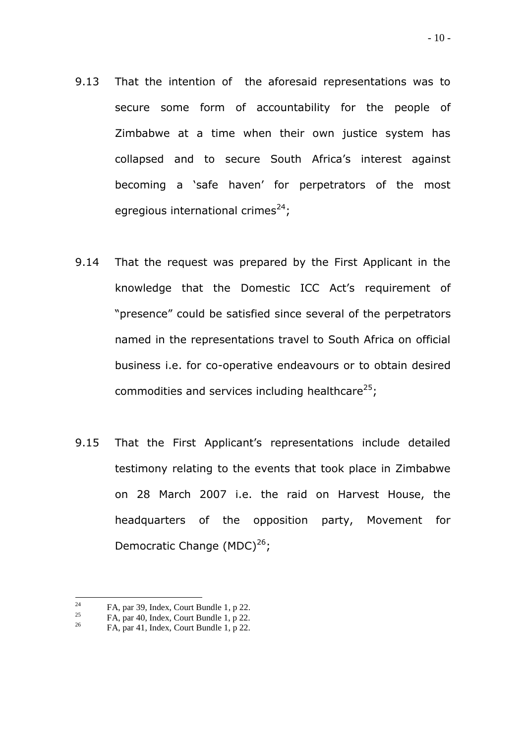9.13 That the intention of the aforesaid representations was to secure some form of accountability for the people of Zimbabwe at a time when their own justice system has collapsed and to secure South Africa's interest against becoming a 'safe haven' for perpetrators of the most egregious international crimes[24];

9.14 That the request was prepared by the First Applicant in the knowledge that the Domestic ICC Act's requirement of "presence" could be satisfied since several of the perpetrators named in the representations travel to South Africa on official business i.e. for co-operative endeavours or to obtain desired commodities and services including healthcare[25];

9.15 That the First Applicant's representations include detailed testimony relating to the events that took place in Zimbabwe on 28 March 2007 i.e. the raid on Harvest House, the headquarters of the opposition party, Movement for Democratic Change (MDC)[26];

---

[24] FA, par 39, Index, Court Bundle 1, p 22.

[25] FA, par 40, Index, Court Bundle 1, p 22.

[26] FA, par 41, Index, Court Bundle 1, p 22.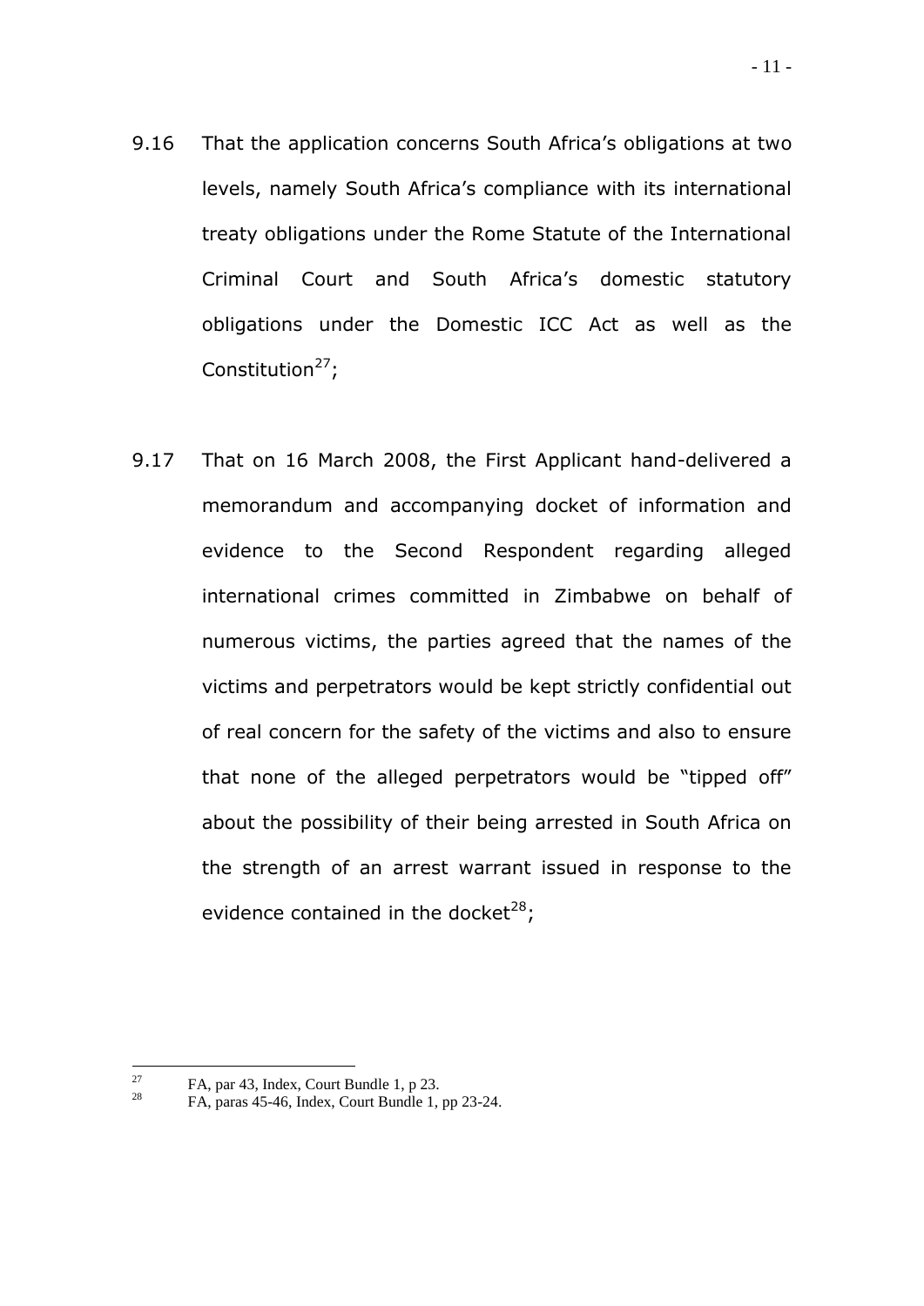9.16 That the application concerns South Africa's obligations at two levels, namely South Africa's compliance with its international treaty obligations under the Rome Statute of the International Criminal Court and South Africa's domestic statutory obligations under the Domestic ICC Act as well as the Constitution[27];

9.17 That on 16 March 2008, the First Applicant hand-delivered a memorandum and accompanying docket of information and evidence to the Second Respondent regarding alleged international crimes committed in Zimbabwe on behalf of numerous victims, the parties agreed that the names of the victims and perpetrators would be kept strictly confidential out of real concern for the safety of the victims and also to ensure that none of the alleged perpetrators would be "tipped off" about the possibility of their being arrested in South Africa on the strength of an arrest warrant issued in response to the evidence contained in the docket[28];

---

[27] FA, par 43, Index, Court Bundle 1, p 23.

[28] FA, paras 45-46, Index, Court Bundle 1, pp 23-24.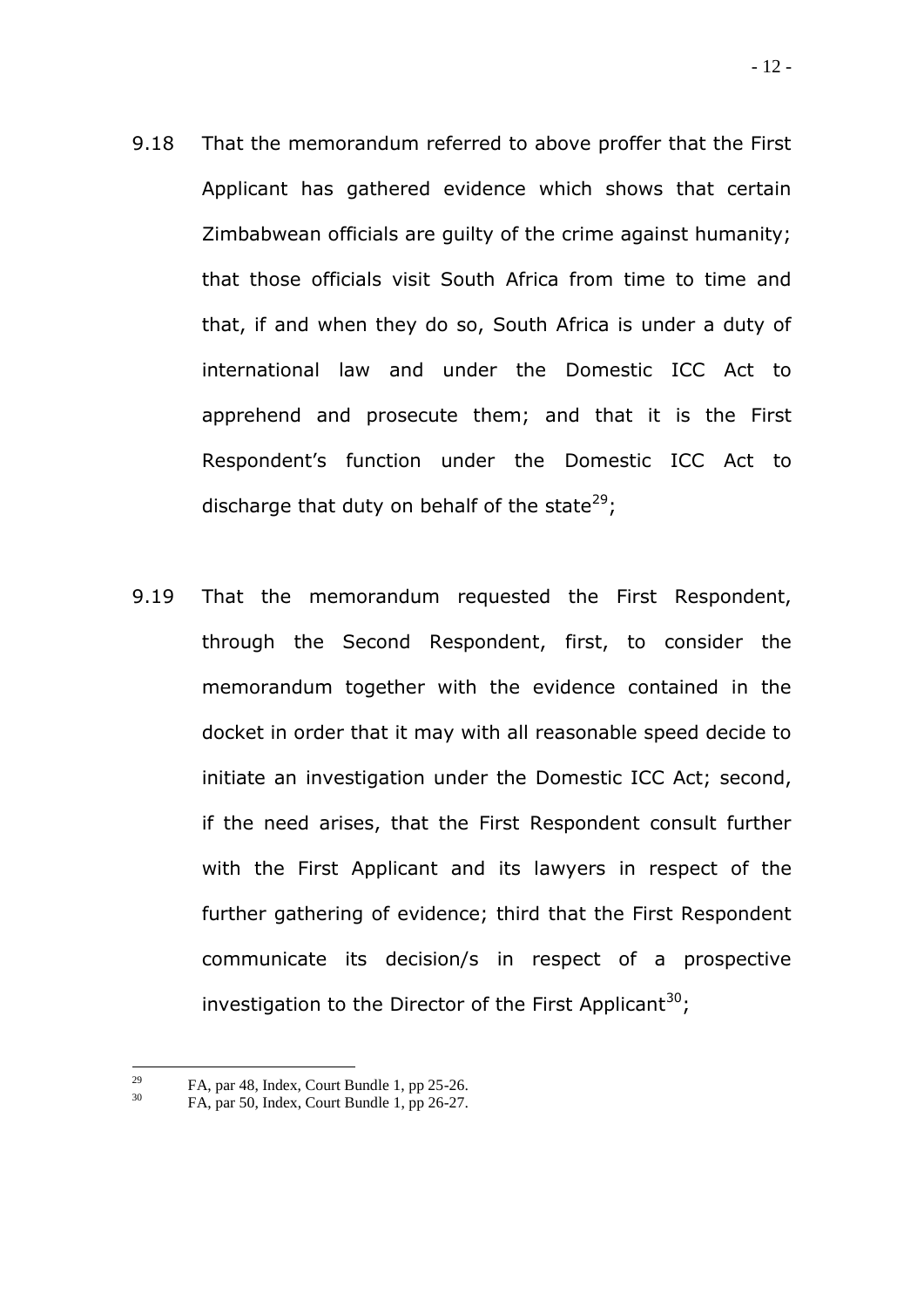9.18 That the memorandum referred to above proffer that the First Applicant has gathered evidence which shows that certain Zimbabwean officials are guilty of the crime against humanity; that those officials visit South Africa from time to time and that, if and when they do so, South Africa is under a duty of international law and under the Domestic ICC Act to apprehend and prosecute them; and that it is the First Respondent's function under the Domestic ICC Act to discharge that duty on behalf of the state[29];

9.19 That the memorandum requested the First Respondent, through the Second Respondent, first, to consider the memorandum together with the evidence contained in the docket in order that it may with all reasonable speed decide to initiate an investigation under the Domestic ICC Act; second, if the need arises, that the First Respondent consult further with the First Applicant and its lawyers in respect of the further gathering of evidence; third that the First Respondent communicate its decision/s in respect of a prospective investigation to the Director of the First Applicant[30];

---

[29] FA, par 48, Index, Court Bundle 1, pp 25-26.

[30] FA, par 50, Index, Court Bundle 1, pp 26-27.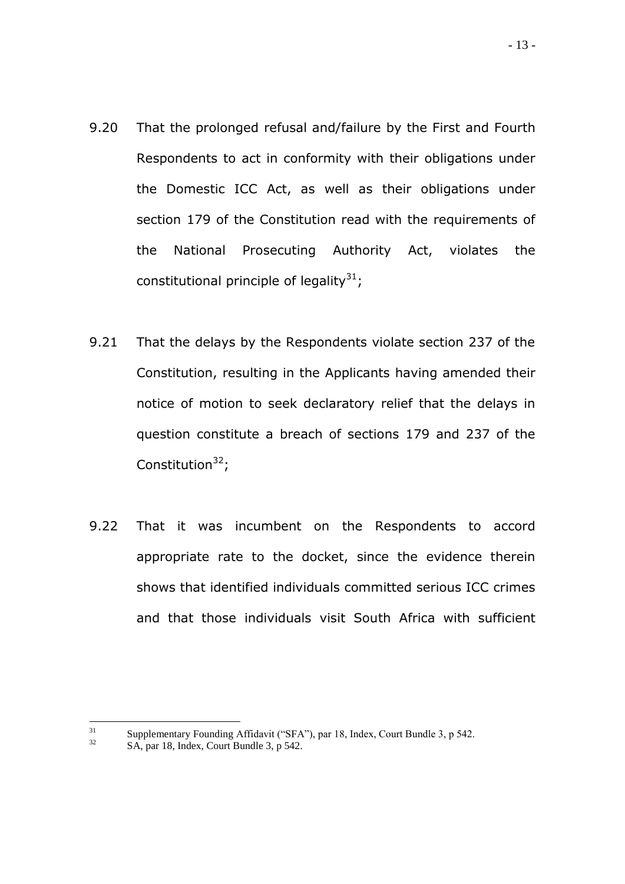9.20 That the prolonged refusal and/failure by the First and Fourth Respondents to act in conformity with their obligations under the Domestic ICC Act, as well as their obligations under section 179 of the Constitution read with the requirements of the National Prosecuting Authority Act, violates the constitutional principle of legality[31];

9.21 That the delays by the Respondents violate section 237 of the Constitution, resulting in the Applicants having amended their notice of motion to seek declaratory relief that the delays in question constitute a breach of sections 179 and 237 of the Constitution[32];

9.22 That it was incumbent on the Respondents to accord appropriate rate to the docket, since the evidence therein shows that identified individuals committed serious ICC crimes and that those individuals visit South Africa with sufficient

---

[31] Supplementary Founding Affidavit ("SFA"), par 18, Index, Court Bundle 3, p 542.

[32] SA, par 18, Index, Court Bundle 3, p 542.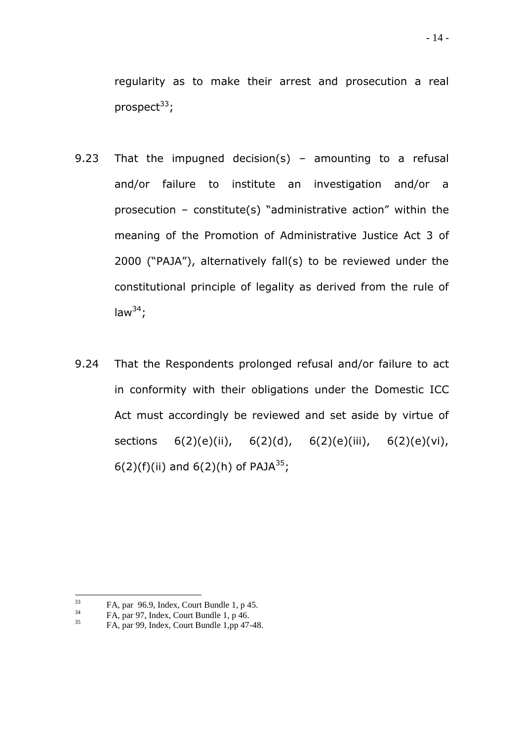regularity as to make their arrest and prosecution a real prospect[33];

9.23 That the impugned decision(s) – amounting to a refusal and/or failure to institute an investigation and/or a prosecution – constitute(s) "administrative action" within the meaning of the Promotion of Administrative Justice Act 3 of 2000 ("PAJA"), alternatively fall(s) to be reviewed under the constitutional principle of legality as derived from the rule of law[34];

9.24 That the Respondents prolonged refusal and/or failure to act in conformity with their obligations under the Domestic ICC Act must accordingly be reviewed and set aside by virtue of sections 6(2)(e)(ii), 6(2)(d), 6(2)(e)(iii), 6(2)(e)(vi), 6(2)(f)(ii) and 6(2)(h) of PAJA[35];

---

[33] FA, par 96.9, Index, Court Bundle 1, p 45.

[34] FA, par 97, Index, Court Bundle 1, p 46.

[35] FA, par 99, Index, Court Bundle 1,pp 47-48.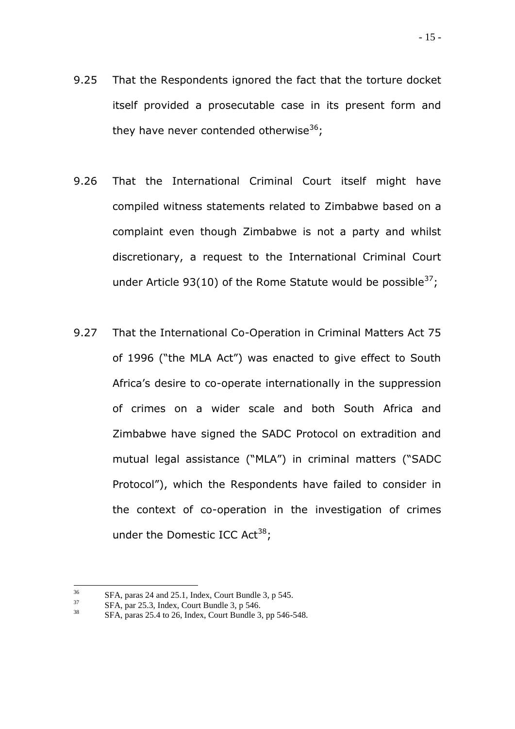9.25 That the Respondents ignored the fact that the torture docket itself provided a prosecutable case in its present form and they have never contended otherwise[36];

9.26 That the International Criminal Court itself might have compiled witness statements related to Zimbabwe based on a complaint even though Zimbabwe is not a party and whilst discretionary, a request to the International Criminal Court under Article 93(10) of the Rome Statute would be possible[37];

9.27 That the International Co-Operation in Criminal Matters Act 75 of 1996 ("the MLA Act") was enacted to give effect to South Africa's desire to co-operate internationally in the suppression of crimes on a wider scale and both South Africa and Zimbabwe have signed the SADC Protocol on extradition and mutual legal assistance ("MLA") in criminal matters ("SADC Protocol"), which the Respondents have failed to consider in the context of co-operation in the investigation of crimes under the Domestic ICC Act[38];

---

[36] SFA, paras 24 and 25.1, Index, Court Bundle 3, p 545.

[37] SFA, par 25.3, Index, Court Bundle 3, p 546.

[38] SFA, paras 25.4 to 26, Index, Court Bundle 3, pp 546-548.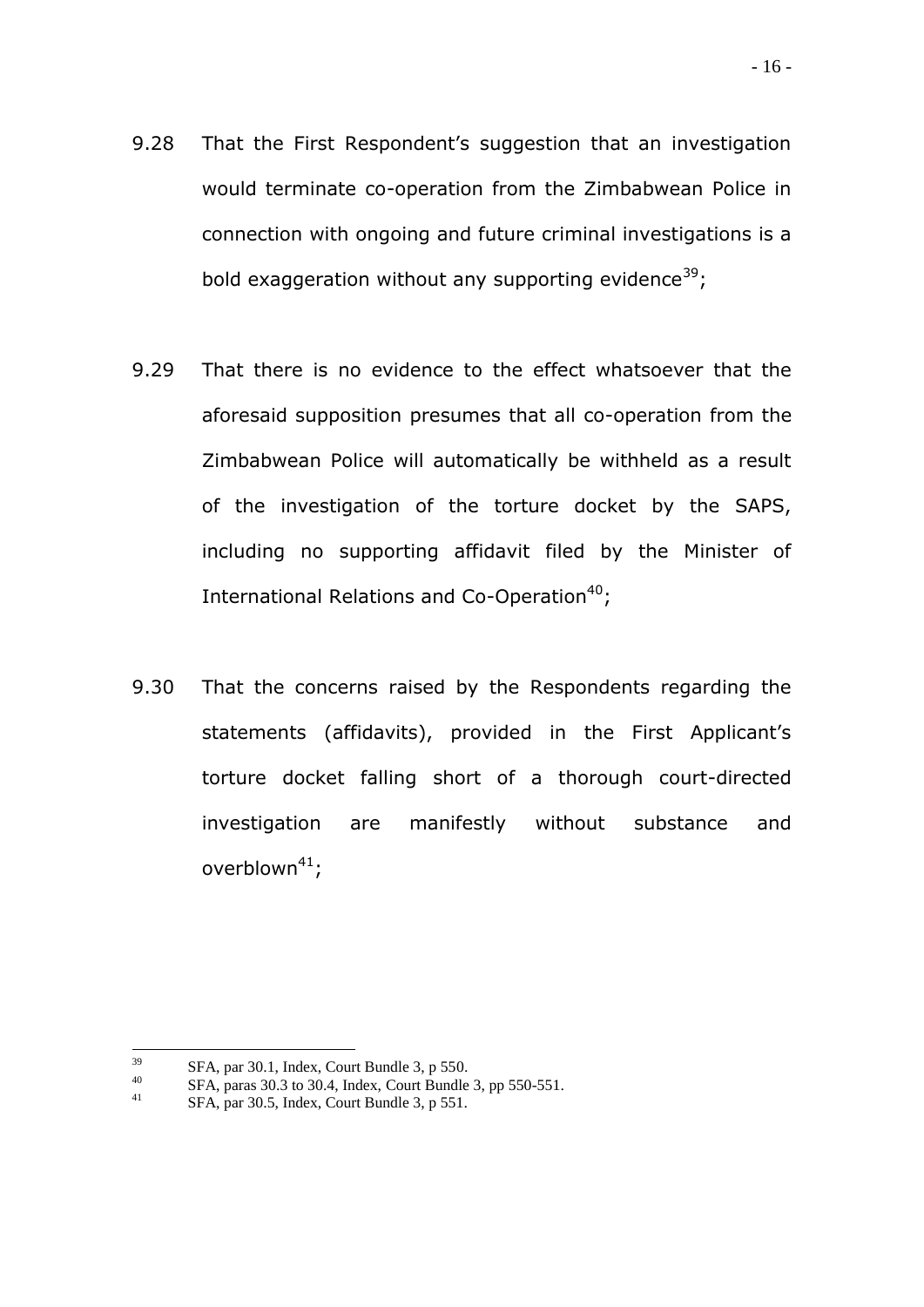9.28 That the First Respondent's suggestion that an investigation would terminate co-operation from the Zimbabwean Police in connection with ongoing and future criminal investigations is a bold exaggeration without any supporting evidence[39];

9.29 That there is no evidence to the effect whatsoever that the aforesaid supposition presumes that all co-operation from the Zimbabwean Police will automatically be withheld as a result of the investigation of the torture docket by the SAPS, including no supporting affidavit filed by the Minister of International Relations and Co-Operation[40];

9.30 That the concerns raised by the Respondents regarding the statements (affidavits), provided in the First Applicant's torture docket falling short of a thorough court-directed investigation are manifestly without substance and overblown[41];

---

[39] SFA, par 30.1, Index, Court Bundle 3, p 550.

[40] SFA, paras 30.3 to 30.4, Index, Court Bundle 3, pp 550-551.

[41] SFA, par 30.5, Index, Court Bundle 3, p 551.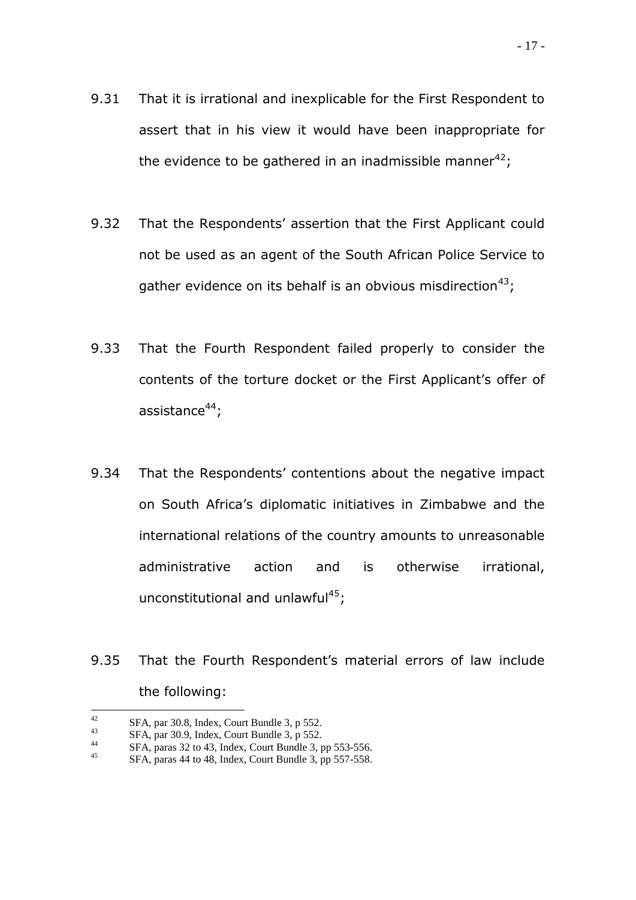9.31 That it is irrational and inexplicable for the First Respondent to assert that in his view it would have been inappropriate for the evidence to be gathered in an inadmissible manner[42];

9.32 That the Respondents' assertion that the First Applicant could not be used as an agent of the South African Police Service to gather evidence on its behalf is an obvious misdirection[43];

9.33 That the Fourth Respondent failed properly to consider the contents of the torture docket or the First Applicant's offer of assistance[44];

9.34 That the Respondents' contentions about the negative impact on South Africa's diplomatic initiatives in Zimbabwe and the international relations of the country amounts to unreasonable administrative action and is otherwise irrational, unconstitutional and unlawful[45];

9.35 That the Fourth Respondent's material errors of law include the following:

---

[42] SFA, par 30.8, Index, Court Bundle 3, p 552.

[43] SFA, par 30.9, Index, Court Bundle 3, p 552.

[44] SFA, paras 32 to 43, Index, Court Bundle 3, pp 553-556.

[45] SFA, paras 44 to 48, Index, Court Bundle 3, pp 557-558.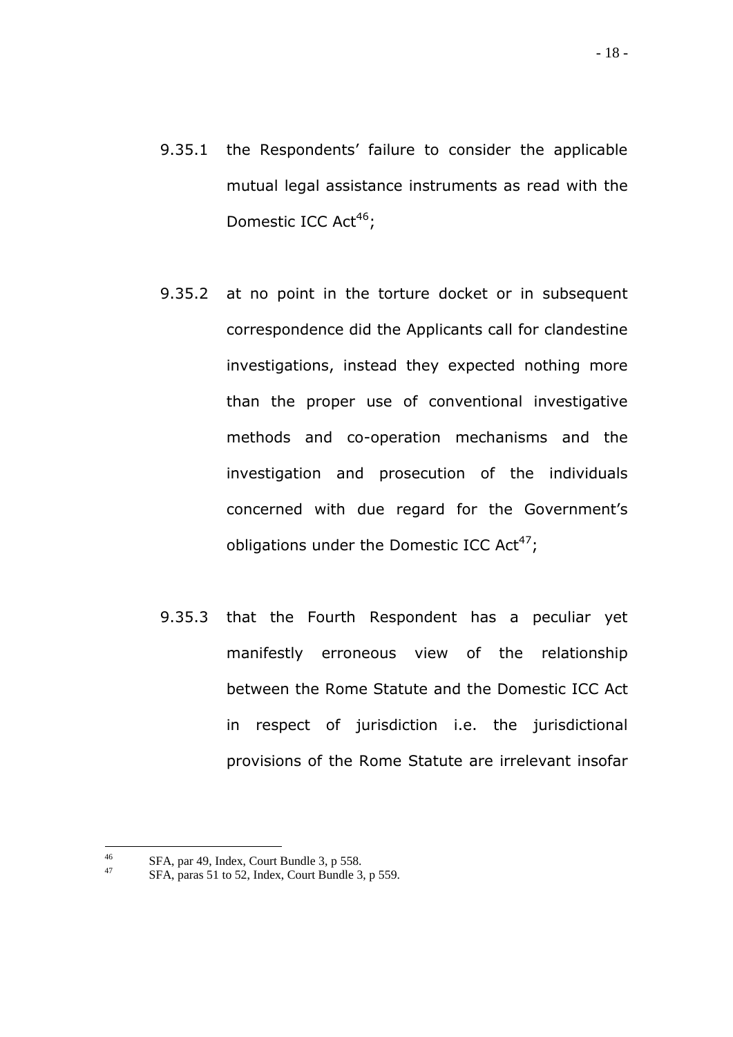9.35.1 the Respondents' failure to consider the applicable mutual legal assistance instruments as read with the Domestic ICC Act[46];

9.35.2 at no point in the torture docket or in subsequent correspondence did the Applicants call for clandestine investigations, instead they expected nothing more than the proper use of conventional investigative methods and co-operation mechanisms and the investigation and prosecution of the individuals concerned with due regard for the Government's obligations under the Domestic ICC Act[47];

9.35.3 that the Fourth Respondent has a peculiar yet manifestly erroneous view of the relationship between the Rome Statute and the Domestic ICC Act in respect of jurisdiction i.e. the jurisdictional provisions of the Rome Statute are irrelevant insofar

---

[46] SFA, par 49, Index, Court Bundle 3, p 558.

[47] SFA, paras 51 to 52, Index, Court Bundle 3, p 559.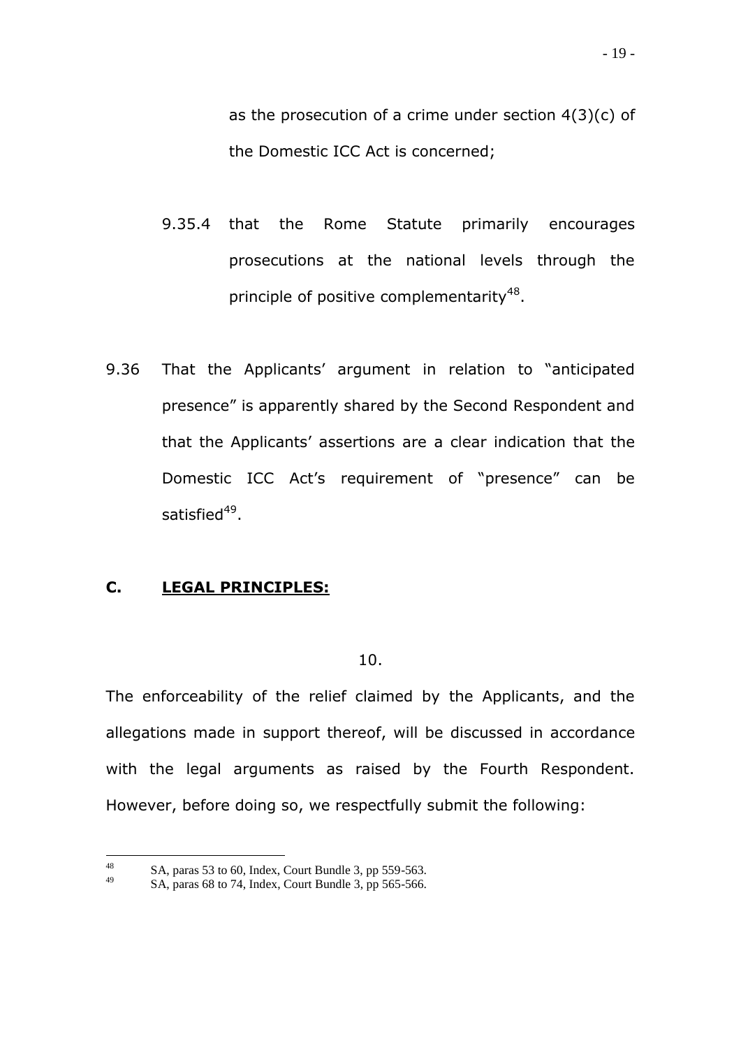as the prosecution of a crime under section 4(3)(c) of the Domestic ICC Act is concerned;

9.35.4 that the Rome Statute primarily encourages prosecutions at the national levels through the principle of positive complementarity[48].

9.36 That the Applicants' argument in relation to "anticipated presence" is apparently shared by the Second Respondent and that the Applicants' assertions are a clear indication that the Domestic ICC Act's requirement of "presence" can be satisfied[49].

## C. LEGAL PRINCIPLES:

10.

The enforceability of the relief claimed by the Applicants, and the allegations made in support thereof, will be discussed in accordance with the legal arguments as raised by the Fourth Respondent. However, before doing so, we respectfully submit the following:

---

[48] SA, paras 53 to 60, Index, Court Bundle 3, pp 559-563.

[49] SA, paras 68 to 74, Index, Court Bundle 3, pp 565-566.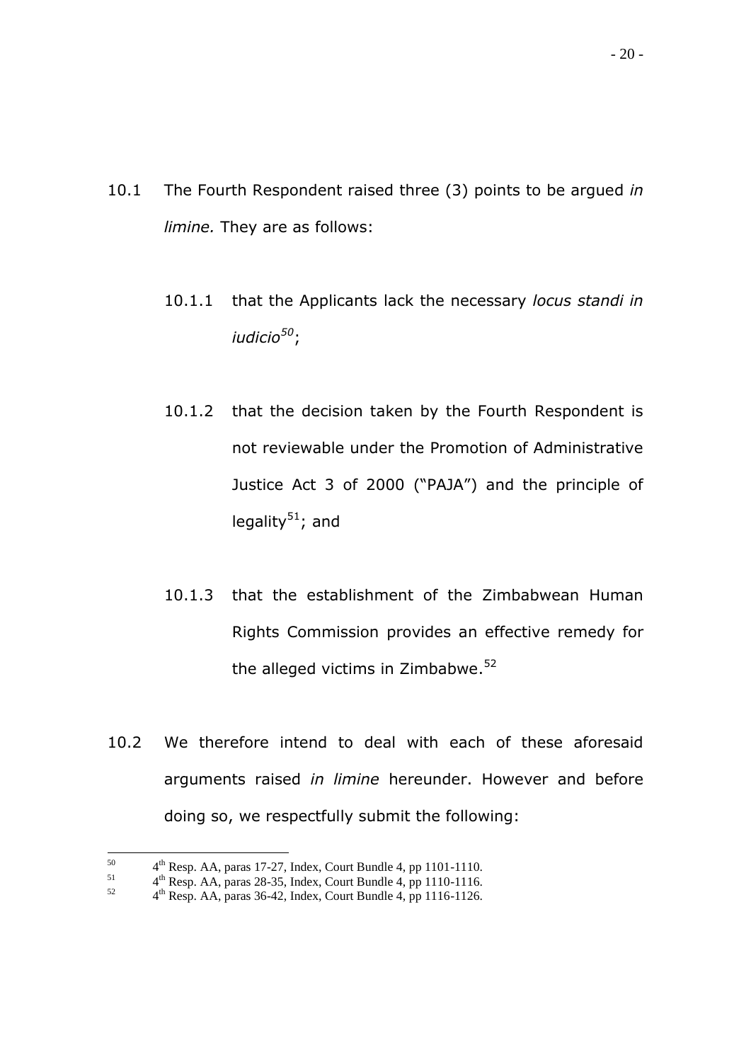10.1 The Fourth Respondent raised three (3) points to be argued *in limine.* They are as follows:

10.1.1 that the Applicants lack the necessary *locus standi in iudicio*[50];

10.1.2 that the decision taken by the Fourth Respondent is not reviewable under the Promotion of Administrative Justice Act 3 of 2000 ("PAJA") and the principle of legality[51]; and

10.1.3 that the establishment of the Zimbabwean Human Rights Commission provides an effective remedy for the alleged victims in Zimbabwe.[52]

10.2 We therefore intend to deal with each of these aforesaid arguments raised *in limine* hereunder. However and before doing so, we respectfully submit the following:

---

[50] 4th Resp. AA, paras 17-27, Index, Court Bundle 4, pp 1101-1110.

[51] 4th Resp. AA, paras 28-35, Index, Court Bundle 4, pp 1110-1116.

[52] 4th Resp. AA, paras 36-42, Index, Court Bundle 4, pp 1116-1126.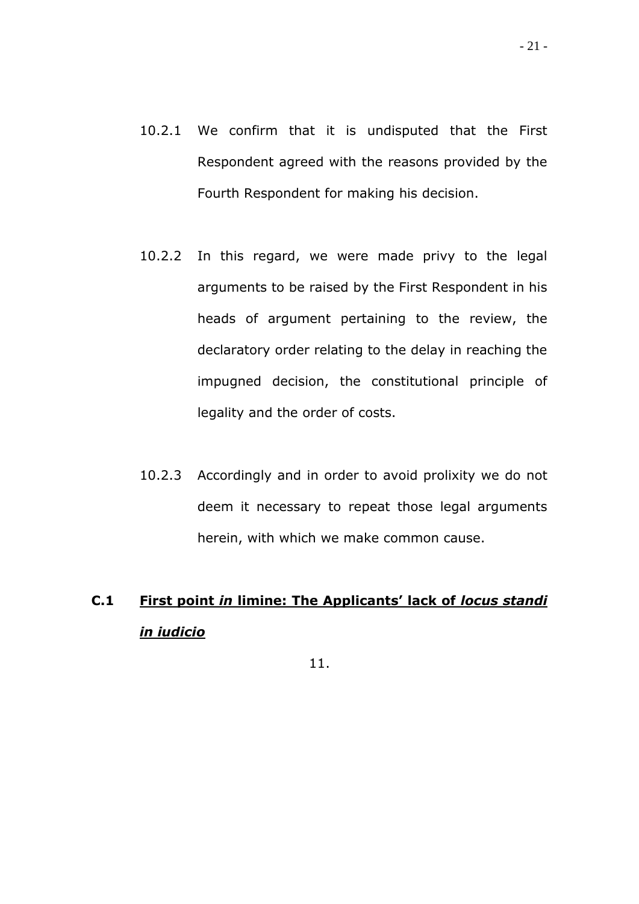10.2.1 We confirm that it is undisputed that the First Respondent agreed with the reasons provided by the Fourth Respondent for making his decision.

10.2.2 In this regard, we were made privy to the legal arguments to be raised by the First Respondent in his heads of argument pertaining to the review, the declaratory order relating to the delay in reaching the impugned decision, the constitutional principle of legality and the order of costs.

10.2.3 Accordingly and in order to avoid prolixity we do not deem it necessary to repeat those legal arguments herein, with which we make common cause.

## C.1 First point *in* limine: The Applicants' lack of *locus standi in iudicio*

11.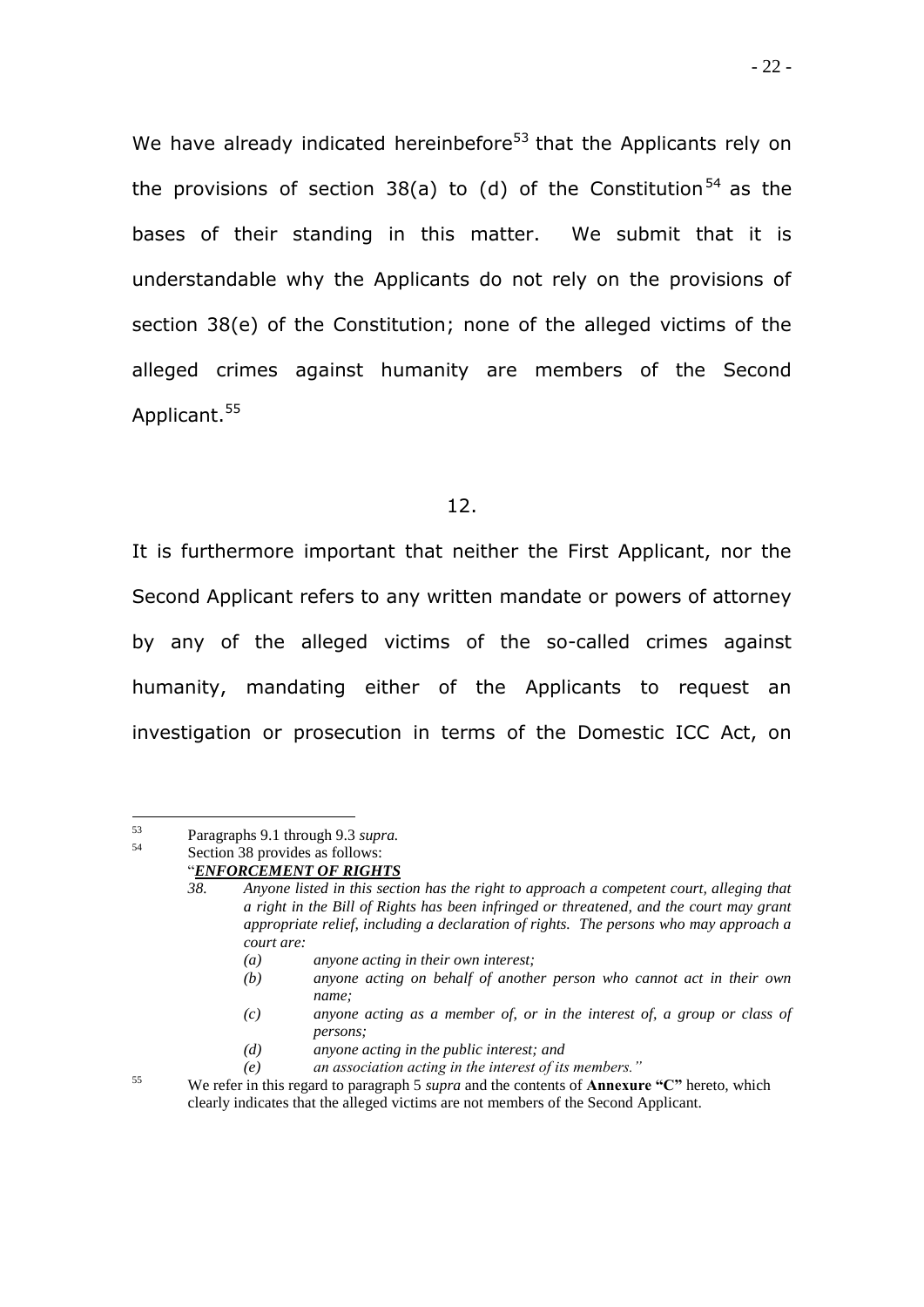We have already indicated hereinbefore[53] that the Applicants rely on the provisions of section 38(a) to (d) of the Constitution[54] as the bases of their standing in this matter. We submit that it is understandable why the Applicants do not rely on the provisions of section 38(e) of the Constitution; none of the alleged victims of the alleged crimes against humanity are members of the Second Applicant.[55]

12.

It is furthermore important that neither the First Applicant, nor the Second Applicant refers to any written mandate or powers of attorney by any of the alleged victims of the so-called crimes against humanity, mandating either of the Applicants to request an investigation or prosecution in terms of the Domestic ICC Act, on

---

[53] Paragraphs 9.1 through 9.3 *supra.*

[54] Section 38 provides as follows:

"***ENFORCEMENT OF RIGHTS***

*38. Anyone listed in this section has the right to approach a competent court, alleging that a right in the Bill of Rights has been infringed or threatened, and the court may grant appropriate relief, including a declaration of rights. The persons who may approach a court are:*

*(a) anyone acting in their own interest;*

*(b) anyone acting on behalf of another person who cannot act in their own name;*

*(c) anyone acting as a member of, or in the interest of, a group or class of persons;*

*(d) anyone acting in the public interest; and*

*(e) an association acting in the interest of its members."*

[55] We refer in this regard to paragraph 5 *supra* and the contents of **Annexure "C"** hereto, which clearly indicates that the alleged victims are not members of the Second Applicant.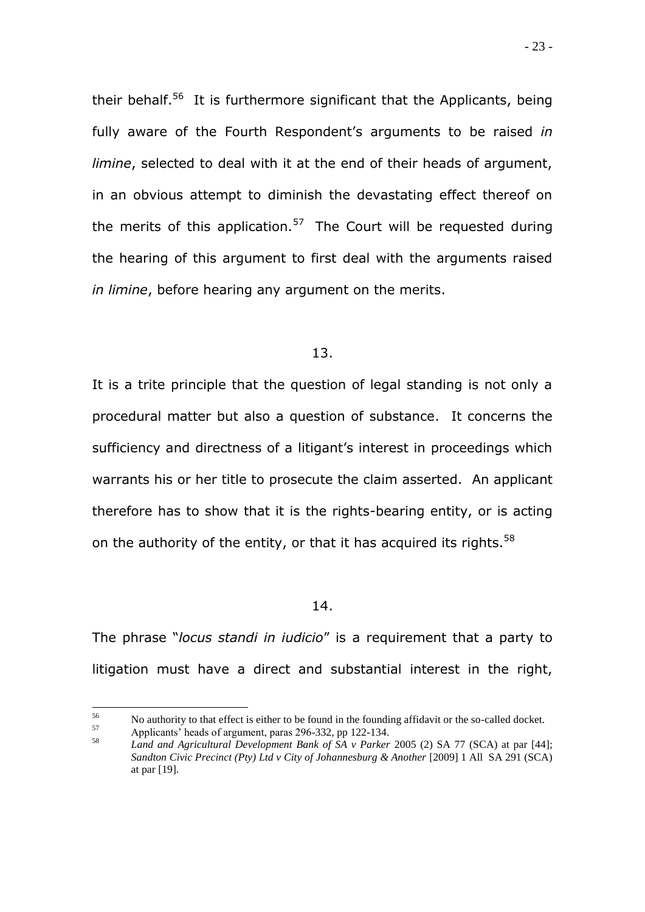their behalf.[56] It is furthermore significant that the Applicants, being fully aware of the Fourth Respondent's arguments to be raised *in limine*, selected to deal with it at the end of their heads of argument, in an obvious attempt to diminish the devastating effect thereof on the merits of this application.[57] The Court will be requested during the hearing of this argument to first deal with the arguments raised *in limine*, before hearing any argument on the merits.

13.

It is a trite principle that the question of legal standing is not only a procedural matter but also a question of substance. It concerns the sufficiency and directness of a litigant's interest in proceedings which warrants his or her title to prosecute the claim asserted. An applicant therefore has to show that it is the rights-bearing entity, or is acting on the authority of the entity, or that it has acquired its rights.[58]

14.

The phrase "*locus standi in iudicio*" is a requirement that a party to litigation must have a direct and substantial interest in the right,

---

[56] No authority to that effect is either to be found in the founding affidavit or the so-called docket.

[57] Applicants' heads of argument, paras 296-332, pp 122-134.

[58] *Land and Agricultural Development Bank of SA v Parker* 2005 (2) SA 77 (SCA) at par [44]; *Sandton Civic Precinct (Pty) Ltd v City of Johannesburg & Another* [2009] 1 All SA 291 (SCA) at par [19].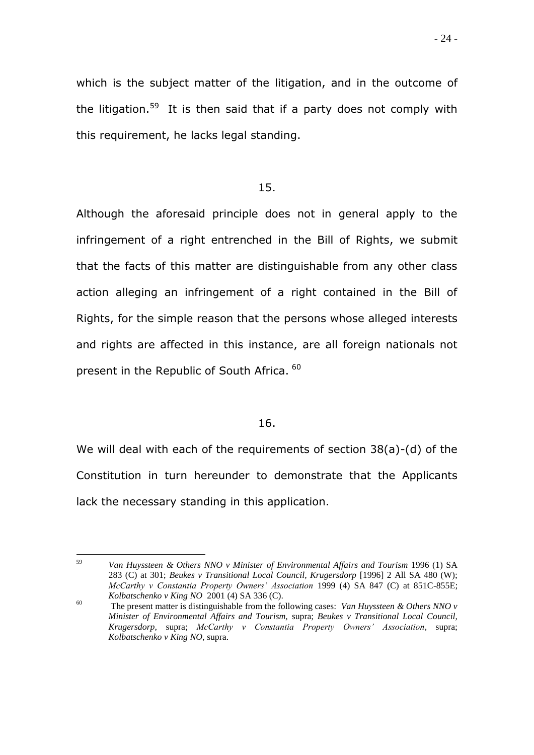which is the subject matter of the litigation, and in the outcome of the litigation.[59] It is then said that if a party does not comply with this requirement, he lacks legal standing.

15.

Although the aforesaid principle does not in general apply to the infringement of a right entrenched in the Bill of Rights, we submit that the facts of this matter are distinguishable from any other class action alleging an infringement of a right contained in the Bill of Rights, for the simple reason that the persons whose alleged interests and rights are affected in this instance, are all foreign nationals not present in the Republic of South Africa. [60]

16.

We will deal with each of the requirements of section 38(a)-(d) of the Constitution in turn hereunder to demonstrate that the Applicants lack the necessary standing in this application.

---

[59] *Van Huyssteen & Others NNO v Minister of Environmental Affairs and Tourism* 1996 (1) SA 283 (C) at 301; *Beukes v Transitional Local Council, Krugersdorp* [1996] 2 All SA 480 (W); *McCarthy v Constantia Property Owners' Association* 1999 (4) SA 847 (C) at 851C-855E; *Kolbatschenko v King NO* 2001 (4) SA 336 (C).

[60] The present matter is distinguishable from the following cases: *Van Huyssteen & Others NNO v Minister of Environmental Affairs and Tourism,* supra; *Beukes v Transitional Local Council, Krugersdorp,* supra; *McCarthy v Constantia Property Owners' Association,* supra; *Kolbatschenko v King NO,* supra.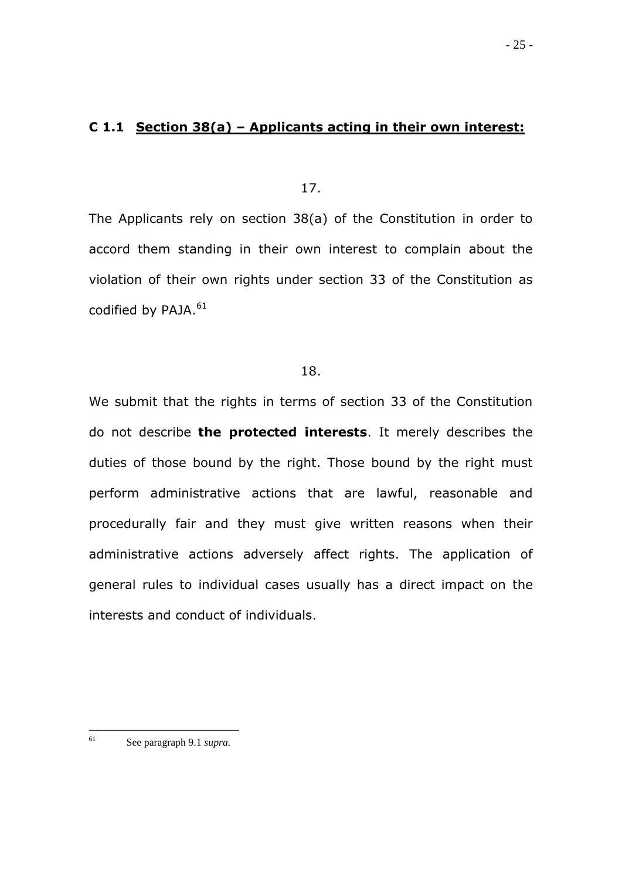### C 1.1 <u>Section 38(a) – Applicants acting in their own interest:</u>

17.

The Applicants rely on section 38(a) of the Constitution in order to accord them standing in their own interest to complain about the violation of their own rights under section 33 of the Constitution as codified by PAJA.[61]

18.

We submit that the rights in terms of section 33 of the Constitution do not describe **the protected interests**. It merely describes the duties of those bound by the right. Those bound by the right must perform administrative actions that are lawful, reasonable and procedurally fair and they must give written reasons when their administrative actions adversely affect rights. The application of general rules to individual cases usually has a direct impact on the interests and conduct of individuals.

---

[61] See paragraph 9.1 *supra*.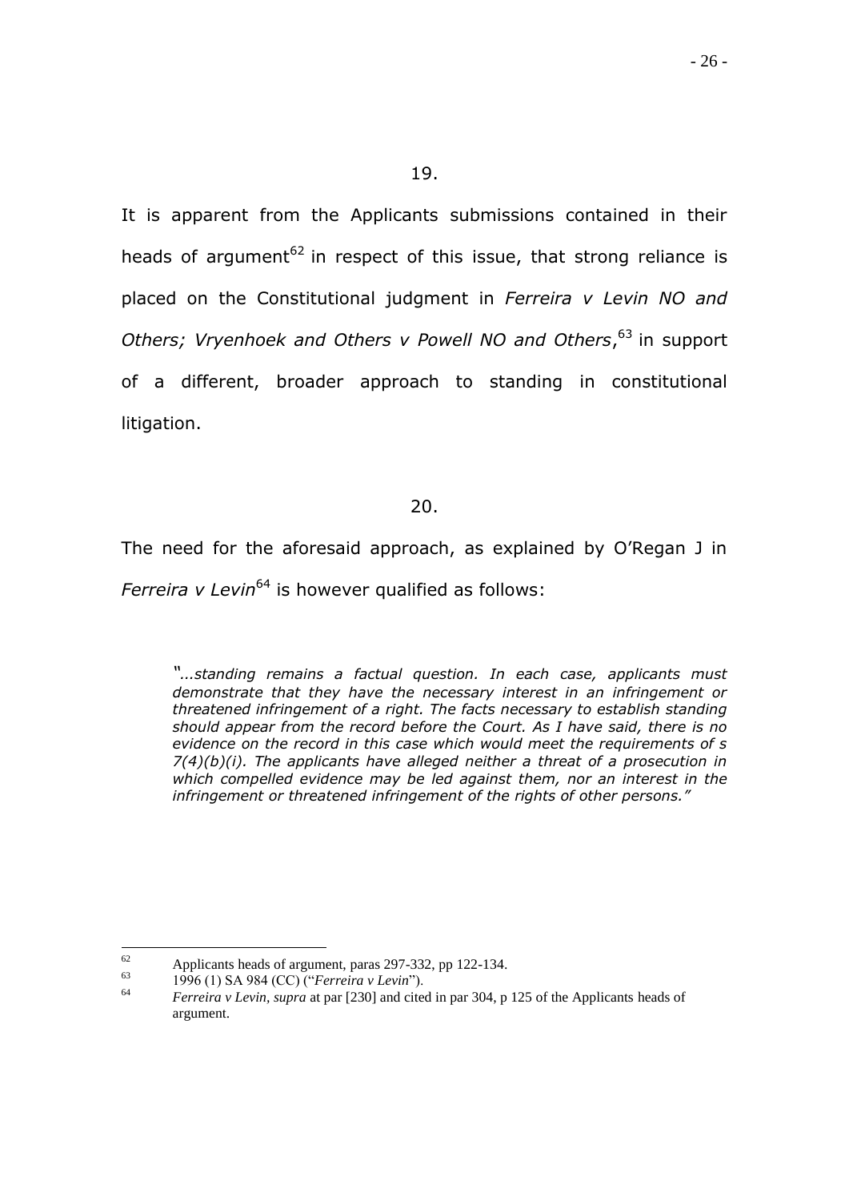19.

It is apparent from the Applicants submissions contained in their heads of argument[62] in respect of this issue, that strong reliance is placed on the Constitutional judgment in *Ferreira v Levin NO and Others; Vryenhoek and Others v Powell NO and Others*,[63] in support of a different, broader approach to standing in constitutional litigation.

20.

The need for the aforesaid approach, as explained by O'Regan J in *Ferreira v Levin*[64] is however qualified as follows:

> *"…standing remains a factual question. In each case, applicants must demonstrate that they have the necessary interest in an infringement or threatened infringement of a right. The facts necessary to establish standing should appear from the record before the Court. As I have said, there is no evidence on the record in this case which would meet the requirements of s 7(4)(b)(i). The applicants have alleged neither a threat of a prosecution in which compelled evidence may be led against them, nor an interest in the infringement or threatened infringement of the rights of other persons."*

---

[62] Applicants heads of argument, paras 297-332, pp 122-134.

[63] 1996 (1) SA 984 (CC) ("*Ferreira v Levin*").

[64] *Ferreira v Levin*, *supra* at par [230] and cited in par 304, p 125 of the Applicants heads of argument.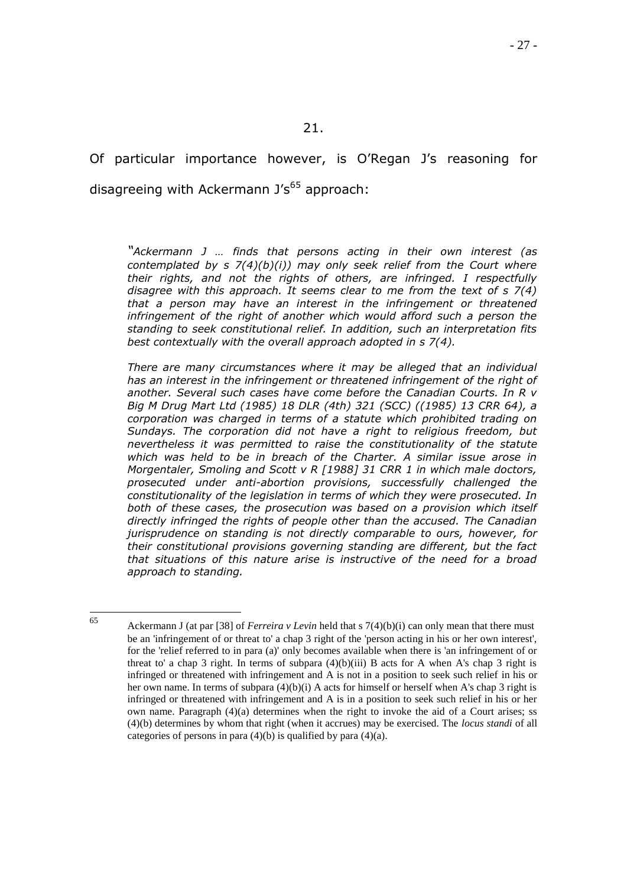21.

Of particular importance however, is O'Regan J's reasoning for disagreeing with Ackermann J's[65] approach:

> *"Ackermann J … finds that persons acting in their own interest (as contemplated by s 7(4)(b)(i)) may only seek relief from the Court where their rights, and not the rights of others, are infringed. I respectfully disagree with this approach. It seems clear to me from the text of s 7(4) that a person may have an interest in the infringement or threatened infringement of the right of another which would afford such a person the standing to seek constitutional relief. In addition, such an interpretation fits best contextually with the overall approach adopted in s 7(4).*
>
> *There are many circumstances where it may be alleged that an individual has an interest in the infringement or threatened infringement of the right of another. Several such cases have come before the Canadian Courts. In R v Big M Drug Mart Ltd (1985) 18 DLR (4th) 321 (SCC) ((1985) 13 CRR 64), a corporation was charged in terms of a statute which prohibited trading on Sundays. The corporation did not have a right to religious freedom, but nevertheless it was permitted to raise the constitutionality of the statute which was held to be in breach of the Charter. A similar issue arose in Morgentaler, Smoling and Scott v R [1988] 31 CRR 1 in which male doctors, prosecuted under anti-abortion provisions, successfully challenged the constitutionality of the legislation in terms of which they were prosecuted. In both of these cases, the prosecution was based on a provision which itself directly infringed the rights of people other than the accused. The Canadian jurisprudence on standing is not directly comparable to ours, however, for their constitutional provisions governing standing are different, but the fact that situations of this nature arise is instructive of the need for a broad approach to standing.*

---

[65] Ackermann J (at par [38] of *Ferreira v Levin* held that s 7(4)(b)(i) can only mean that there must be an 'infringement of or threat to' a chap 3 right of the 'person acting in his or her own interest', for the 'relief referred to in para (a)' only becomes available when there is 'an infringement of or threat to' a chap 3 right. In terms of subpara (4)(b)(iii) B acts for A when A's chap 3 right is infringed or threatened with infringement and A is not in a position to seek such relief in his or her own name. In terms of subpara (4)(b)(i) A acts for himself or herself when A's chap 3 right is infringed or threatened with infringement and A is in a position to seek such relief in his or her own name. Paragraph (4)(a) determines when the right to invoke the aid of a Court arises; ss (4)(b) determines by whom that right (when it accrues) may be exercised. The *locus standi* of all categories of persons in para (4)(b) is qualified by para (4)(a).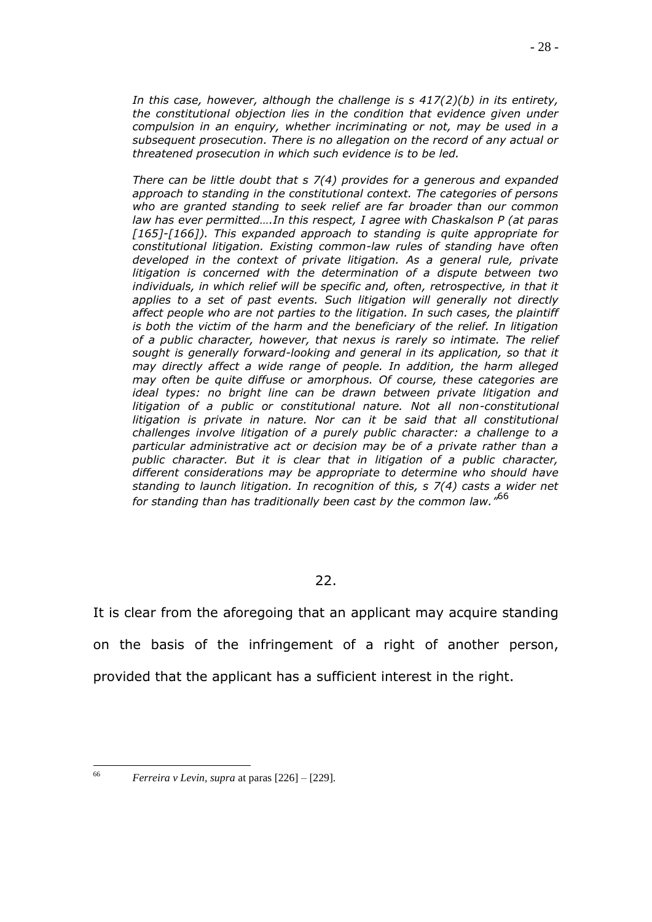*In this case, however, although the challenge is s 417(2)(b) in its entirety, the constitutional objection lies in the condition that evidence given under compulsion in an enquiry, whether incriminating or not, may be used in a subsequent prosecution. There is no allegation on the record of any actual or threatened prosecution in which such evidence is to be led.*

*There can be little doubt that s 7(4) provides for a generous and expanded approach to standing in the constitutional context. The categories of persons who are granted standing to seek relief are far broader than our common law has ever permitted….In this respect, I agree with Chaskalson P (at paras [165]-[166]). This expanded approach to standing is quite appropriate for constitutional litigation. Existing common-law rules of standing have often developed in the context of private litigation. As a general rule, private litigation is concerned with the determination of a dispute between two individuals, in which relief will be specific and, often, retrospective, in that it applies to a set of past events. Such litigation will generally not directly affect people who are not parties to the litigation. In such cases, the plaintiff is both the victim of the harm and the beneficiary of the relief. In litigation of a public character, however, that nexus is rarely so intimate. The relief sought is generally forward-looking and general in its application, so that it may directly affect a wide range of people. In addition, the harm alleged may often be quite diffuse or amorphous. Of course, these categories are ideal types: no bright line can be drawn between private litigation and litigation of a public or constitutional nature. Not all non-constitutional litigation is private in nature. Nor can it be said that all constitutional challenges involve litigation of a purely public character: a challenge to a particular administrative act or decision may be of a private rather than a public character. But it is clear that in litigation of a public character, different considerations may be appropriate to determine who should have standing to launch litigation. In recognition of this, s 7(4) casts a wider net for standing than has traditionally been cast by the common law."*[66]

22.

It is clear from the aforegoing that an applicant may acquire standing on the basis of the infringement of a right of another person, provided that the applicant has a sufficient interest in the right.

---

[66] *Ferreira v Levin, supra* at paras [226] – [229].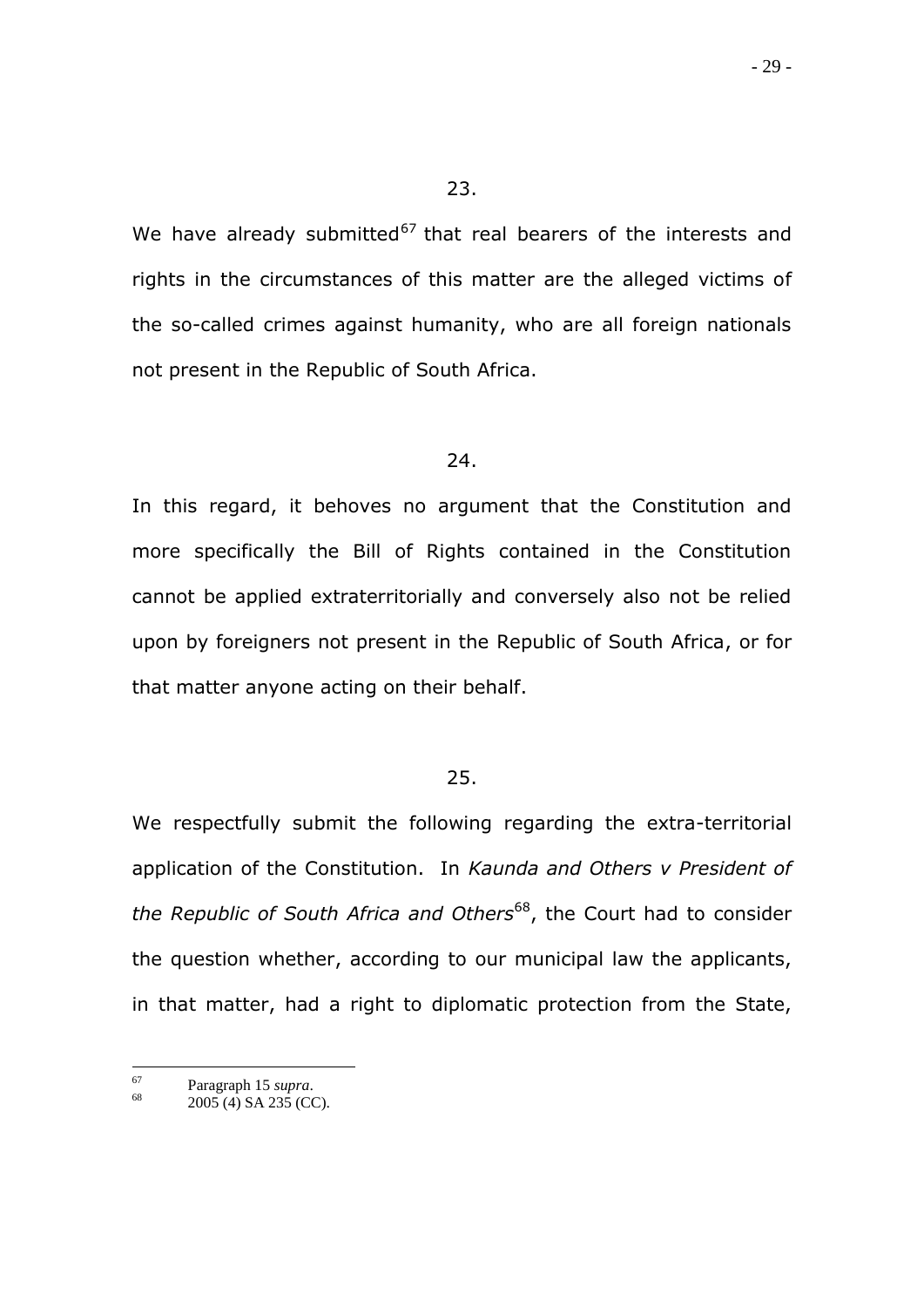23.

We have already submitted[67] that real bearers of the interests and rights in the circumstances of this matter are the alleged victims of the so-called crimes against humanity, who are all foreign nationals not present in the Republic of South Africa.

24.

In this regard, it behoves no argument that the Constitution and more specifically the Bill of Rights contained in the Constitution cannot be applied extraterritorially and conversely also not be relied upon by foreigners not present in the Republic of South Africa, or for that matter anyone acting on their behalf.

25.

We respectfully submit the following regarding the extra-territorial application of the Constitution. In *Kaunda and Others v President of the Republic of South Africa and Others*[68], the Court had to consider the question whether, according to our municipal law the applicants, in that matter, had a right to diplomatic protection from the State,

---

[67] Paragraph 15 *supra*.

[68] 2005 (4) SA 235 (CC).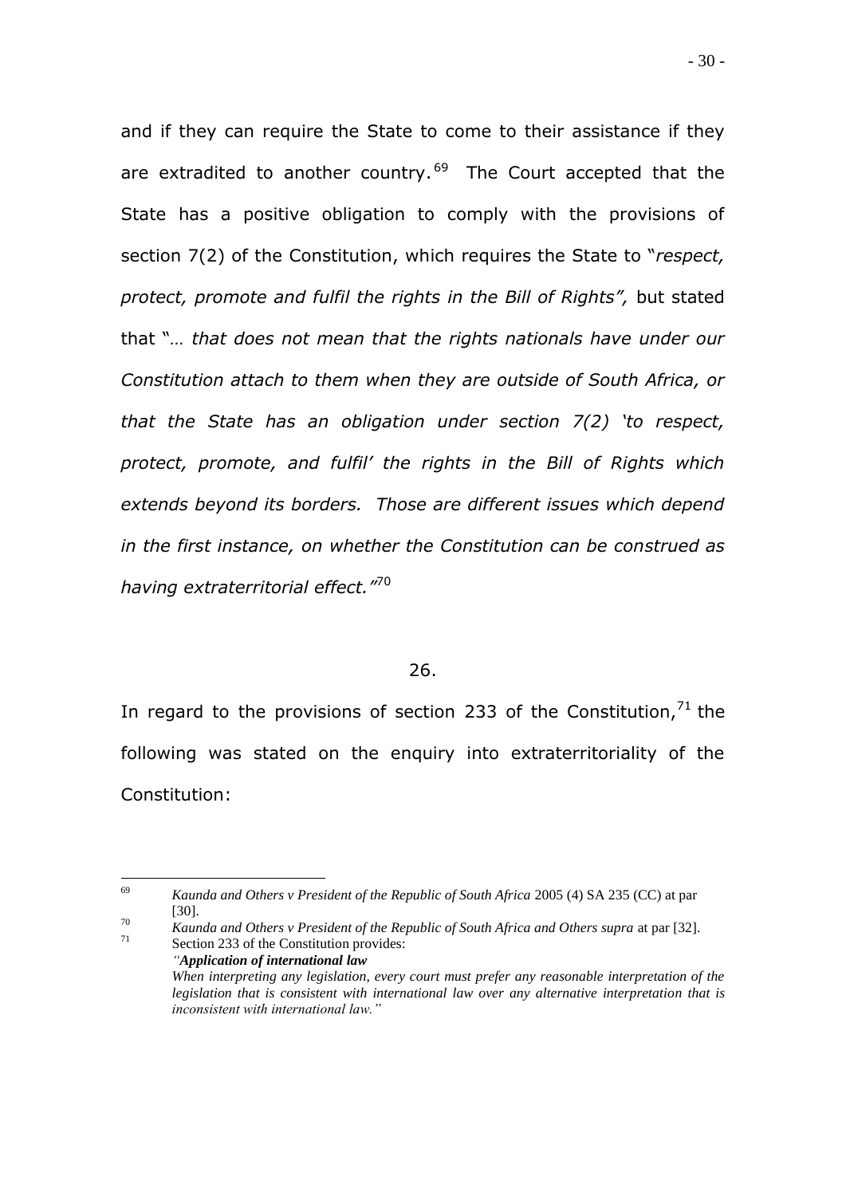and if they can require the State to come to their assistance if they are extradited to another country.[69] The Court accepted that the State has a positive obligation to comply with the provisions of section 7(2) of the Constitution, which requires the State to "*respect, protect, promote and fulfil the rights in the Bill of Rights",* but stated that "*… that does not mean that the rights nationals have under our Constitution attach to them when they are outside of South Africa, or that the State has an obligation under section 7(2) 'to respect, protect, promote, and fulfil' the rights in the Bill of Rights which extends beyond its borders. Those are different issues which depend in the first instance, on whether the Constitution can be construed as having extraterritorial effect."*[70]

26.

In regard to the provisions of section 233 of the Constitution,[71] the following was stated on the enquiry into extraterritoriality of the Constitution:

---

[69] *Kaunda and Others v President of the Republic of South Africa* 2005 (4) SA 235 (CC) at par [30].

[70] *Kaunda and Others v President of the Republic of South Africa and Others supra* at par [32].

[71] Section 233 of the Constitution provides:
*"**Application of international law***
*When interpreting any legislation, every court must prefer any reasonable interpretation of the legislation that is consistent with international law over any alternative interpretation that is inconsistent with international law."*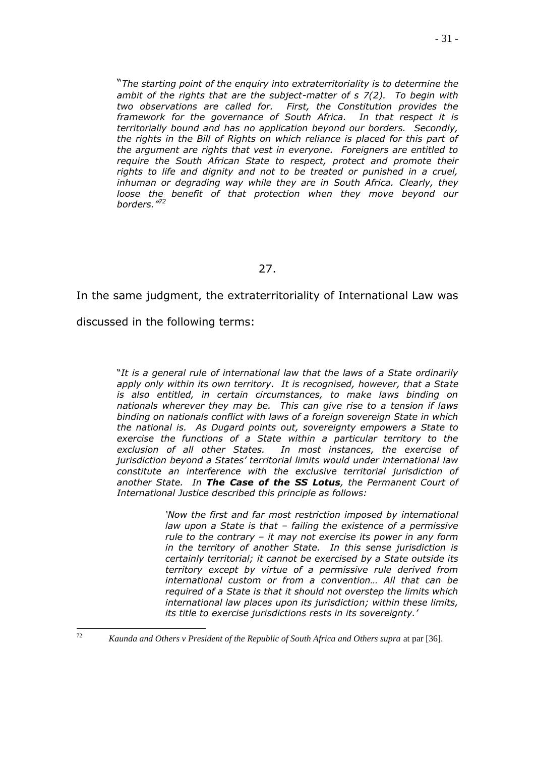> "*The starting point of the enquiry into extraterritoriality is to determine the ambit of the rights that are the subject-matter of s 7(2). To begin with two observations are called for. First, the Constitution provides the framework for the governance of South Africa. In that respect it is territorially bound and has no application beyond our borders. Secondly, the rights in the Bill of Rights on which reliance is placed for this part of the argument are rights that vest in everyone. Foreigners are entitled to require the South African State to respect, protect and promote their rights to life and dignity and not to be treated or punished in a cruel, inhuman or degrading way while they are in South Africa. Clearly, they loose the benefit of that protection when they move beyond our borders."*[72]

27.

In the same judgment, the extraterritoriality of International Law was discussed in the following terms:

> "*It is a general rule of international law that the laws of a State ordinarily apply only within its own territory. It is recognised, however, that a State is also entitled, in certain circumstances, to make laws binding on nationals wherever they may be. This can give rise to a tension if laws binding on nationals conflict with laws of a foreign sovereign State in which the national is. As Dugard points out, sovereignty empowers a State to exercise the functions of a State within a particular territory to the exclusion of all other States. In most instances, the exercise of jurisdiction beyond a States' territorial limits would under international law constitute an interference with the exclusive territorial jurisdiction of another State. In **The Case of the SS Lotus**, the Permanent Court of International Justice described this principle as follows:*
>
> > *'Now the first and far most restriction imposed by international law upon a State is that – failing the existence of a permissive rule to the contrary – it may not exercise its power in any form in the territory of another State. In this sense jurisdiction is certainly territorial; it cannot be exercised by a State outside its territory except by virtue of a permissive rule derived from international custom or from a convention… All that can be required of a State is that it should not overstep the limits which international law places upon its jurisdiction; within these limits, its title to exercise jurisdictions rests in its sovereignty.'*

---

[72] *Kaunda and Others v President of the Republic of South Africa and Others supra* at par [36].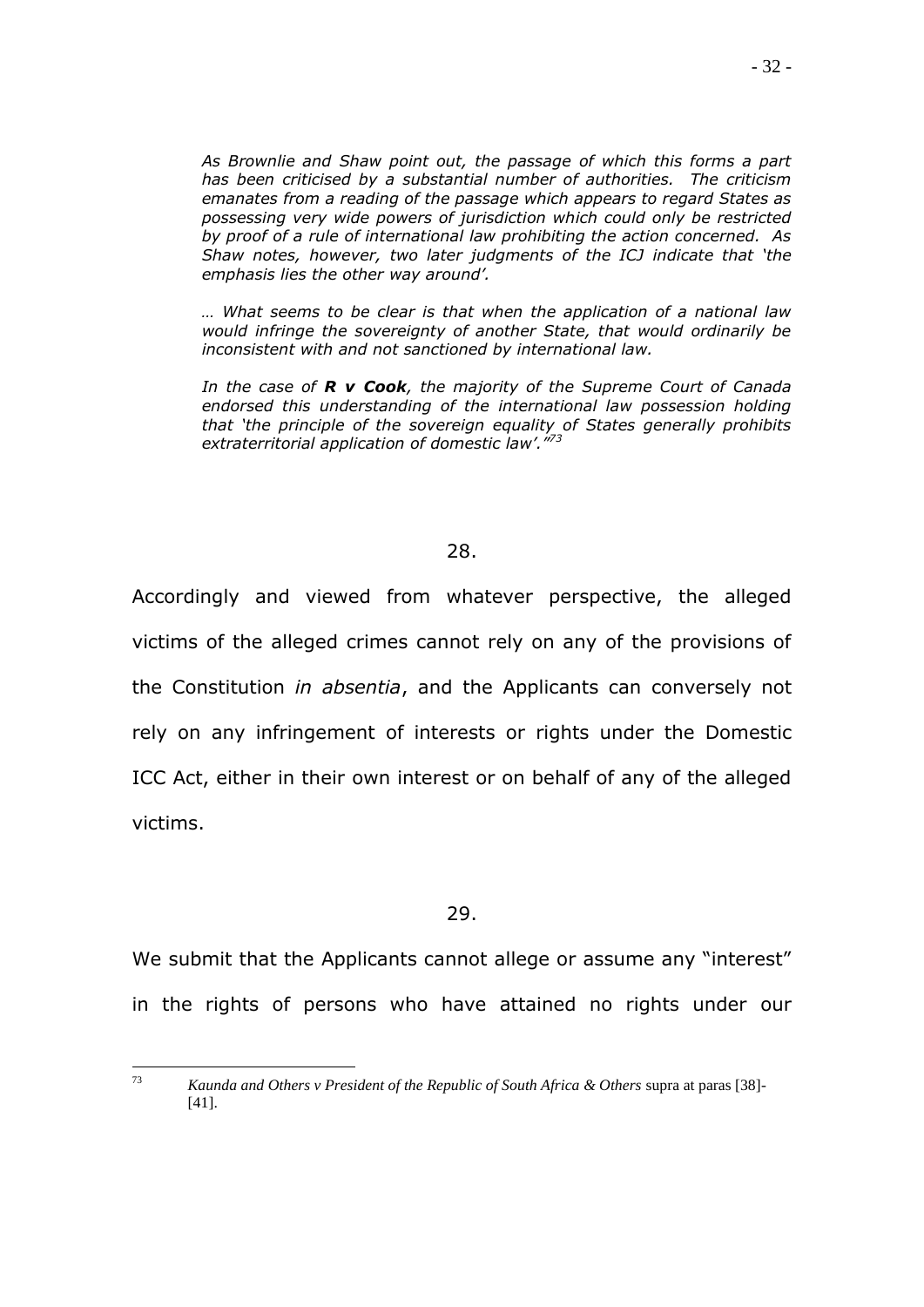> *As Brownlie and Shaw point out, the passage of which this forms a part has been criticised by a substantial number of authorities. The criticism emanates from a reading of the passage which appears to regard States as possessing very wide powers of jurisdiction which could only be restricted by proof of a rule of international law prohibiting the action concerned. As Shaw notes, however, two later judgments of the ICJ indicate that 'the emphasis lies the other way around'.*
>
> *… What seems to be clear is that when the application of a national law would infringe the sovereignty of another State, that would ordinarily be inconsistent with and not sanctioned by international law.*
>
> *In the case of **R v Cook**, the majority of the Supreme Court of Canada endorsed this understanding of the international law possession holding that 'the principle of the sovereign equality of States generally prohibits extraterritorial application of domestic law'."*[73]

28.

Accordingly and viewed from whatever perspective, the alleged victims of the alleged crimes cannot rely on any of the provisions of the Constitution *in absentia*, and the Applicants can conversely not rely on any infringement of interests or rights under the Domestic ICC Act, either in their own interest or on behalf of any of the alleged victims.

29.

We submit that the Applicants cannot allege or assume any "interest" in the rights of persons who have attained no rights under our

---

[73] *Kaunda and Others v President of the Republic of South Africa & Others* supra at paras [38]-[41].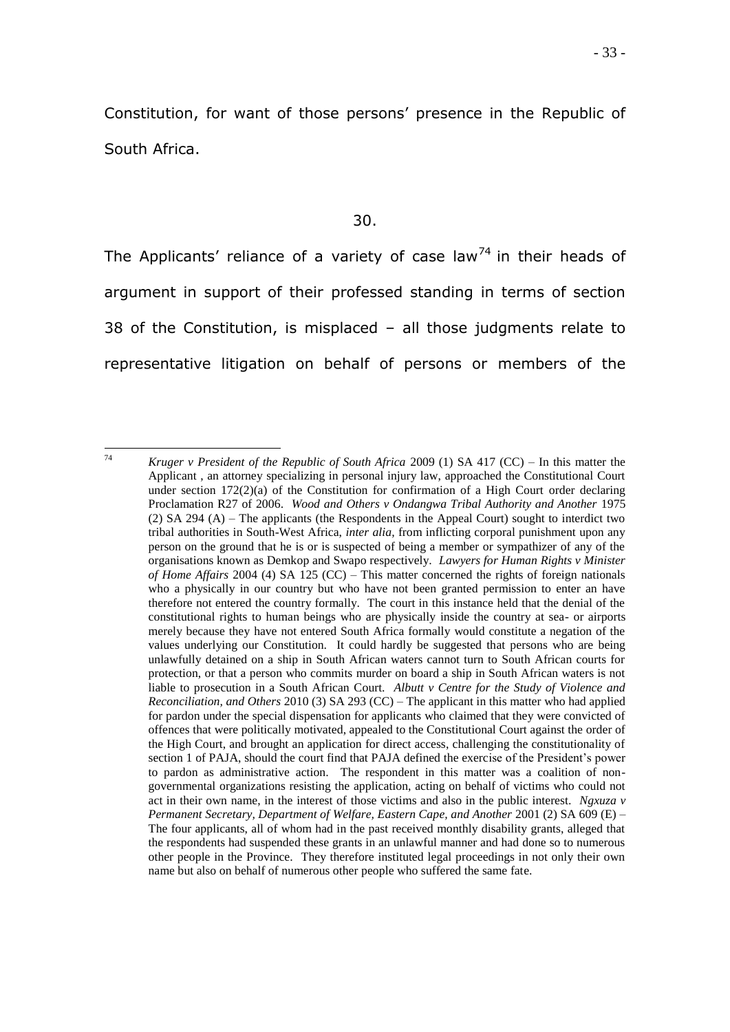Constitution, for want of those persons' presence in the Republic of South Africa.

30.

The Applicants' reliance of a variety of case law[74] in their heads of argument in support of their professed standing in terms of section 38 of the Constitution, is misplaced – all those judgments relate to representative litigation on behalf of persons or members of the

---

[74] *Kruger v President of the Republic of South Africa* 2009 (1) SA 417 (CC) – In this matter the Applicant , an attorney specializing in personal injury law, approached the Constitutional Court under section 172(2)(a) of the Constitution for confirmation of a High Court order declaring Proclamation R27 of 2006. *Wood and Others v Ondangwa Tribal Authority and Another* 1975 (2) SA 294 (A) – The applicants (the Respondents in the Appeal Court) sought to interdict two tribal authorities in South-West Africa, *inter alia,* from inflicting corporal punishment upon any person on the ground that he is or is suspected of being a member or sympathizer of any of the organisations known as Demkop and Swapo respectively. *Lawyers for Human Rights v Minister of Home Affairs* 2004 (4) SA 125 (CC) – This matter concerned the rights of foreign nationals who a physically in our country but who have not been granted permission to enter an have therefore not entered the country formally. The court in this instance held that the denial of the constitutional rights to human beings who are physically inside the country at sea- or airports merely because they have not entered South Africa formally would constitute a negation of the values underlying our Constitution. It could hardly be suggested that persons who are being unlawfully detained on a ship in South African waters cannot turn to South African courts for protection, or that a person who commits murder on board a ship in South African waters is not liable to prosecution in a South African Court. *Albutt v Centre for the Study of Violence and Reconciliation, and Others* 2010 (3) SA 293 (CC) – The applicant in this matter who had applied for pardon under the special dispensation for applicants who claimed that they were convicted of offences that were politically motivated, appealed to the Constitutional Court against the order of the High Court, and brought an application for direct access, challenging the constitutionality of section 1 of PAJA, should the court find that PAJA defined the exercise of the President's power to pardon as administrative action. The respondent in this matter was a coalition of non-governmental organizations resisting the application, acting on behalf of victims who could not act in their own name, in the interest of those victims and also in the public interest. *Ngxuza v Permanent Secretary, Department of Welfare, Eastern Cape, and Another* 2001 (2) SA 609 (E) – The four applicants, all of whom had in the past received monthly disability grants, alleged that the respondents had suspended these grants in an unlawful manner and had done so to numerous other people in the Province. They therefore instituted legal proceedings in not only their own name but also on behalf of numerous other people who suffered the same fate.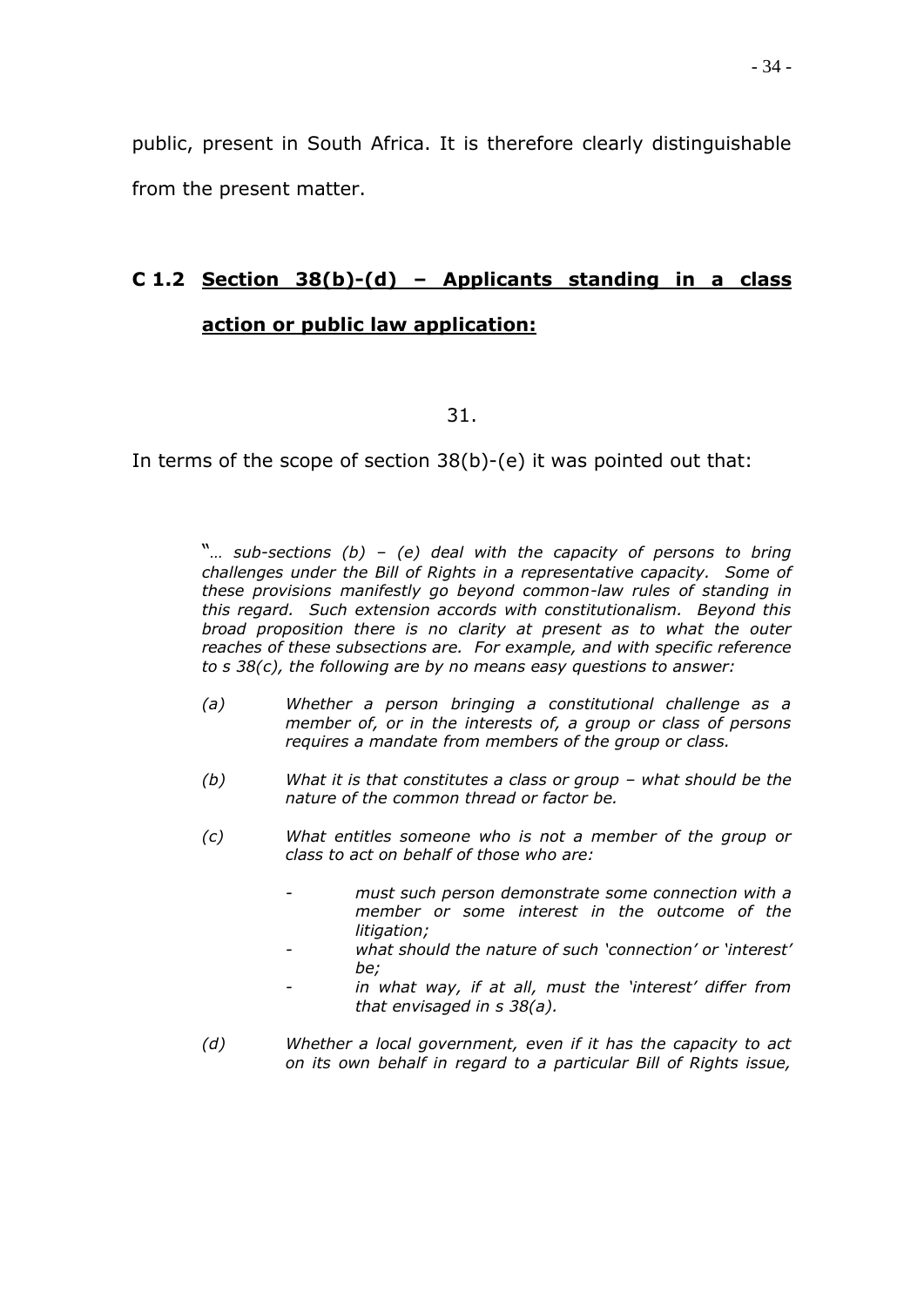public, present in South Africa. It is therefore clearly distinguishable from the present matter.

## C 1.2 <u>Section 38(b)-(d) – Applicants standing in a class action or public law application:</u>

31.

In terms of the scope of section 38(b)-(e) it was pointed out that:

> "*… sub-sections (b) – (e) deal with the capacity of persons to bring challenges under the Bill of Rights in a representative capacity. Some of these provisions manifestly go beyond common-law rules of standing in this regard. Such extension accords with constitutionalism. Beyond this broad proposition there is no clarity at present as to what the outer reaches of these subsections are. For example, and with specific reference to s 38(c), the following are by no means easy questions to answer:*
>
> *(a) Whether a person bringing a constitutional challenge as a member of, or in the interests of, a group or class of persons requires a mandate from members of the group or class.*
>
> *(b) What it is that constitutes a class or group – what should be the nature of the common thread or factor be.*
>
> *(c) What entitles someone who is not a member of the group or class to act on behalf of those who are:*
>
> - *must such person demonstrate some connection with a member or some interest in the outcome of the litigation;*
> - *what should the nature of such 'connection' or 'interest' be;*
> - *in what way, if at all, must the 'interest' differ from that envisaged in s 38(a).*
>
> *(d) Whether a local government, even if it has the capacity to act on its own behalf in regard to a particular Bill of Rights issue,*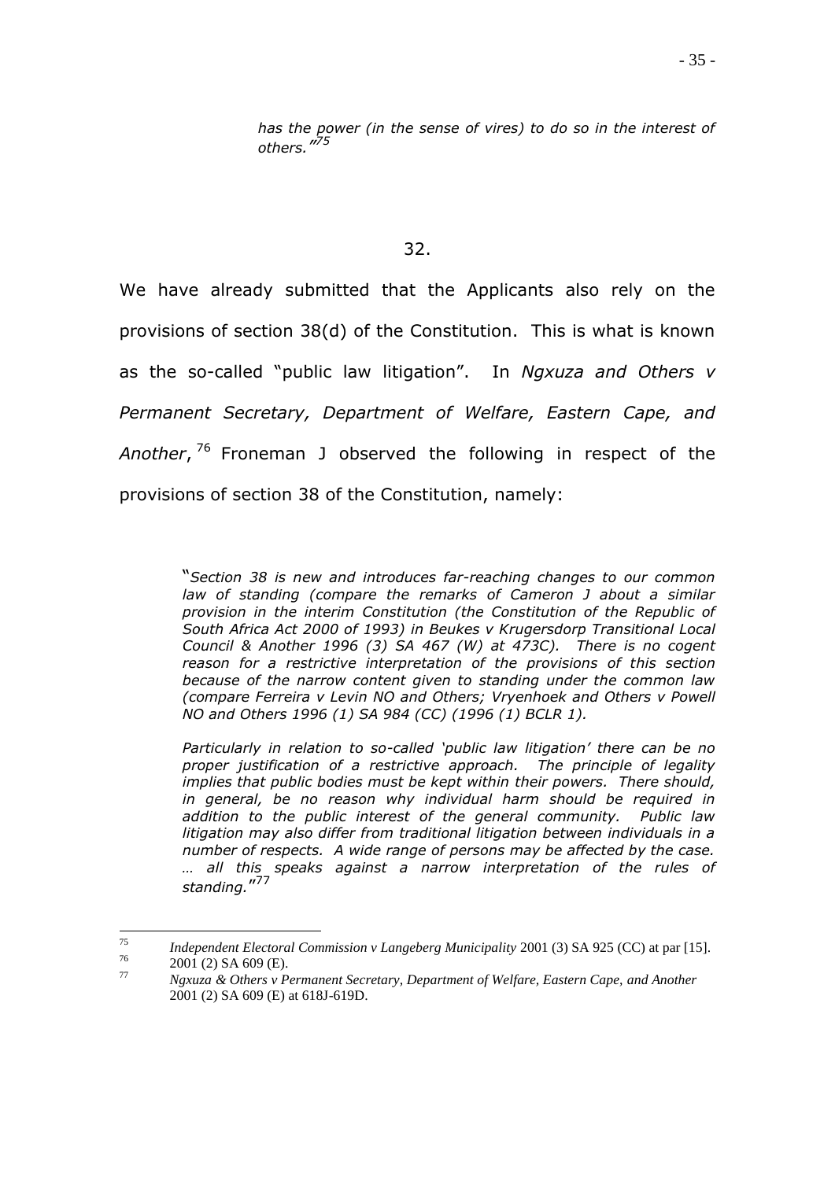> *has the power (in the sense of vires) to do so in the interest of others."*[75]

32.

We have already submitted that the Applicants also rely on the provisions of section 38(d) of the Constitution. This is what is known as the so-called "public law litigation". In *Ngxuza and Others v Permanent Secretary, Department of Welfare, Eastern Cape, and Another*,[76] Froneman J observed the following in respect of the provisions of section 38 of the Constitution, namely:

> "*Section 38 is new and introduces far-reaching changes to our common law of standing (compare the remarks of Cameron J about a similar provision in the interim Constitution (the Constitution of the Republic of South Africa Act 2000 of 1993) in Beukes v Krugersdorp Transitional Local Council & Another 1996 (3) SA 467 (W) at 473C). There is no cogent reason for a restrictive interpretation of the provisions of this section because of the narrow content given to standing under the common law (compare Ferreira v Levin NO and Others; Vryenhoek and Others v Powell NO and Others 1996 (1) SA 984 (CC) (1996 (1) BCLR 1).*
>
> *Particularly in relation to so-called 'public law litigation' there can be no proper justification of a restrictive approach. The principle of legality implies that public bodies must be kept within their powers. There should, in general, be no reason why individual harm should be required in addition to the public interest of the general community. Public law litigation may also differ from traditional litigation between individuals in a number of respects. A wide range of persons may be affected by the case. … all this speaks against a narrow interpretation of the rules of standing."*[77]

---

[75] *Independent Electoral Commission v Langeberg Municipality* 2001 (3) SA 925 (CC) at par [15].

[76] 2001 (2) SA 609 (E).

[77] *Ngxuza & Others v Permanent Secretary, Department of Welfare, Eastern Cape, and Another* 2001 (2) SA 609 (E) at 618J-619D.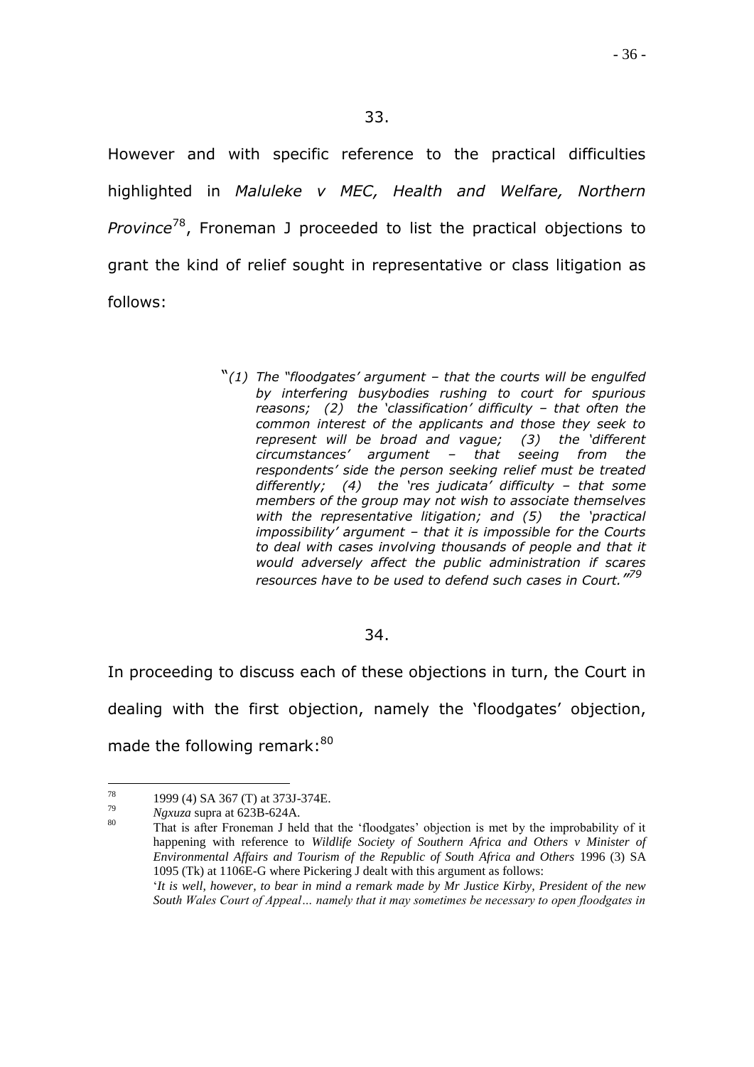33.

However and with specific reference to the practical difficulties highlighted in *Maluleke v MEC, Health and Welfare, Northern Province*[78], Froneman J proceeded to list the practical objections to grant the kind of relief sought in representative or class litigation as follows:

> "*(1) The "floodgates' argument – that the courts will be engulfed by interfering busybodies rushing to court for spurious reasons; (2) the 'classification' difficulty – that often the common interest of the applicants and those they seek to represent will be broad and vague; (3) the 'different circumstances' argument – that seeing from the respondents' side the person seeking relief must be treated differently; (4) the 'res judicata' difficulty – that some members of the group may not wish to associate themselves with the representative litigation; and (5) the 'practical impossibility' argument – that it is impossible for the Courts to deal with cases involving thousands of people and that it would adversely affect the public administration if scares resources have to be used to defend such cases in Court."*[79]

34.

In proceeding to discuss each of these objections in turn, the Court in dealing with the first objection, namely the 'floodgates' objection, made the following remark:[80]

---

[78] 1999 (4) SA 367 (T) at 373J-374E.

[79] *Ngxuza* supra at 623B-624A.

[80] That is after Froneman J held that the 'floodgates' objection is met by the improbability of it happening with reference to *Wildlife Society of Southern Africa and Others v Minister of Environmental Affairs and Tourism of the Republic of South Africa and Others* 1996 (3) SA 1095 (Tk) at 1106E-G where Pickering J dealt with this argument as follows: '*It is well, however, to bear in mind a remark made by Mr Justice Kirby, President of the new South Wales Court of Appeal… namely that it may sometimes be necessary to open floodgates in*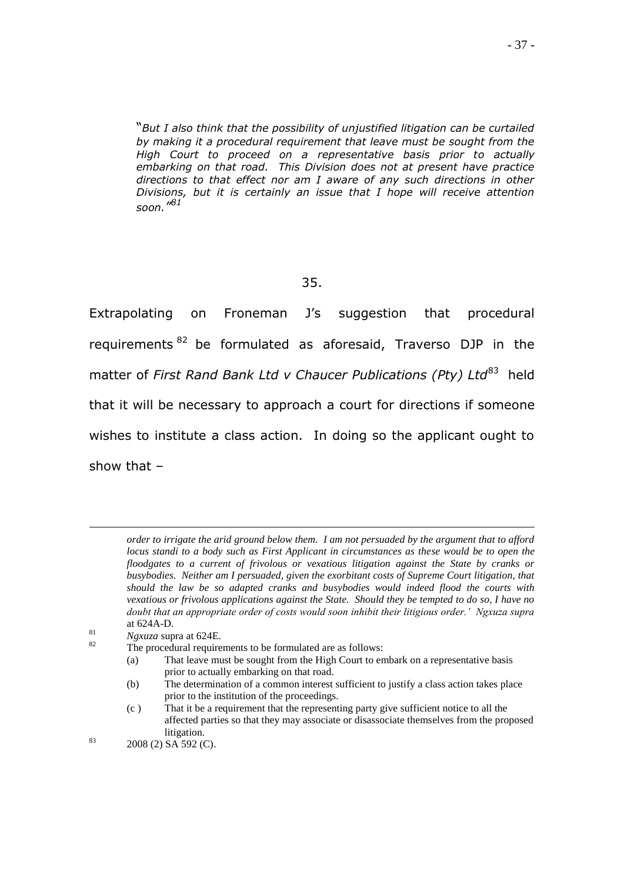> "*But I also think that the possibility of unjustified litigation can be curtailed by making it a procedural requirement that leave must be sought from the High Court to proceed on a representative basis prior to actually embarking on that road. This Division does not at present have practice directions to that effect nor am I aware of any such directions in other Divisions, but it is certainly an issue that I hope will receive attention soon.*"[81]

35.

Extrapolating on Froneman J's suggestion that procedural requirements[82] be formulated as aforesaid, Traverso DJP in the matter of *First Rand Bank Ltd v Chaucer Publications (Pty) Ltd*[83] held that it will be necessary to approach a court for directions if someone wishes to institute a class action. In doing so the applicant ought to show that –

---

*order to irrigate the arid ground below them. I am not persuaded by the argument that to afford locus standi to a body such as First Applicant in circumstances as these would be to open the floodgates to a current of frivolous or vexatious litigation against the State by cranks or busybodies. Neither am I persuaded, given the exorbitant costs of Supreme Court litigation, that should the law be so adapted cranks and busybodies would indeed flood the courts with vexatious or frivolous applications against the State. Should they be tempted to do so, I have no doubt that an appropriate order of costs would soon inhibit their litigious order.' Ngxuza supra* at 624A-D.

[81] *Ngxuza* supra at 624E.

[82] The procedural requirements to be formulated are as follows:
(a) That leave must be sought from the High Court to embark on a representative basis prior to actually embarking on that road.
(b) The determination of a common interest sufficient to justify a class action takes place prior to the institution of the proceedings.
(c ) That it be a requirement that the representing party give sufficient notice to all the affected parties so that they may associate or disassociate themselves from the proposed litigation.

[83] 2008 (2) SA 592 (C).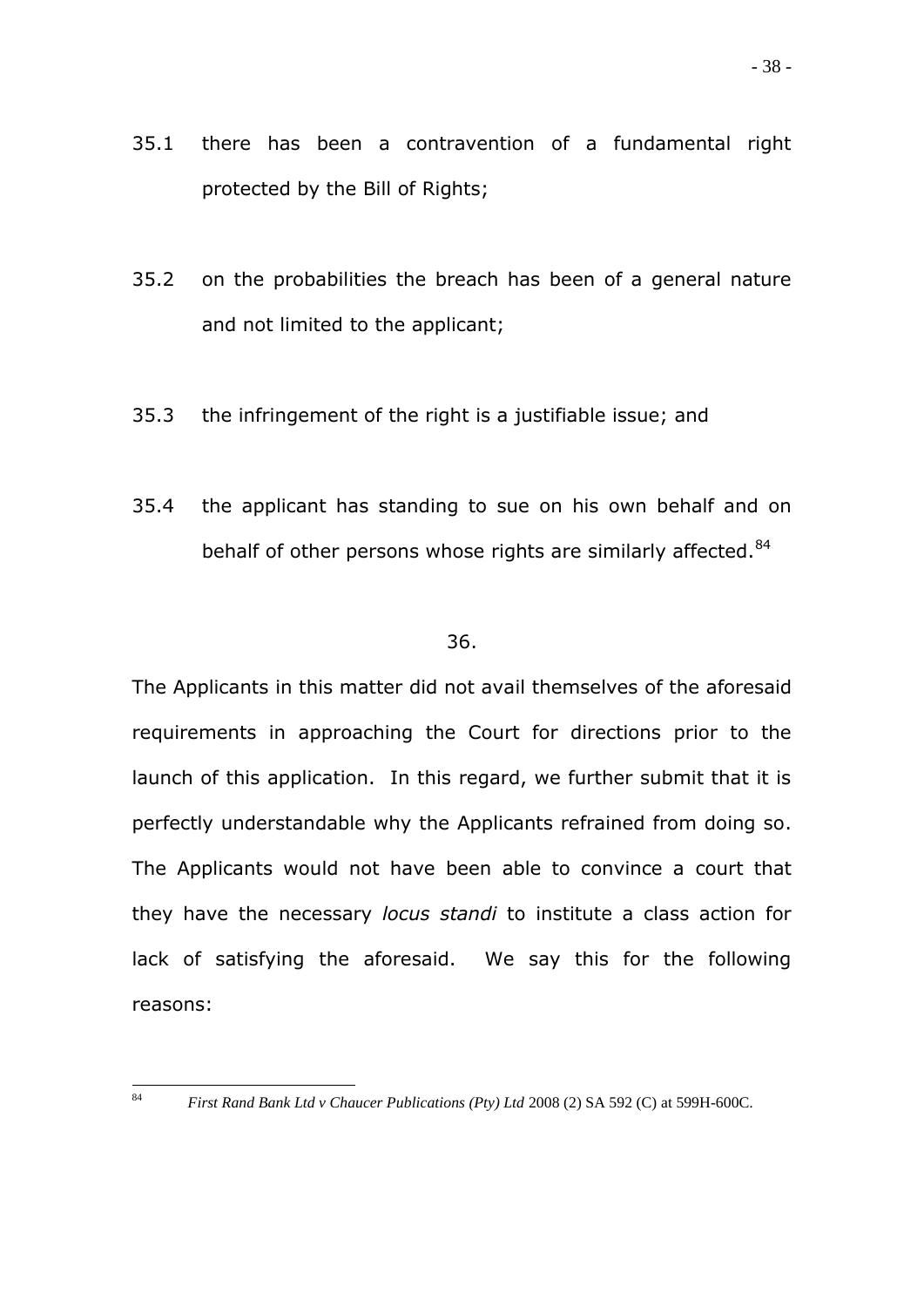35.1 there has been a contravention of a fundamental right protected by the Bill of Rights;

35.2 on the probabilities the breach has been of a general nature and not limited to the applicant;

35.3 the infringement of the right is a justifiable issue; and

35.4 the applicant has standing to sue on his own behalf and on behalf of other persons whose rights are similarly affected.[84]

36.

The Applicants in this matter did not avail themselves of the aforesaid requirements in approaching the Court for directions prior to the launch of this application. In this regard, we further submit that it is perfectly understandable why the Applicants refrained from doing so. The Applicants would not have been able to convince a court that they have the necessary *locus standi* to institute a class action for lack of satisfying the aforesaid. We say this for the following reasons:

---

[84] *First Rand Bank Ltd v Chaucer Publications (Pty) Ltd* 2008 (2) SA 592 (C) at 599H-600C.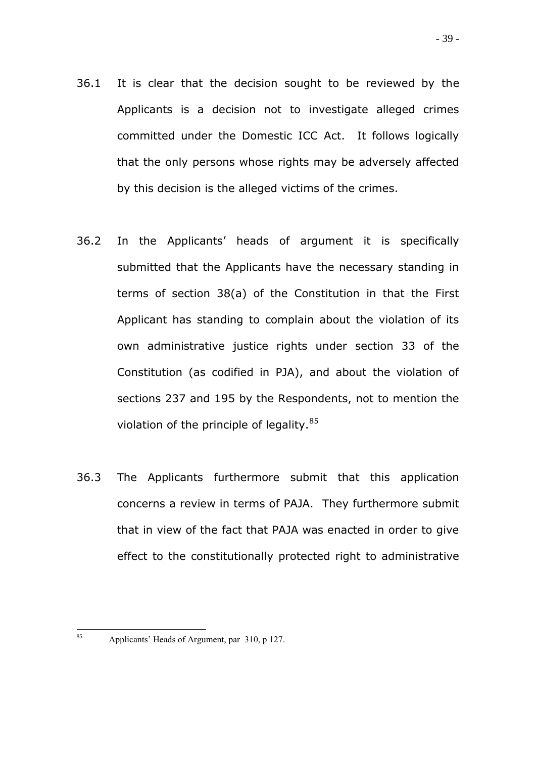36.1 It is clear that the decision sought to be reviewed by the Applicants is a decision not to investigate alleged crimes committed under the Domestic ICC Act. It follows logically that the only persons whose rights may be adversely affected by this decision is the alleged victims of the crimes.

36.2 In the Applicants' heads of argument it is specifically submitted that the Applicants have the necessary standing in terms of section 38(a) of the Constitution in that the First Applicant has standing to complain about the violation of its own administrative justice rights under section 33 of the Constitution (as codified in PJA), and about the violation of sections 237 and 195 by the Respondents, not to mention the violation of the principle of legality.[85]

36.3 The Applicants furthermore submit that this application concerns a review in terms of PAJA. They furthermore submit that in view of the fact that PAJA was enacted in order to give effect to the constitutionally protected right to administrative

---

[85] Applicants' Heads of Argument, par 310, p 127.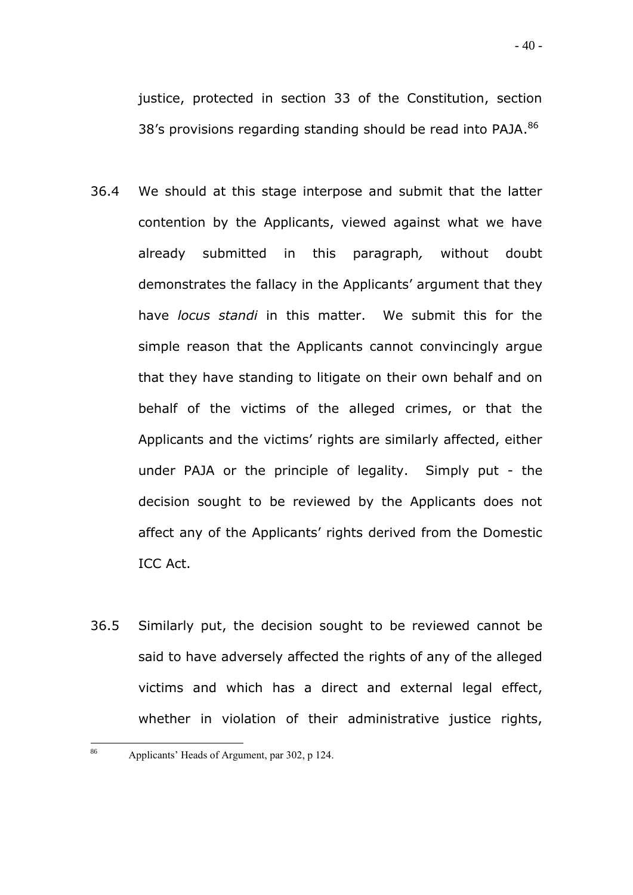justice, protected in section 33 of the Constitution, section 38's provisions regarding standing should be read into PAJA.[86]

36.4 We should at this stage interpose and submit that the latter contention by the Applicants, viewed against what we have already submitted in this paragraph, without doubt demonstrates the fallacy in the Applicants' argument that they have *locus standi* in this matter. We submit this for the simple reason that the Applicants cannot convincingly argue that they have standing to litigate on their own behalf and on behalf of the victims of the alleged crimes, or that the Applicants and the victims' rights are similarly affected, either under PAJA or the principle of legality. Simply put - the decision sought to be reviewed by the Applicants does not affect any of the Applicants' rights derived from the Domestic ICC Act.

36.5 Similarly put, the decision sought to be reviewed cannot be said to have adversely affected the rights of any of the alleged victims and which has a direct and external legal effect, whether in violation of their administrative justice rights,

---

[86] Applicants' Heads of Argument, par 302, p 124.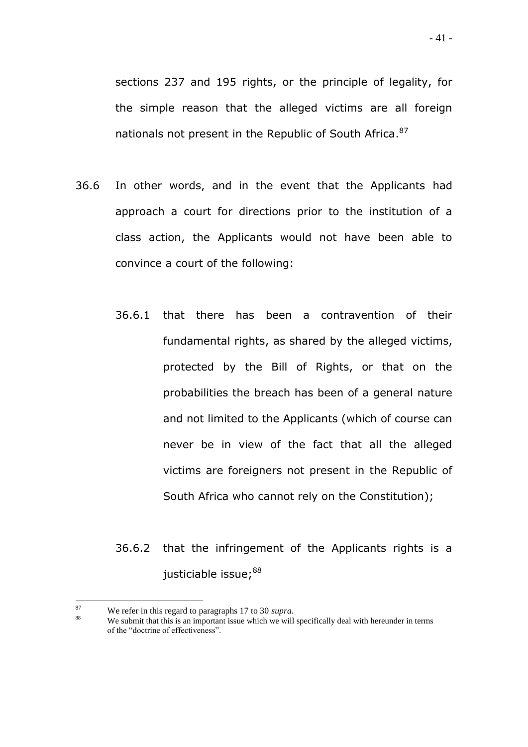sections 237 and 195 rights, or the principle of legality, for the simple reason that the alleged victims are all foreign nationals not present in the Republic of South Africa.[87]

36.6 In other words, and in the event that the Applicants had approach a court for directions prior to the institution of a class action, the Applicants would not have been able to convince a court of the following:

36.6.1 that there has been a contravention of their fundamental rights, as shared by the alleged victims, protected by the Bill of Rights, or that on the probabilities the breach has been of a general nature and not limited to the Applicants (which of course can never be in view of the fact that all the alleged victims are foreigners not present in the Republic of South Africa who cannot rely on the Constitution);

36.6.2 that the infringement of the Applicants rights is a justiciable issue;[88]

---

[87] We refer in this regard to paragraphs 17 to 30 *supra.*

[88] We submit that this is an important issue which we will specifically deal with hereunder in terms of the "doctrine of effectiveness".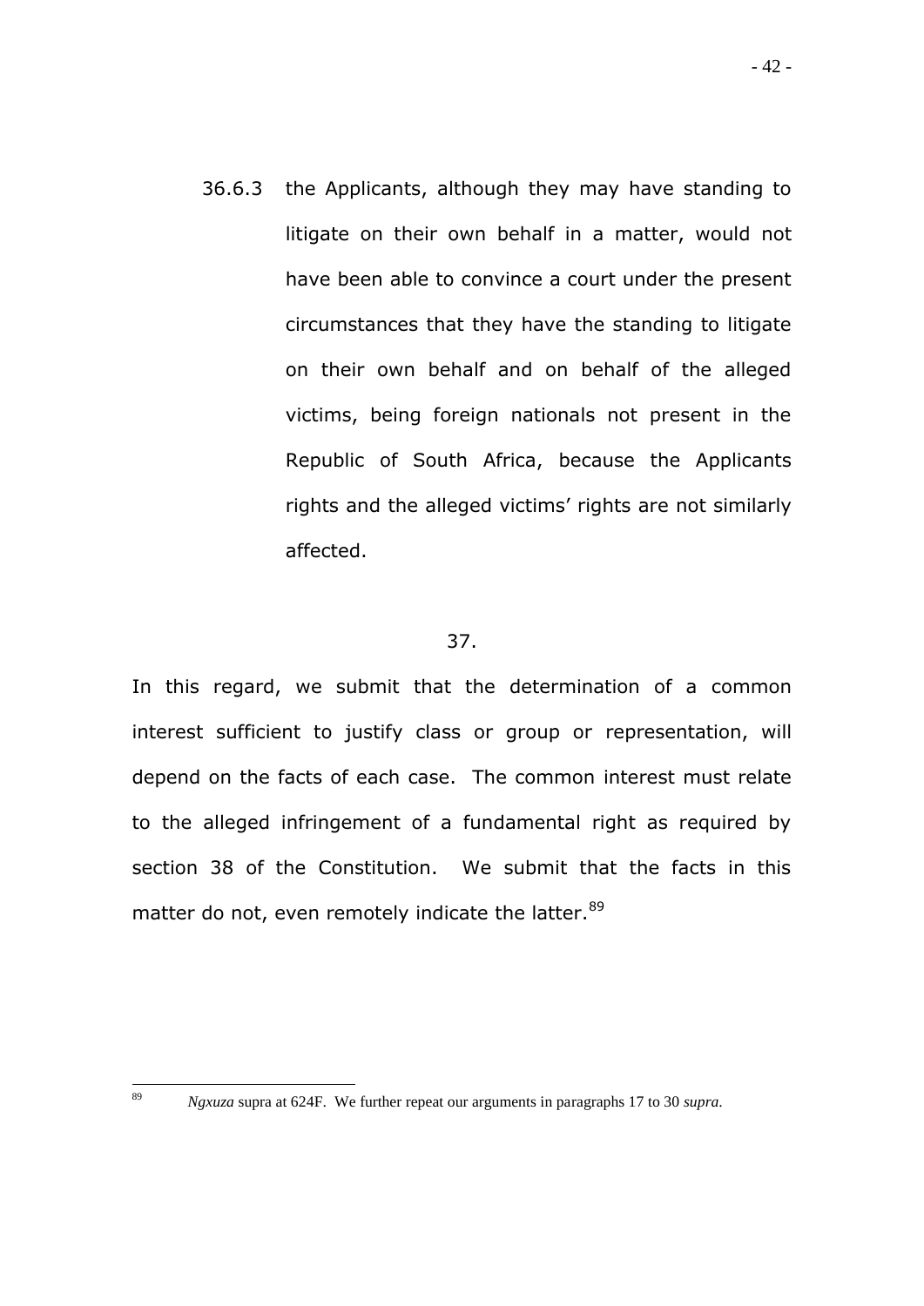36.6.3 the Applicants, although they may have standing to litigate on their own behalf in a matter, would not have been able to convince a court under the present circumstances that they have the standing to litigate on their own behalf and on behalf of the alleged victims, being foreign nationals not present in the Republic of South Africa, because the Applicants rights and the alleged victims' rights are not similarly affected.

37.

In this regard, we submit that the determination of a common interest sufficient to justify class or group or representation, will depend on the facts of each case. The common interest must relate to the alleged infringement of a fundamental right as required by section 38 of the Constitution. We submit that the facts in this matter do not, even remotely indicate the latter.[89]

---

[89] *Ngxuza* supra at 624F. We further repeat our arguments in paragraphs 17 to 30 *supra*.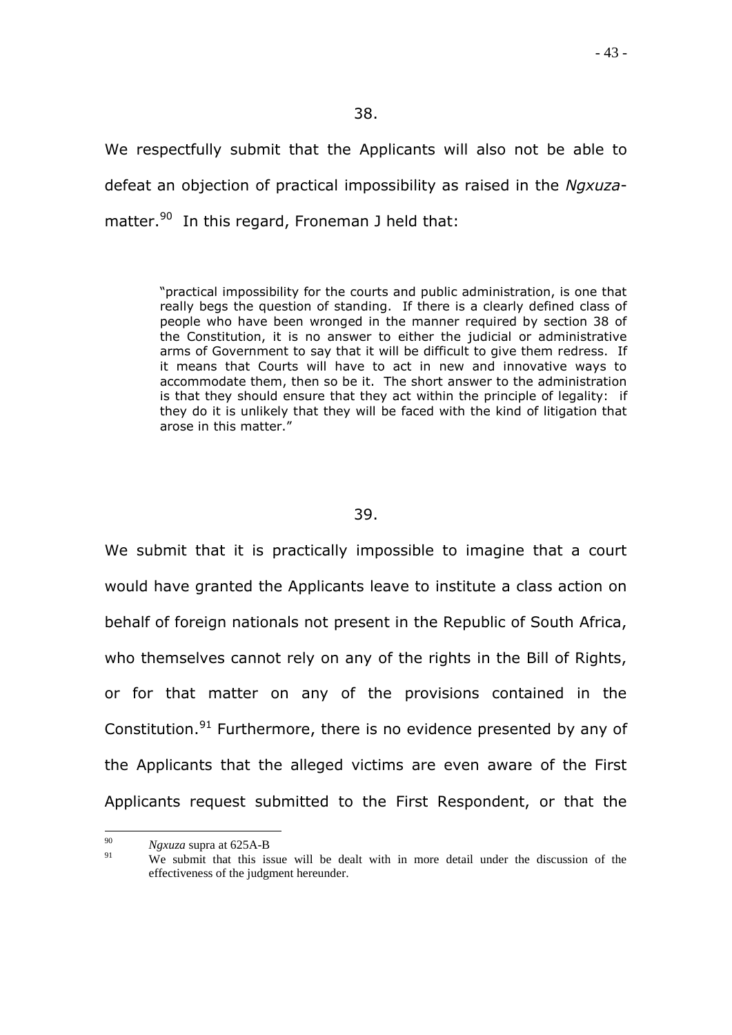38.

We respectfully submit that the Applicants will also not be able to defeat an objection of practical impossibility as raised in the *Ngxuza*-matter.[90] In this regard, Froneman J held that:

> "practical impossibility for the courts and public administration, is one that really begs the question of standing. If there is a clearly defined class of people who have been wronged in the manner required by section 38 of the Constitution, it is no answer to either the judicial or administrative arms of Government to say that it will be difficult to give them redress. If it means that Courts will have to act in new and innovative ways to accommodate them, then so be it. The short answer to the administration is that they should ensure that they act within the principle of legality: if they do it is unlikely that they will be faced with the kind of litigation that arose in this matter."

39.

We submit that it is practically impossible to imagine that a court would have granted the Applicants leave to institute a class action on behalf of foreign nationals not present in the Republic of South Africa, who themselves cannot rely on any of the rights in the Bill of Rights, or for that matter on any of the provisions contained in the Constitution.[91] Furthermore, there is no evidence presented by any of the Applicants that the alleged victims are even aware of the First Applicants request submitted to the First Respondent, or that the

---

[90] *Ngxuza* supra at 625A-B

[91] We submit that this issue will be dealt with in more detail under the discussion of the effectiveness of the judgment hereunder.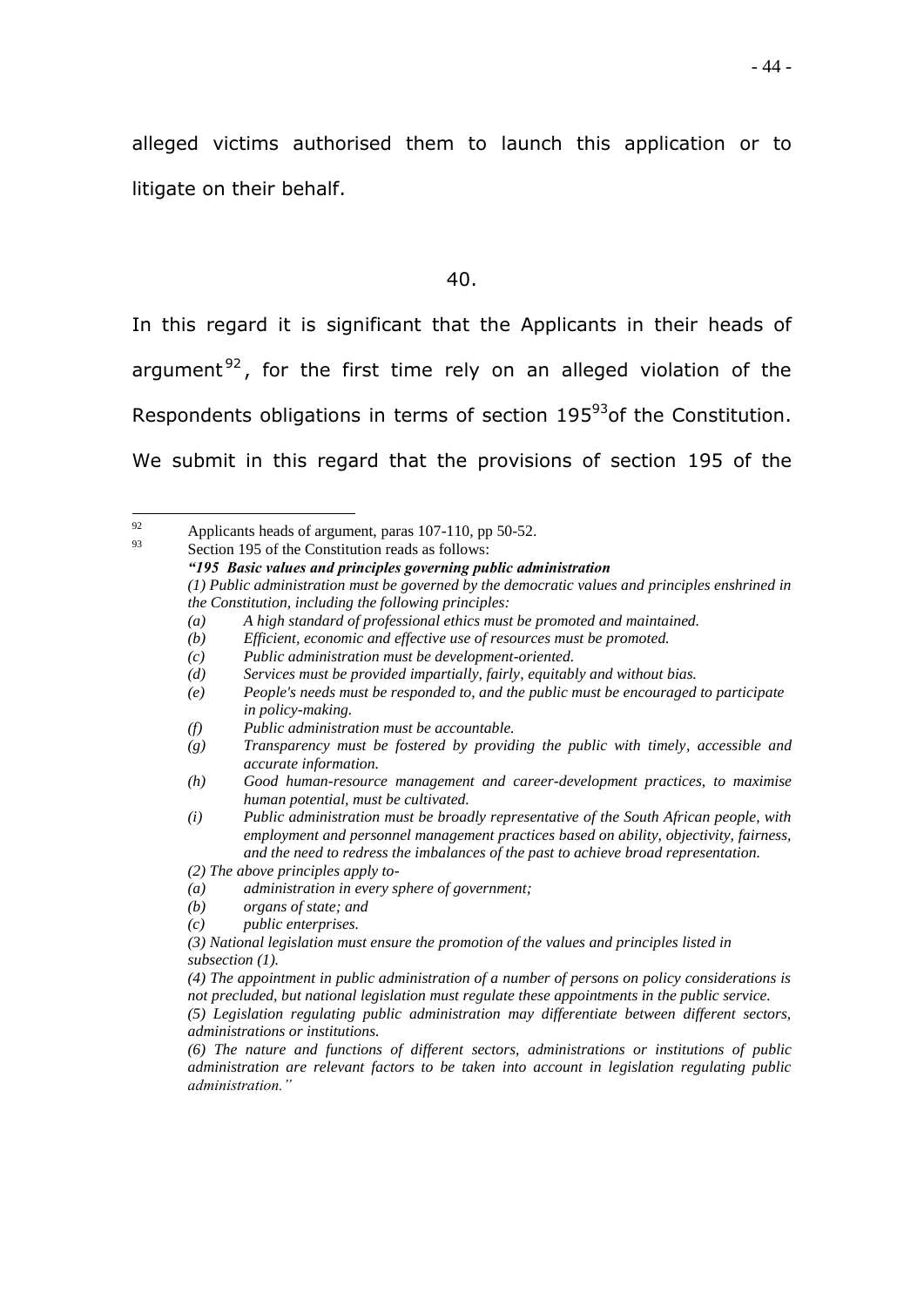alleged victims authorised them to launch this application or to litigate on their behalf.

40.

In this regard it is significant that the Applicants in their heads of argument[92], for the first time rely on an alleged violation of the Respondents obligations in terms of section 195[93]of the Constitution. We submit in this regard that the provisions of section 195 of the

---

[92] Applicants heads of argument, paras 107-110, pp 50-52.

[93] Section 195 of the Constitution reads as follows:

***"195 Basic values and principles governing public administration***

*(1) Public administration must be governed by the democratic values and principles enshrined in the Constitution, including the following principles:*

*(a) A high standard of professional ethics must be promoted and maintained.*

*(b) Efficient, economic and effective use of resources must be promoted.*

*(c) Public administration must be development-oriented.*

*(d) Services must be provided impartially, fairly, equitably and without bias.*

*(e) People's needs must be responded to, and the public must be encouraged to participate in policy-making.*

*(f) Public administration must be accountable.*

*(g) Transparency must be fostered by providing the public with timely, accessible and accurate information.*

*(h) Good human-resource management and career-development practices, to maximise human potential, must be cultivated.*

*(i) Public administration must be broadly representative of the South African people, with employment and personnel management practices based on ability, objectivity, fairness, and the need to redress the imbalances of the past to achieve broad representation.*

*(2) The above principles apply to-*

*(a) administration in every sphere of government;*

*(b) organs of state; and*

*(c) public enterprises.*

*(3) National legislation must ensure the promotion of the values and principles listed in subsection (1).*

*(4) The appointment in public administration of a number of persons on policy considerations is not precluded, but national legislation must regulate these appointments in the public service.*

*(5) Legislation regulating public administration may differentiate between different sectors, administrations or institutions.*

*(6) The nature and functions of different sectors, administrations or institutions of public administration are relevant factors to be taken into account in legislation regulating public administration."*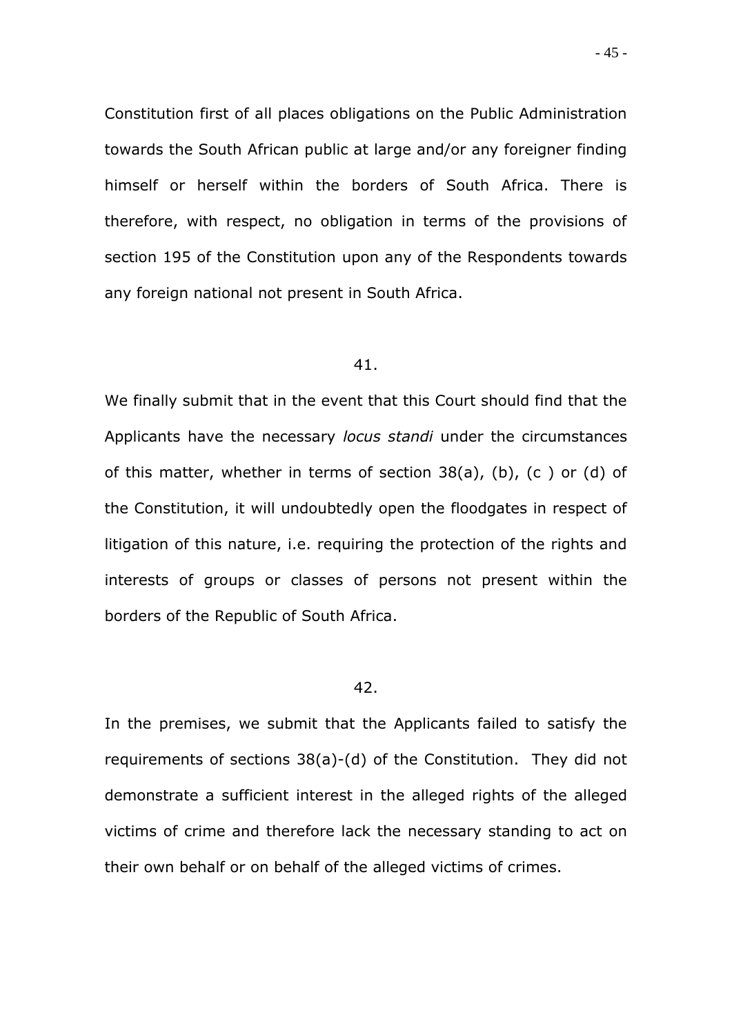Constitution first of all places obligations on the Public Administration towards the South African public at large and/or any foreigner finding himself or herself within the borders of South Africa. There is therefore, with respect, no obligation in terms of the provisions of section 195 of the Constitution upon any of the Respondents towards any foreign national not present in South Africa.

41.

We finally submit that in the event that this Court should find that the Applicants have the necessary *locus standi* under the circumstances of this matter, whether in terms of section 38(a), (b), (c ) or (d) of the Constitution, it will undoubtedly open the floodgates in respect of litigation of this nature, i.e. requiring the protection of the rights and interests of groups or classes of persons not present within the borders of the Republic of South Africa.

42.

In the premises, we submit that the Applicants failed to satisfy the requirements of sections 38(a)-(d) of the Constitution. They did not demonstrate a sufficient interest in the alleged rights of the alleged victims of crime and therefore lack the necessary standing to act on their own behalf or on behalf of the alleged victims of crimes.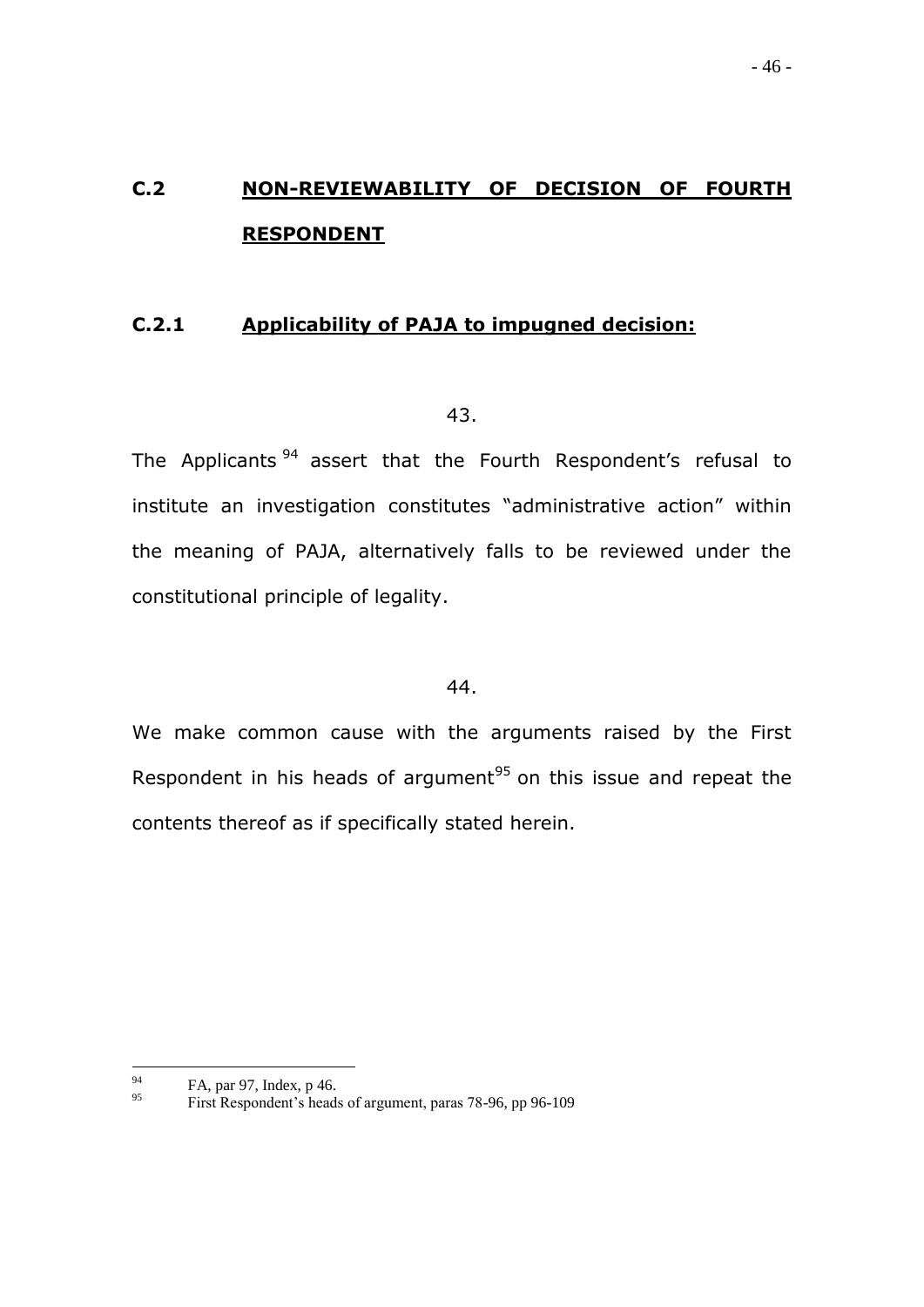## C.2 **NON-REVIEWABILITY OF DECISION OF FOURTH RESPONDENT**

### C.2.1 **Applicability of PAJA to impugned decision:**

43.

The Applicants [94] assert that the Fourth Respondent's refusal to institute an investigation constitutes "administrative action" within the meaning of PAJA, alternatively falls to be reviewed under the constitutional principle of legality.

44.

We make common cause with the arguments raised by the First Respondent in his heads of argument[95] on this issue and repeat the contents thereof as if specifically stated herein.

---

[94] FA, par 97, Index, p 46.

[95] First Respondent's heads of argument, paras 78-96, pp 96-109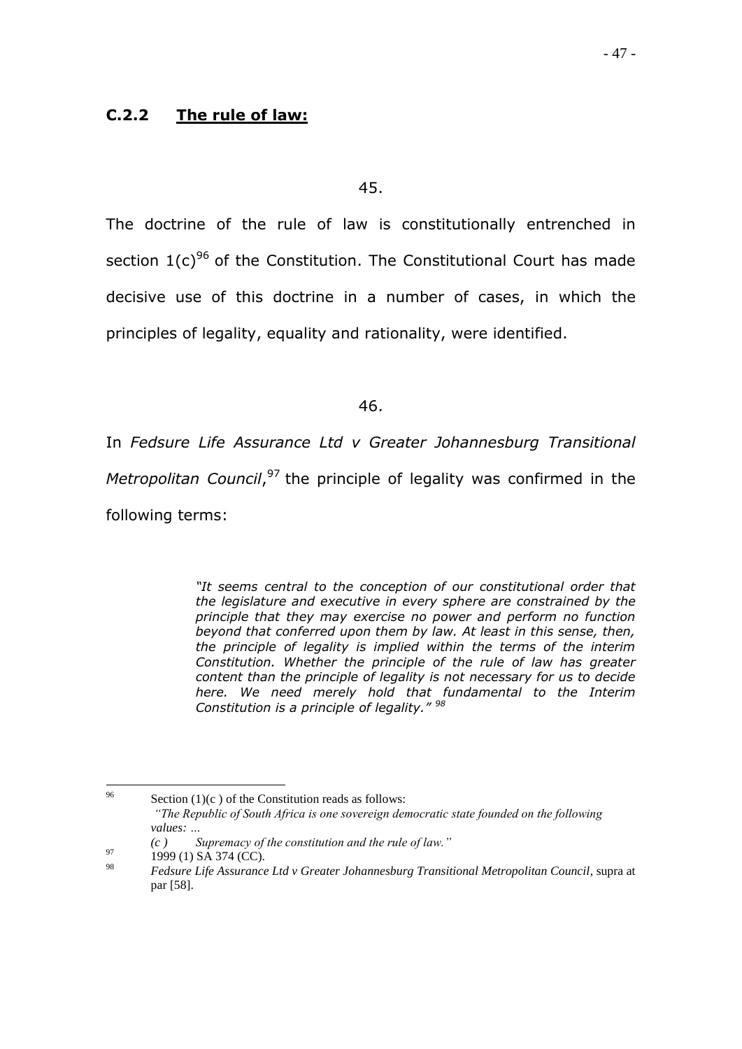### C.2.2 **The rule of law:**

45.

The doctrine of the rule of law is constitutionally entrenched in section 1(c)[96] of the Constitution. The Constitutional Court has made decisive use of this doctrine in a number of cases, in which the principles of legality, equality and rationality, were identified.

46.

In *Fedsure Life Assurance Ltd v Greater Johannesburg Transitional Metropolitan Council*,[97] the principle of legality was confirmed in the following terms:

> *"It seems central to the conception of our constitutional order that the legislature and executive in every sphere are constrained by the principle that they may exercise no power and perform no function beyond that conferred upon them by law. At least in this sense, then, the principle of legality is implied within the terms of the interim Constitution. Whether the principle of the rule of law has greater content than the principle of legality is not necessary for us to decide here. We need merely hold that fundamental to the Interim Constitution is a principle of legality."* [98]

---

[96] Section (1)(c ) of the Constitution reads as follows:
*"The Republic of South Africa is one sovereign democratic state founded on the following values: ...*
*(c ) Supremacy of the constitution and the rule of law."*

[97] 1999 (1) SA 374 (CC).

[98] *Fedsure Life Assurance Ltd v Greater Johannesburg Transitional Metropolitan Council*, supra at par [58].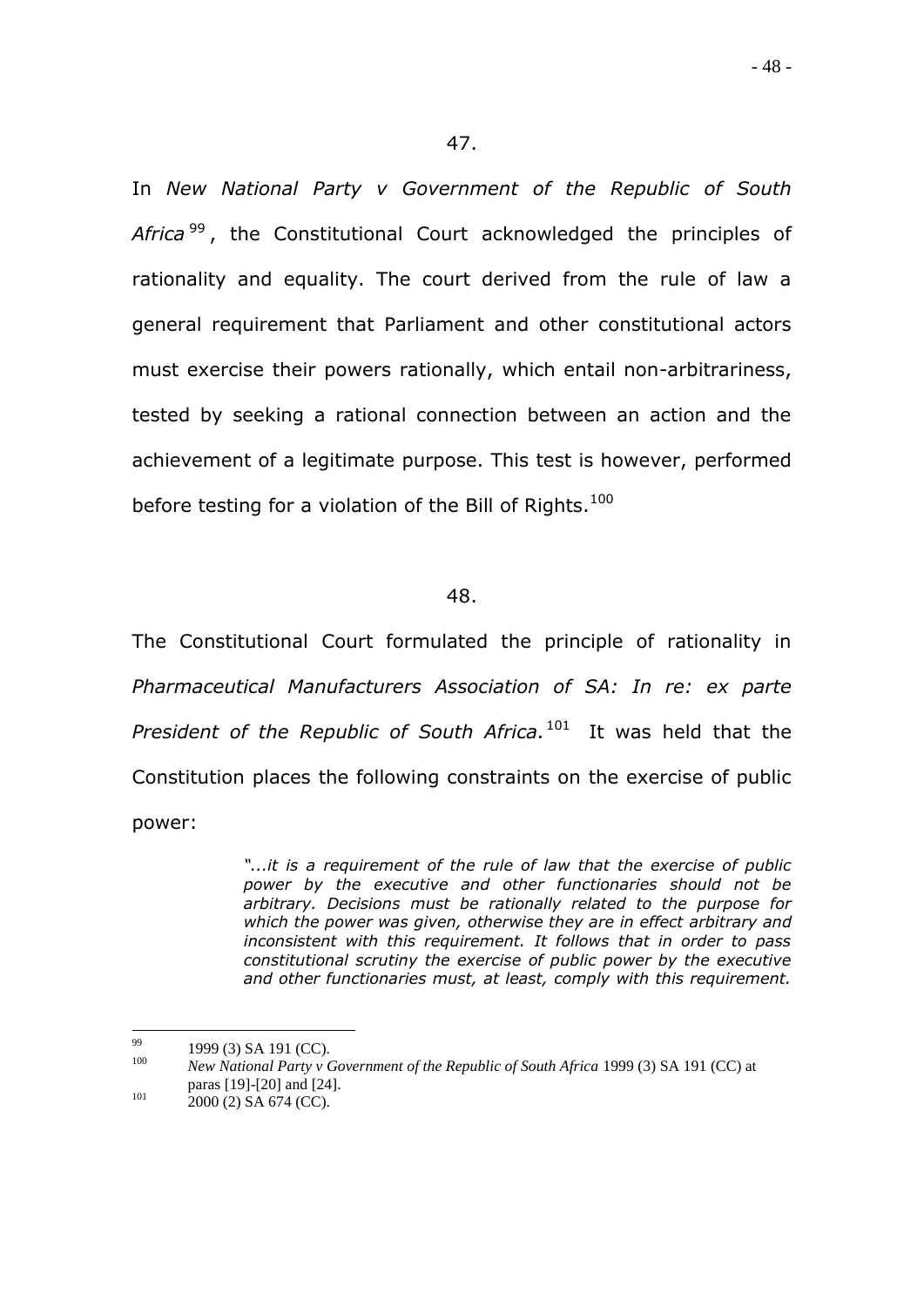47.

In *New National Party v Government of the Republic of South Africa*[99], the Constitutional Court acknowledged the principles of rationality and equality. The court derived from the rule of law a general requirement that Parliament and other constitutional actors must exercise their powers rationally, which entail non-arbitrariness, tested by seeking a rational connection between an action and the achievement of a legitimate purpose. This test is however, performed before testing for a violation of the Bill of Rights.[100]

48.

The Constitutional Court formulated the principle of rationality in *Pharmaceutical Manufacturers Association of SA: In re: ex parte President of the Republic of South Africa.*[101] It was held that the Constitution places the following constraints on the exercise of public power:

> *"...it is a requirement of the rule of law that the exercise of public power by the executive and other functionaries should not be arbitrary. Decisions must be rationally related to the purpose for which the power was given, otherwise they are in effect arbitrary and inconsistent with this requirement. It follows that in order to pass constitutional scrutiny the exercise of public power by the executive and other functionaries must, at least, comply with this requirement.*

---

[99] 1999 (3) SA 191 (CC).

[100] *New National Party v Government of the Republic of South Africa* 1999 (3) SA 191 (CC) at paras [19]-[20] and [24].

[101] 2000 (2) SA 674 (CC).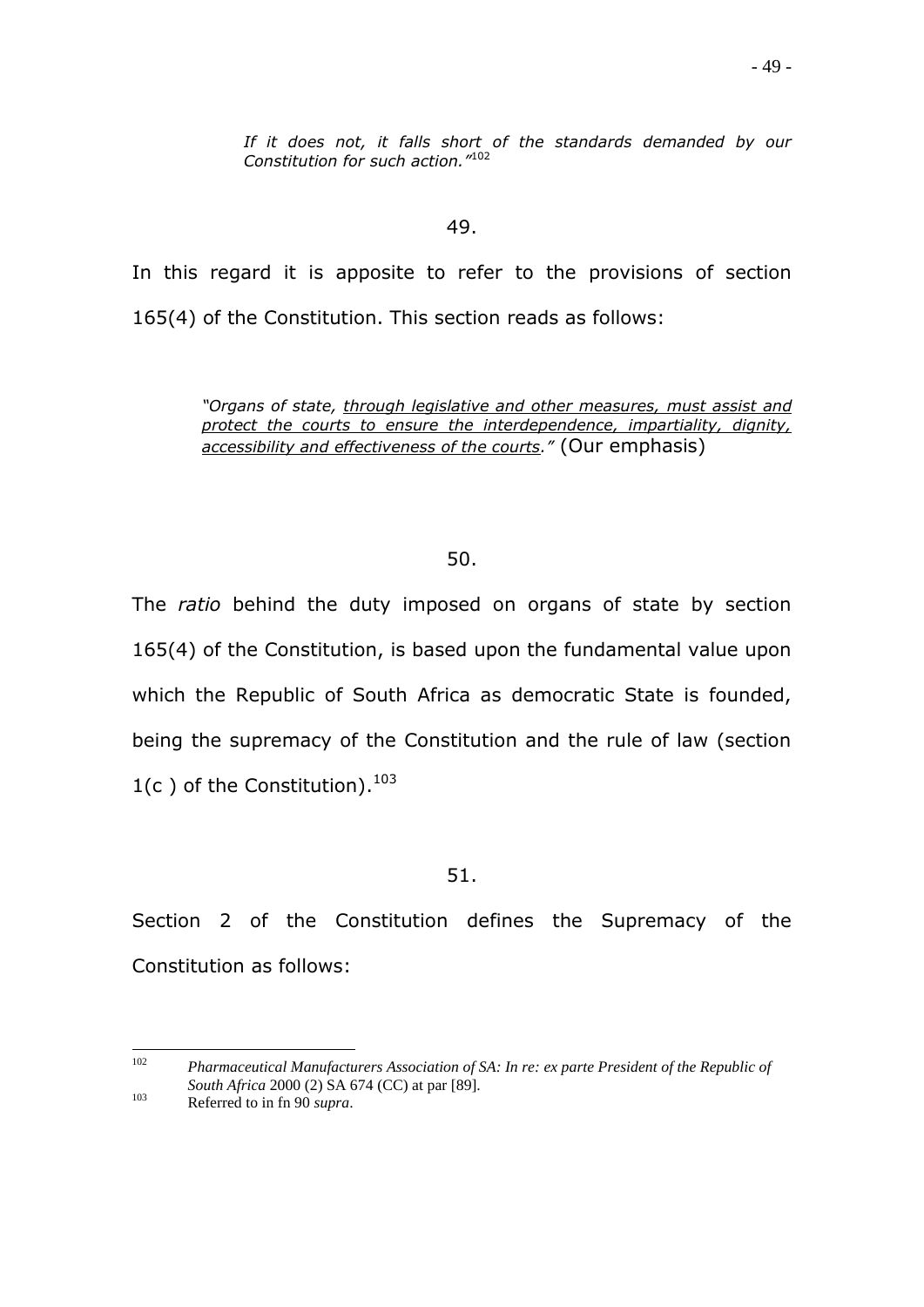> *If it does not, it falls short of the standards demanded by our Constitution for such action."*[102]

49.

In this regard it is apposite to refer to the provisions of section 165(4) of the Constitution. This section reads as follows:

> *"Organs of state, <u>through legislative and other measures, must assist and protect the courts to ensure the interdependence, impartiality, dignity, accessibility and effectiveness of the courts</u>."* (Our emphasis)

50.

The *ratio* behind the duty imposed on organs of state by section 165(4) of the Constitution, is based upon the fundamental value upon which the Republic of South Africa as democratic State is founded, being the supremacy of the Constitution and the rule of law (section 1(c ) of the Constitution).[103]

51.

Section 2 of the Constitution defines the Supremacy of the Constitution as follows:

---

[102] *Pharmaceutical Manufacturers Association of SA: In re: ex parte President of the Republic of South Africa* 2000 (2) SA 674 (CC) at par [89].

[103] Referred to in fn 90 *supra*.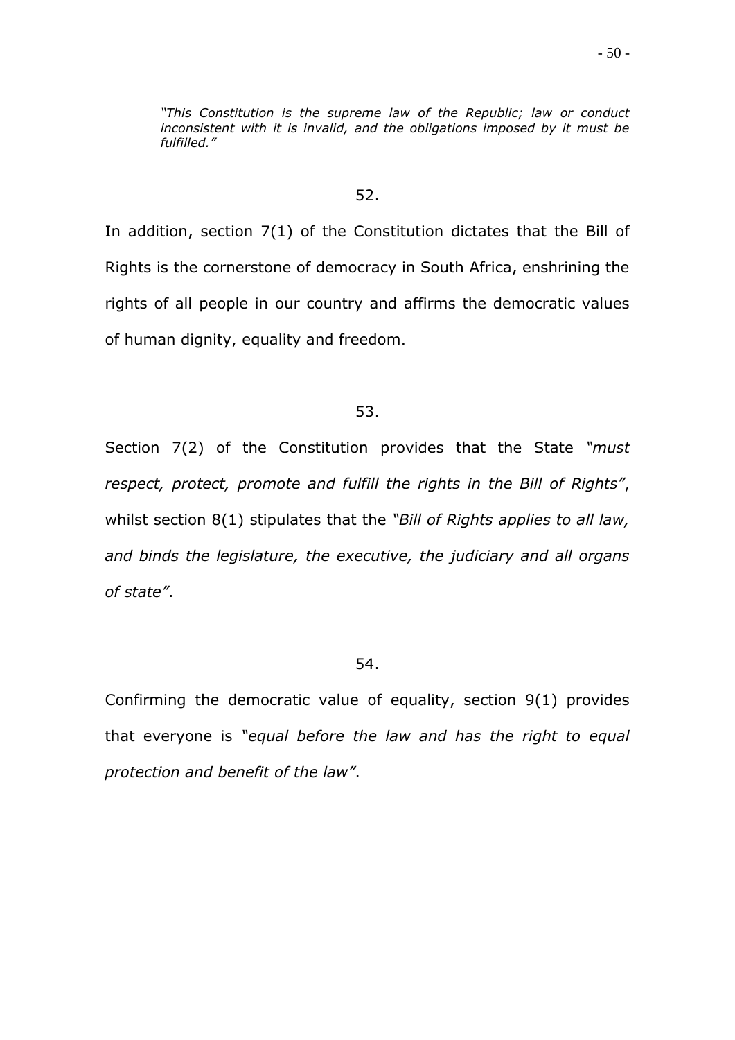> *"This Constitution is the supreme law of the Republic; law or conduct inconsistent with it is invalid, and the obligations imposed by it must be fulfilled."*

52.

In addition, section 7(1) of the Constitution dictates that the Bill of Rights is the cornerstone of democracy in South Africa, enshrining the rights of all people in our country and affirms the democratic values of human dignity, equality and freedom.

53.

Section 7(2) of the Constitution provides that the State *"must respect, protect, promote and fulfill the rights in the Bill of Rights"*, whilst section 8(1) stipulates that the *"Bill of Rights applies to all law, and binds the legislature, the executive, the judiciary and all organs of state"*.

54.

Confirming the democratic value of equality, section 9(1) provides that everyone is *"equal before the law and has the right to equal protection and benefit of the law"*.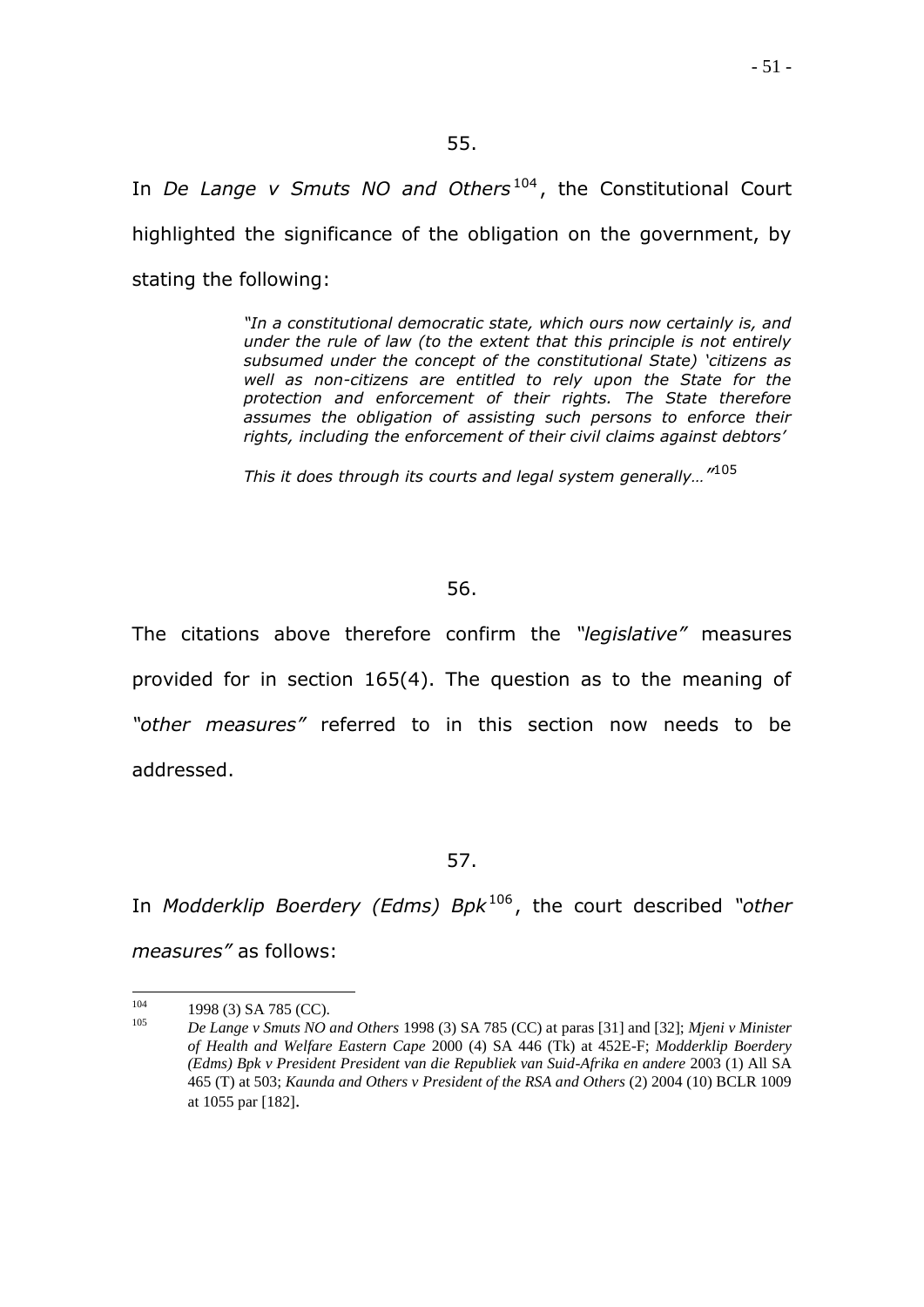55.

In *De Lange v Smuts NO and Others*[104], the Constitutional Court highlighted the significance of the obligation on the government, by stating the following:

> *"In a constitutional democratic state, which ours now certainly is, and under the rule of law (to the extent that this principle is not entirely subsumed under the concept of the constitutional State) 'citizens as well as non-citizens are entitled to rely upon the State for the protection and enforcement of their rights. The State therefore assumes the obligation of assisting such persons to enforce their rights, including the enforcement of their civil claims against debtors'*
>
> *This it does through its courts and legal system generally…"*[105]

56.

The citations above therefore confirm the *"legislative"* measures provided for in section 165(4). The question as to the meaning of *"other measures"* referred to in this section now needs to be addressed.

57.

In *Modderklip Boerdery (Edms) Bpk*[106], the court described *"other measures"* as follows:

---

[104] 1998 (3) SA 785 (CC).

[105] *De Lange v Smuts NO and Others* 1998 (3) SA 785 (CC) at paras [31] and [32]; *Mjeni v Minister of Health and Welfare Eastern Cape* 2000 (4) SA 446 (Tk) at 452E-F; *Modderklip Boerdery (Edms) Bpk v President President van die Republiek van Suid-Afrika en andere* 2003 (1) All SA 465 (T) at 503; *Kaunda and Others v President of the RSA and Others* (2) 2004 (10) BCLR 1009 at 1055 par [182].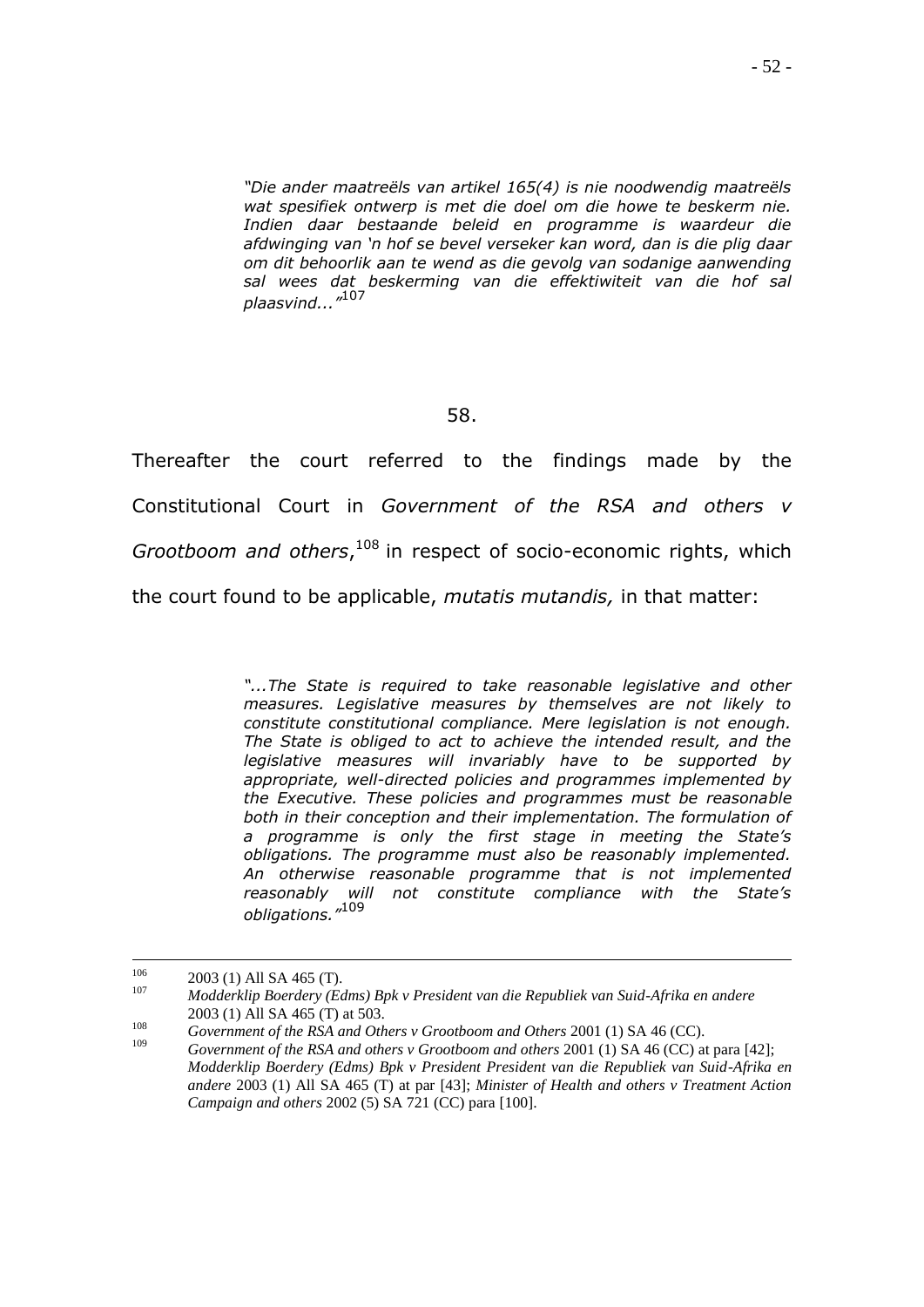> *"Die ander maatreëls van artikel 165(4) is nie noodwendig maatreëls wat spesifiek ontwerp is met die doel om die howe te beskerm nie. Indien daar bestaande beleid en programme is waardeur die afdwinging van 'n hof se bevel verseker kan word, dan is die plig daar om dit behoorlik aan te wend as die gevolg van sodanige aanwending sal wees dat beskerming van die effektiwiteit van die hof sal plaasvind..."*[107]

58.

Thereafter the court referred to the findings made by the Constitutional Court in *Government of the RSA and others v Grootboom and others*,[108] in respect of socio-economic rights, which the court found to be applicable, *mutatis mutandis,* in that matter:

> *"...The State is required to take reasonable legislative and other measures. Legislative measures by themselves are not likely to constitute constitutional compliance. Mere legislation is not enough. The State is obliged to act to achieve the intended result, and the legislative measures will invariably have to be supported by appropriate, well-directed policies and programmes implemented by the Executive. These policies and programmes must be reasonable both in their conception and their implementation. The formulation of a programme is only the first stage in meeting the State's obligations. The programme must also be reasonably implemented. An otherwise reasonable programme that is not implemented reasonably will not constitute compliance with the State's obligations."*[109]

---

[106] 2003 (1) All SA 465 (T).

[107] *Modderklip Boerdery (Edms) Bpk v President van die Republiek van Suid-Afrika en andere* 2003 (1) All SA 465 (T) at 503.

[108] *Government of the RSA and Others v Grootboom and Others* 2001 (1) SA 46 (CC).

[109] *Government of the RSA and others v Grootboom and others* 2001 (1) SA 46 (CC) at para [42]; *Modderklip Boerdery (Edms) Bpk v President President van die Republiek van Suid-Afrika en andere* 2003 (1) All SA 465 (T) at par [43]; *Minister of Health and others v Treatment Action Campaign and others* 2002 (5) SA 721 (CC) para [100].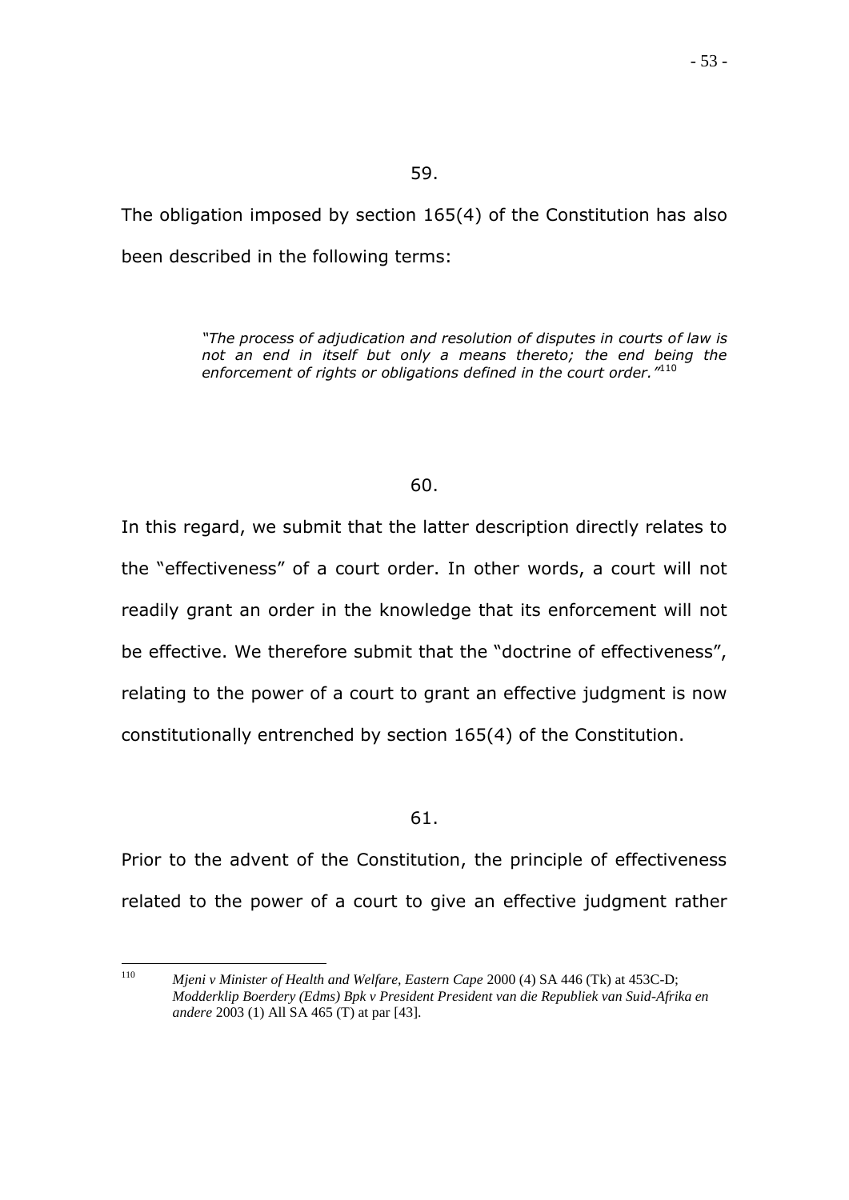59.

The obligation imposed by section 165(4) of the Constitution has also been described in the following terms:

> *"The process of adjudication and resolution of disputes in courts of law is not an end in itself but only a means thereto; the end being the enforcement of rights or obligations defined in the court order."*[110]

60.

In this regard, we submit that the latter description directly relates to the "effectiveness" of a court order. In other words, a court will not readily grant an order in the knowledge that its enforcement will not be effective. We therefore submit that the "doctrine of effectiveness", relating to the power of a court to grant an effective judgment is now constitutionally entrenched by section 165(4) of the Constitution.

61.

Prior to the advent of the Constitution, the principle of effectiveness related to the power of a court to give an effective judgment rather

---

[110] *Mjeni v Minister of Health and Welfare, Eastern Cape* 2000 (4) SA 446 (Tk) at 453C-D; *Modderklip Boerdery (Edms) Bpk v President President van die Republiek van Suid-Afrika en andere* 2003 (1) All SA 465 (T) at par [43].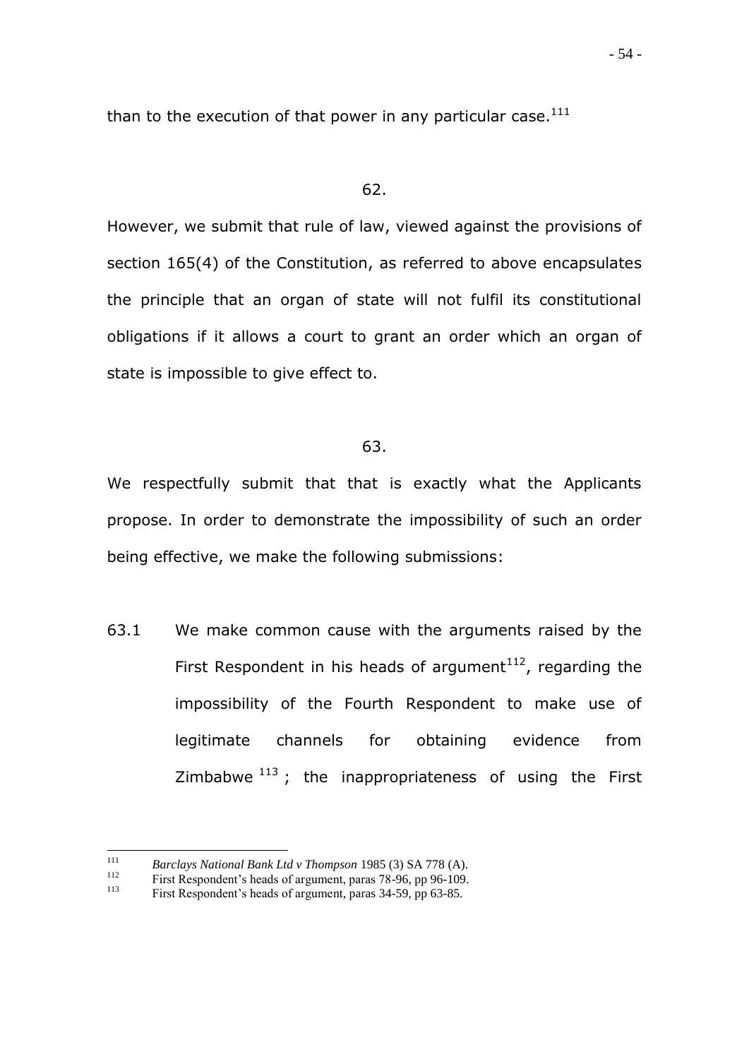than to the execution of that power in any particular case.[111]

62.

However, we submit that rule of law, viewed against the provisions of section 165(4) of the Constitution, as referred to above encapsulates the principle that an organ of state will not fulfil its constitutional obligations if it allows a court to grant an order which an organ of state is impossible to give effect to.

63.

We respectfully submit that that is exactly what the Applicants propose. In order to demonstrate the impossibility of such an order being effective, we make the following submissions:

63.1 We make common cause with the arguments raised by the First Respondent in his heads of argument[112], regarding the impossibility of the Fourth Respondent to make use of legitimate channels for obtaining evidence from Zimbabwe[113]; the inappropriateness of using the First

---

[111] *Barclays National Bank Ltd v Thompson* 1985 (3) SA 778 (A).

[112] First Respondent's heads of argument, paras 78-96, pp 96-109.

[113] First Respondent's heads of argument, paras 34-59, pp 63-85.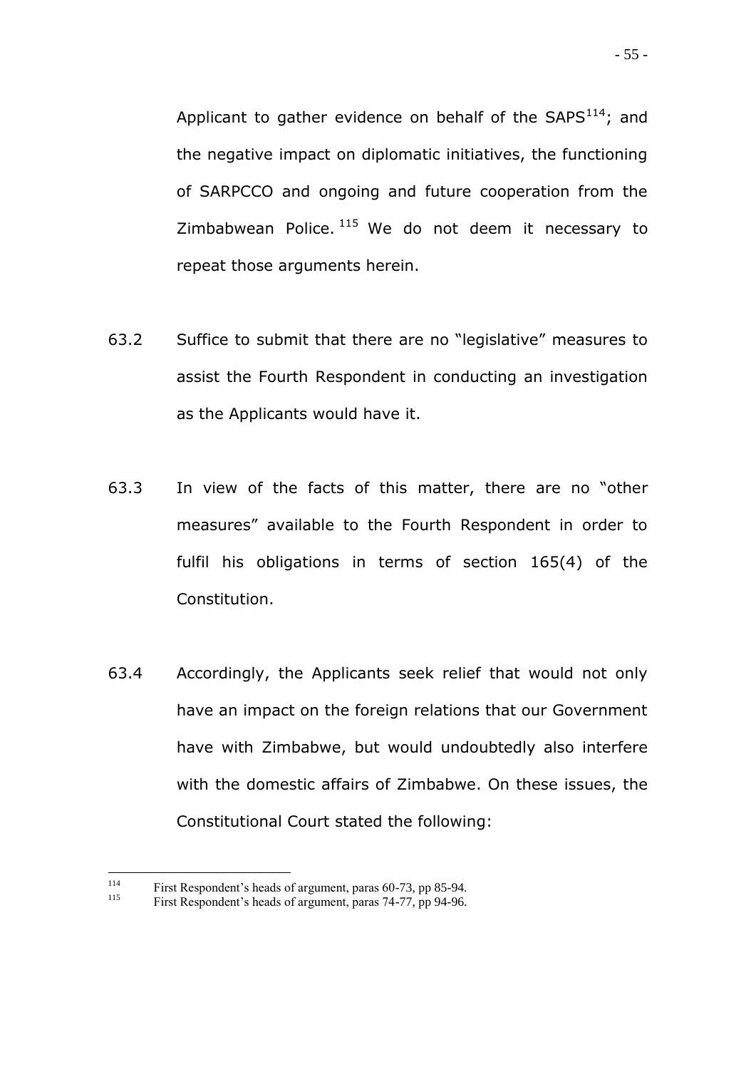Applicant to gather evidence on behalf of the SAPS[114]; and the negative impact on diplomatic initiatives, the functioning of SARPCCO and ongoing and future cooperation from the Zimbabwean Police.[115] We do not deem it necessary to repeat those arguments herein.

63.2 Suffice to submit that there are no "legislative" measures to assist the Fourth Respondent in conducting an investigation as the Applicants would have it.

63.3 In view of the facts of this matter, there are no "other measures" available to the Fourth Respondent in order to fulfil his obligations in terms of section 165(4) of the Constitution.

63.4 Accordingly, the Applicants seek relief that would not only have an impact on the foreign relations that our Government have with Zimbabwe, but would undoubtedly also interfere with the domestic affairs of Zimbabwe. On these issues, the Constitutional Court stated the following:

---

[114] First Respondent's heads of argument, paras 60-73, pp 85-94.

[115] First Respondent's heads of argument, paras 74-77, pp 94-96.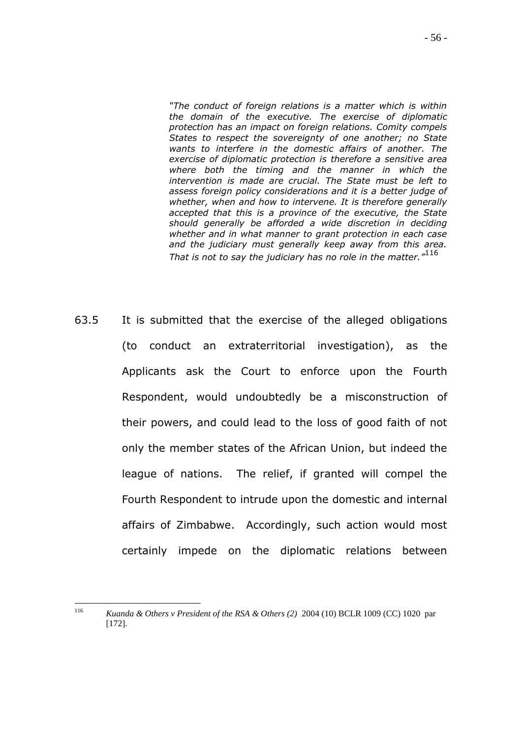> *"The conduct of foreign relations is a matter which is within the domain of the executive. The exercise of diplomatic protection has an impact on foreign relations. Comity compels States to respect the sovereignty of one another; no State wants to interfere in the domestic affairs of another. The exercise of diplomatic protection is therefore a sensitive area where both the timing and the manner in which the intervention is made are crucial. The State must be left to assess foreign policy considerations and it is a better judge of whether, when and how to intervene. It is therefore generally accepted that this is a province of the executive, the State should generally be afforded a wide discretion in deciding whether and in what manner to grant protection in each case and the judiciary must generally keep away from this area. That is not to say the judiciary has no role in the matter."*[116]

63.5 It is submitted that the exercise of the alleged obligations (to conduct an extraterritorial investigation), as the Applicants ask the Court to enforce upon the Fourth Respondent, would undoubtedly be a misconstruction of their powers, and could lead to the loss of good faith of not only the member states of the African Union, but indeed the league of nations. The relief, if granted will compel the Fourth Respondent to intrude upon the domestic and internal affairs of Zimbabwe. Accordingly, such action would most certainly impede on the diplomatic relations between

---

[116] *Kuanda & Others v President of the RSA & Others (2)* 2004 (10) BCLR 1009 (CC) 1020 par [172].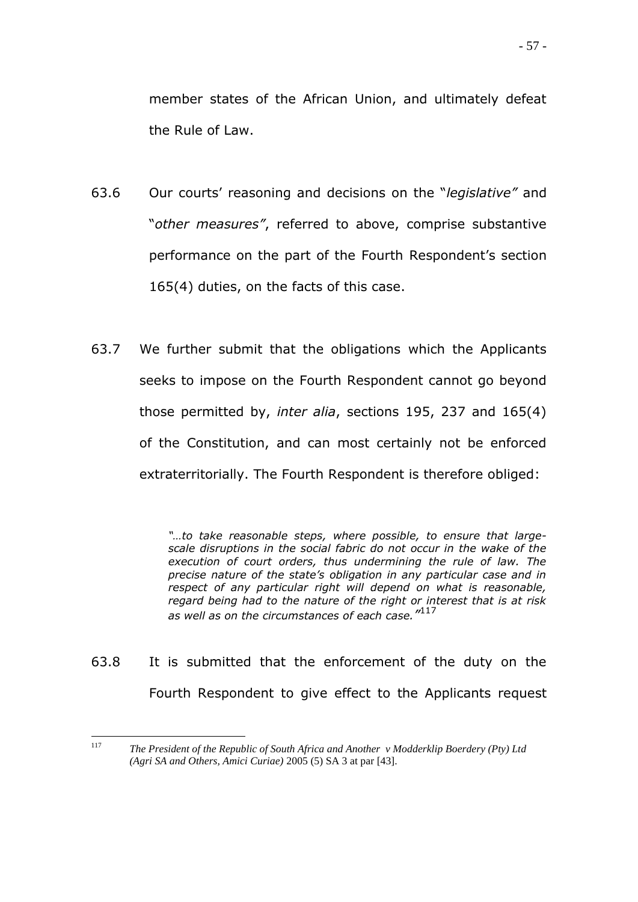member states of the African Union, and ultimately defeat the Rule of Law.

63.6 Our courts' reasoning and decisions on the "*legislative"* and "*other measures"*, referred to above, comprise substantive performance on the part of the Fourth Respondent's section 165(4) duties, on the facts of this case.

63.7 We further submit that the obligations which the Applicants seeks to impose on the Fourth Respondent cannot go beyond those permitted by, *inter alia*, sections 195, 237 and 165(4) of the Constitution, and can most certainly not be enforced extraterritorially. The Fourth Respondent is therefore obliged:

> *"…to take reasonable steps, where possible, to ensure that large-scale disruptions in the social fabric do not occur in the wake of the execution of court orders, thus undermining the rule of law. The precise nature of the state's obligation in any particular case and in respect of any particular right will depend on what is reasonable, regard being had to the nature of the right or interest that is at risk as well as on the circumstances of each case."*[117]

63.8 It is submitted that the enforcement of the duty on the Fourth Respondent to give effect to the Applicants request

---

[117] *The President of the Republic of South Africa and Another v Modderklip Boerdery (Pty) Ltd (Agri SA and Others, Amici Curiae)* 2005 (5) SA 3 at par [43].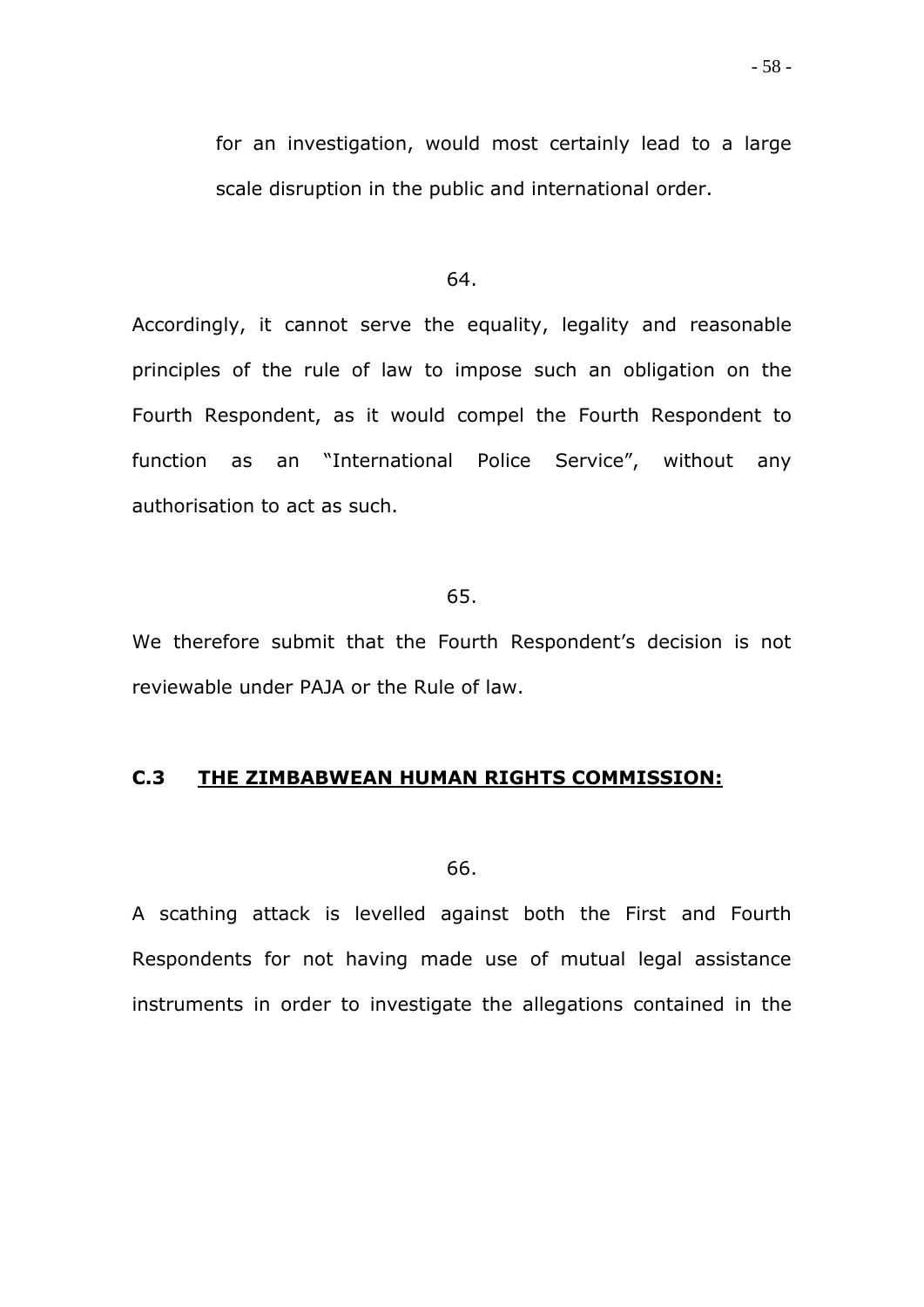for an investigation, would most certainly lead to a large scale disruption in the public and international order.

64.

Accordingly, it cannot serve the equality, legality and reasonable principles of the rule of law to impose such an obligation on the Fourth Respondent, as it would compel the Fourth Respondent to function as an "International Police Service", without any authorisation to act as such.

65.

We therefore submit that the Fourth Respondent's decision is not reviewable under PAJA or the Rule of law.

### C.3 <u>THE ZIMBABWEAN HUMAN RIGHTS COMMISSION:</u>

66.

A scathing attack is levelled against both the First and Fourth Respondents for not having made use of mutual legal assistance instruments in order to investigate the allegations contained in the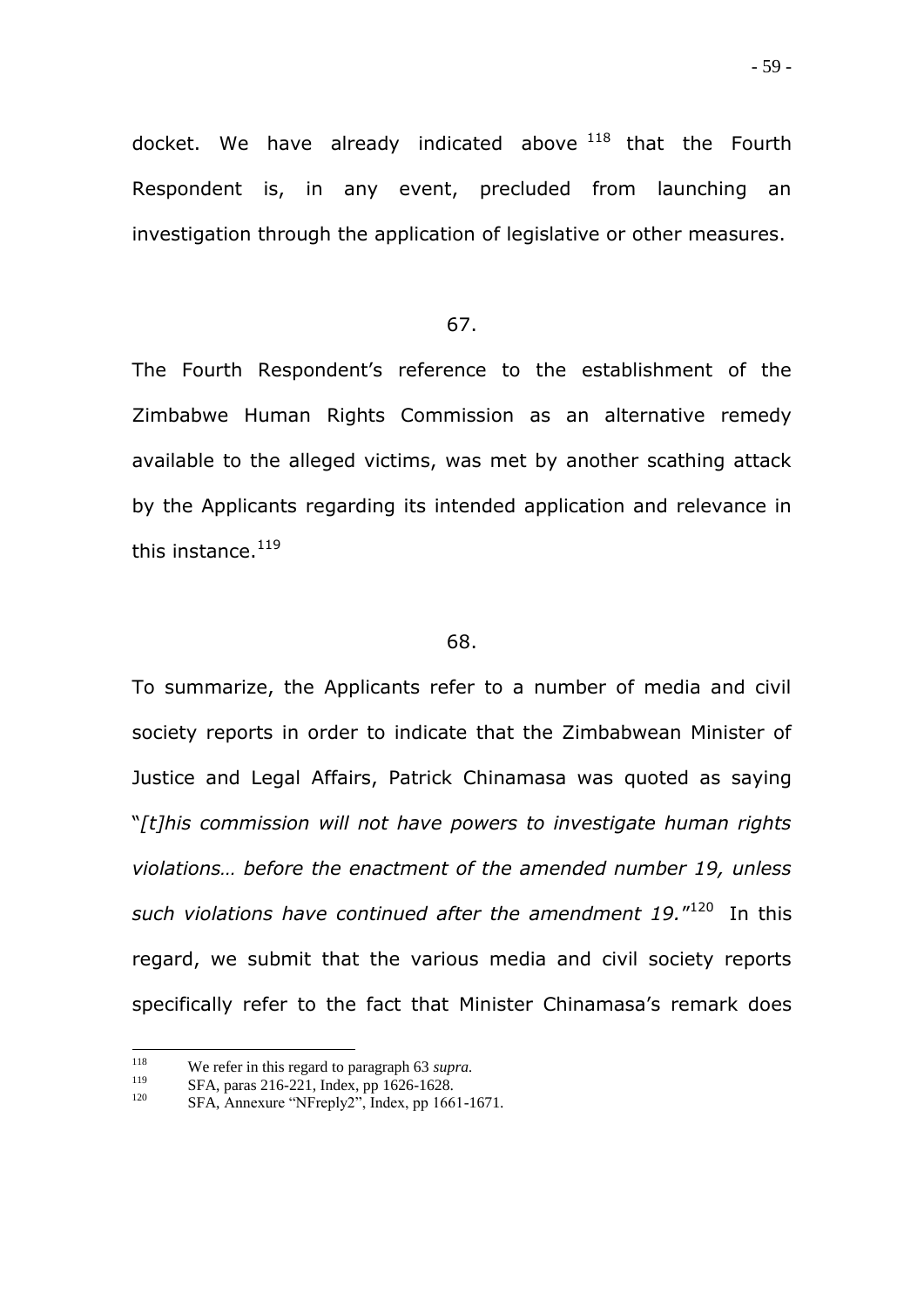docket. We have already indicated above [118] that the Fourth Respondent is, in any event, precluded from launching an investigation through the application of legislative or other measures.

67.

The Fourth Respondent's reference to the establishment of the Zimbabwe Human Rights Commission as an alternative remedy available to the alleged victims, was met by another scathing attack by the Applicants regarding its intended application and relevance in this instance.[119]

68.

To summarize, the Applicants refer to a number of media and civil society reports in order to indicate that the Zimbabwean Minister of Justice and Legal Affairs, Patrick Chinamasa was quoted as saying "*[t]his commission will not have powers to investigate human rights violations… before the enactment of the amended number 19, unless such violations have continued after the amendment 19.*"[120] In this regard, we submit that the various media and civil society reports specifically refer to the fact that Minister Chinamasa's remark does

---

[118] We refer in this regard to paragraph 63 *supra*.

[119] SFA, paras 216-221, Index, pp 1626-1628.

[120] SFA, Annexure "NFreply2", Index, pp 1661-1671.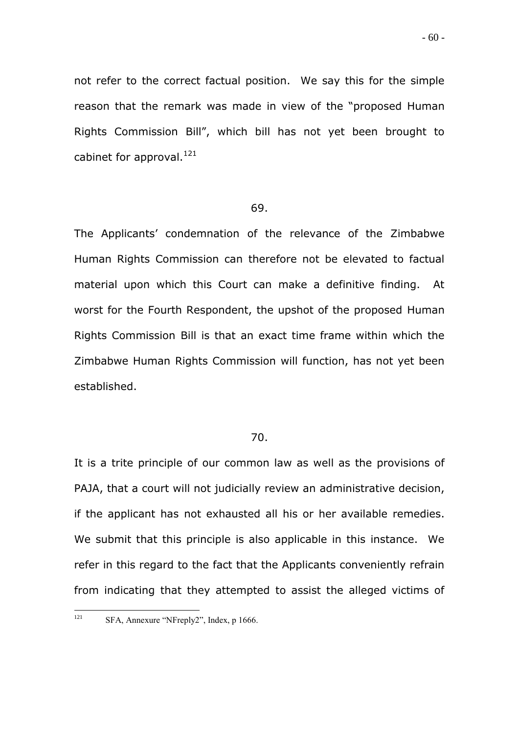not refer to the correct factual position. We say this for the simple reason that the remark was made in view of the "proposed Human Rights Commission Bill", which bill has not yet been brought to cabinet for approval.[121]

69.

The Applicants' condemnation of the relevance of the Zimbabwe Human Rights Commission can therefore not be elevated to factual material upon which this Court can make a definitive finding. At worst for the Fourth Respondent, the upshot of the proposed Human Rights Commission Bill is that an exact time frame within which the Zimbabwe Human Rights Commission will function, has not yet been established.

70.

It is a trite principle of our common law as well as the provisions of PAJA, that a court will not judicially review an administrative decision, if the applicant has not exhausted all his or her available remedies. We submit that this principle is also applicable in this instance. We refer in this regard to the fact that the Applicants conveniently refrain from indicating that they attempted to assist the alleged victims of

---

[121] SFA, Annexure "NFreply2", Index, p 1666.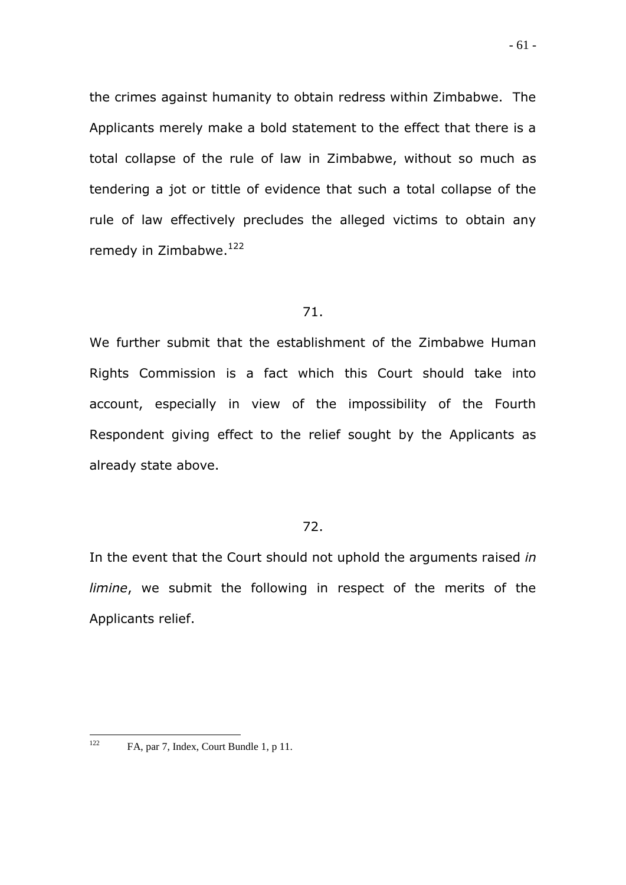the crimes against humanity to obtain redress within Zimbabwe. The Applicants merely make a bold statement to the effect that there is a total collapse of the rule of law in Zimbabwe, without so much as tendering a jot or tittle of evidence that such a total collapse of the rule of law effectively precludes the alleged victims to obtain any remedy in Zimbabwe.[122]

71.

We further submit that the establishment of the Zimbabwe Human Rights Commission is a fact which this Court should take into account, especially in view of the impossibility of the Fourth Respondent giving effect to the relief sought by the Applicants as already state above.

72.

In the event that the Court should not uphold the arguments raised *in limine*, we submit the following in respect of the merits of the Applicants relief.

---

[122] FA, par 7, Index, Court Bundle 1, p 11.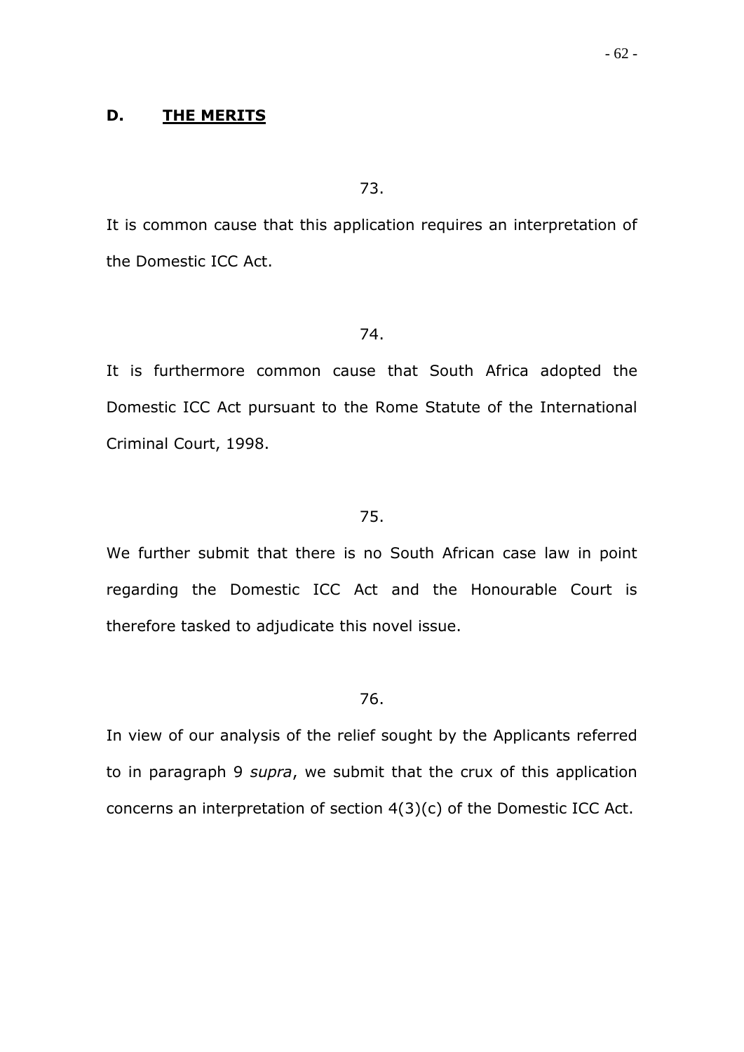## D. **THE MERITS**

73.

It is common cause that this application requires an interpretation of the Domestic ICC Act.

74.

It is furthermore common cause that South Africa adopted the Domestic ICC Act pursuant to the Rome Statute of the International Criminal Court, 1998.

75.

We further submit that there is no South African case law in point regarding the Domestic ICC Act and the Honourable Court is therefore tasked to adjudicate this novel issue.

76.

In view of our analysis of the relief sought by the Applicants referred to in paragraph 9 *supra*, we submit that the crux of this application concerns an interpretation of section 4(3)(c) of the Domestic ICC Act.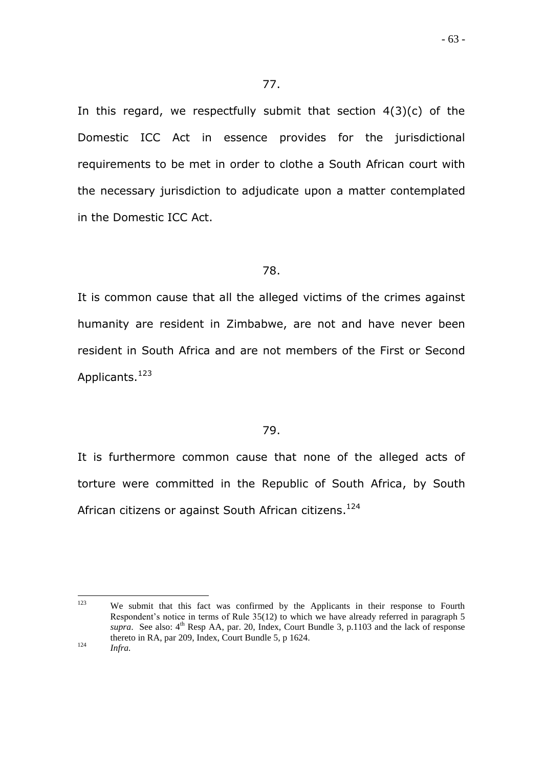77.

In this regard, we respectfully submit that section 4(3)(c) of the Domestic ICC Act in essence provides for the jurisdictional requirements to be met in order to clothe a South African court with the necessary jurisdiction to adjudicate upon a matter contemplated in the Domestic ICC Act.

78.

It is common cause that all the alleged victims of the crimes against humanity are resident in Zimbabwe, are not and have never been resident in South Africa and are not members of the First or Second Applicants.[123]

79.

It is furthermore common cause that none of the alleged acts of torture were committed in the Republic of South Africa, by South African citizens or against South African citizens.[124]

---

[123] We submit that this fact was confirmed by the Applicants in their response to Fourth Respondent's notice in terms of Rule 35(12) to which we have already referred in paragraph 5 *supra*. See also: 4th Resp AA, par. 20, Index, Court Bundle 3, p.1103 and the lack of response thereto in RA, par 209, Index, Court Bundle 5, p 1624.

[124] *Infra.*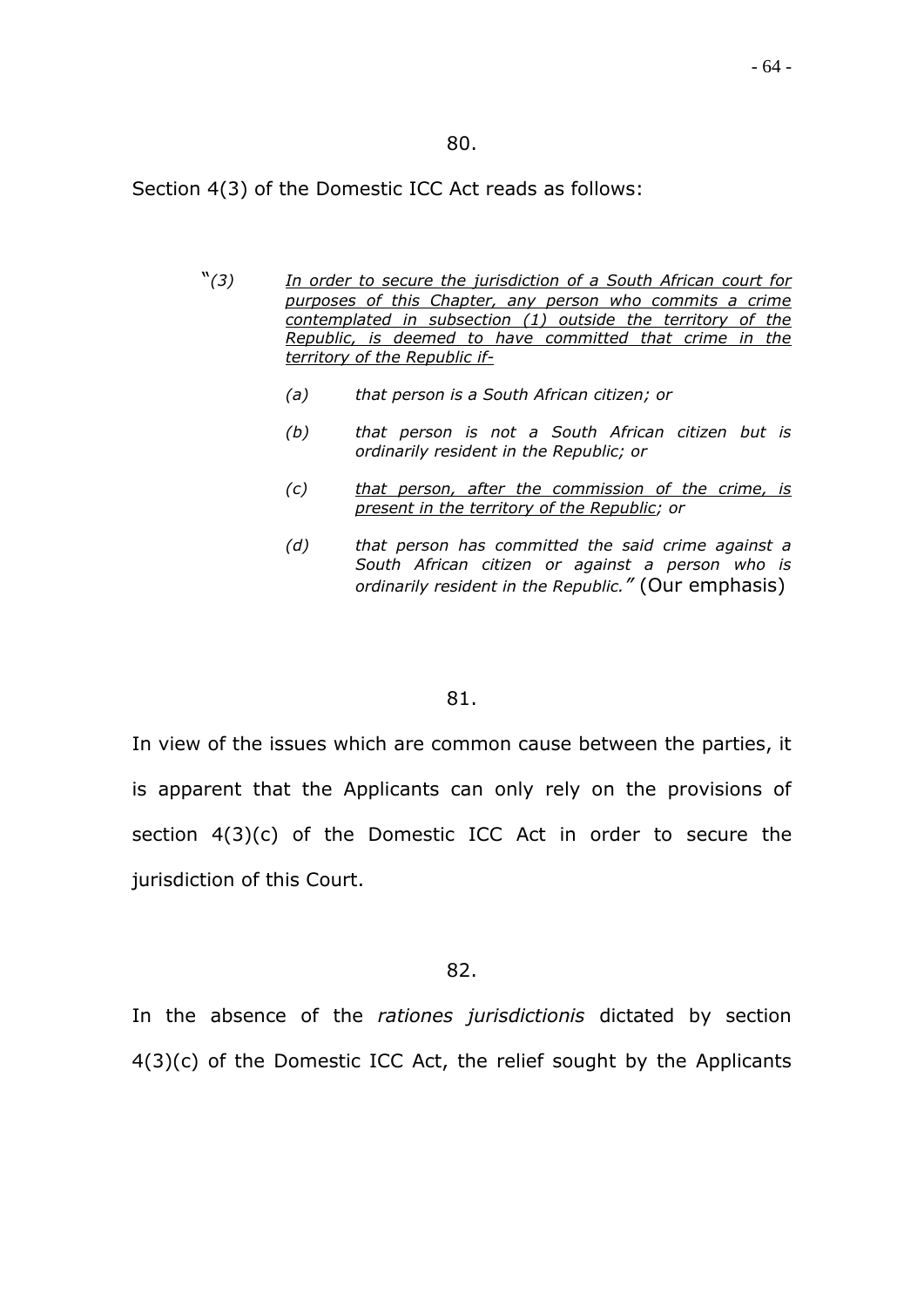80.

Section 4(3) of the Domestic ICC Act reads as follows:

> "*(3) <u>In order to secure the jurisdiction of a South African court for purposes of this Chapter, any person who commits a crime contemplated in subsection (1) outside the territory of the Republic, is deemed to have committed that crime in the territory of the Republic if-</u>*
>
> *(a) that person is a South African citizen; or*
>
> *(b) that person is not a South African citizen but is ordinarily resident in the Republic; or*
>
> *(c) <u>that person, after the commission of the crime, is present in the territory of the Republic</u>; or*
>
> *(d) that person has committed the said crime against a South African citizen or against a person who is ordinarily resident in the Republic."* (Our emphasis)

81.

In view of the issues which are common cause between the parties, it is apparent that the Applicants can only rely on the provisions of section 4(3)(c) of the Domestic ICC Act in order to secure the jurisdiction of this Court.

82.

In the absence of the *rationes jurisdictionis* dictated by section 4(3)(c) of the Domestic ICC Act, the relief sought by the Applicants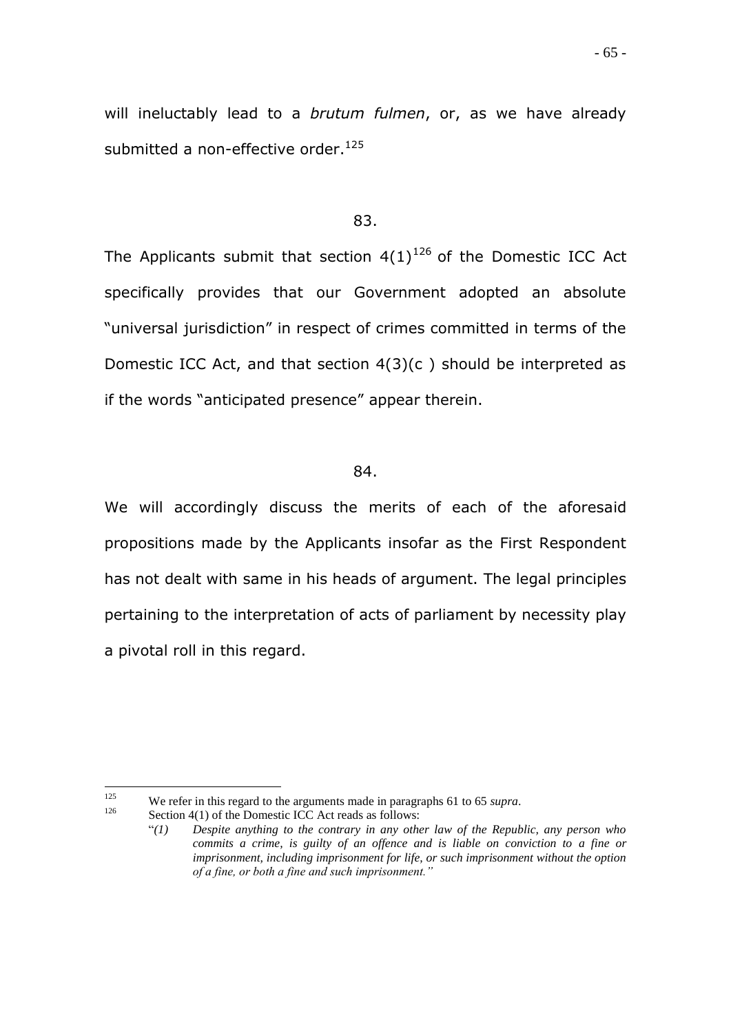will ineluctably lead to a *brutum fulmen*, or, as we have already submitted a non-effective order.[125]

83.

The Applicants submit that section 4(1)[126] of the Domestic ICC Act specifically provides that our Government adopted an absolute "universal jurisdiction" in respect of crimes committed in terms of the Domestic ICC Act, and that section 4(3)(c ) should be interpreted as if the words "anticipated presence" appear therein.

84.

We will accordingly discuss the merits of each of the aforesaid propositions made by the Applicants insofar as the First Respondent has not dealt with same in his heads of argument. The legal principles pertaining to the interpretation of acts of parliament by necessity play a pivotal roll in this regard.

---

[125] We refer in this regard to the arguments made in paragraphs 61 to 65 *supra*.

[126] Section 4(1) of the Domestic ICC Act reads as follows:

"*(1) Despite anything to the contrary in any other law of the Republic, any person who commits a crime, is guilty of an offence and is liable on conviction to a fine or imprisonment, including imprisonment for life, or such imprisonment without the option of a fine, or both a fine and such imprisonment.*"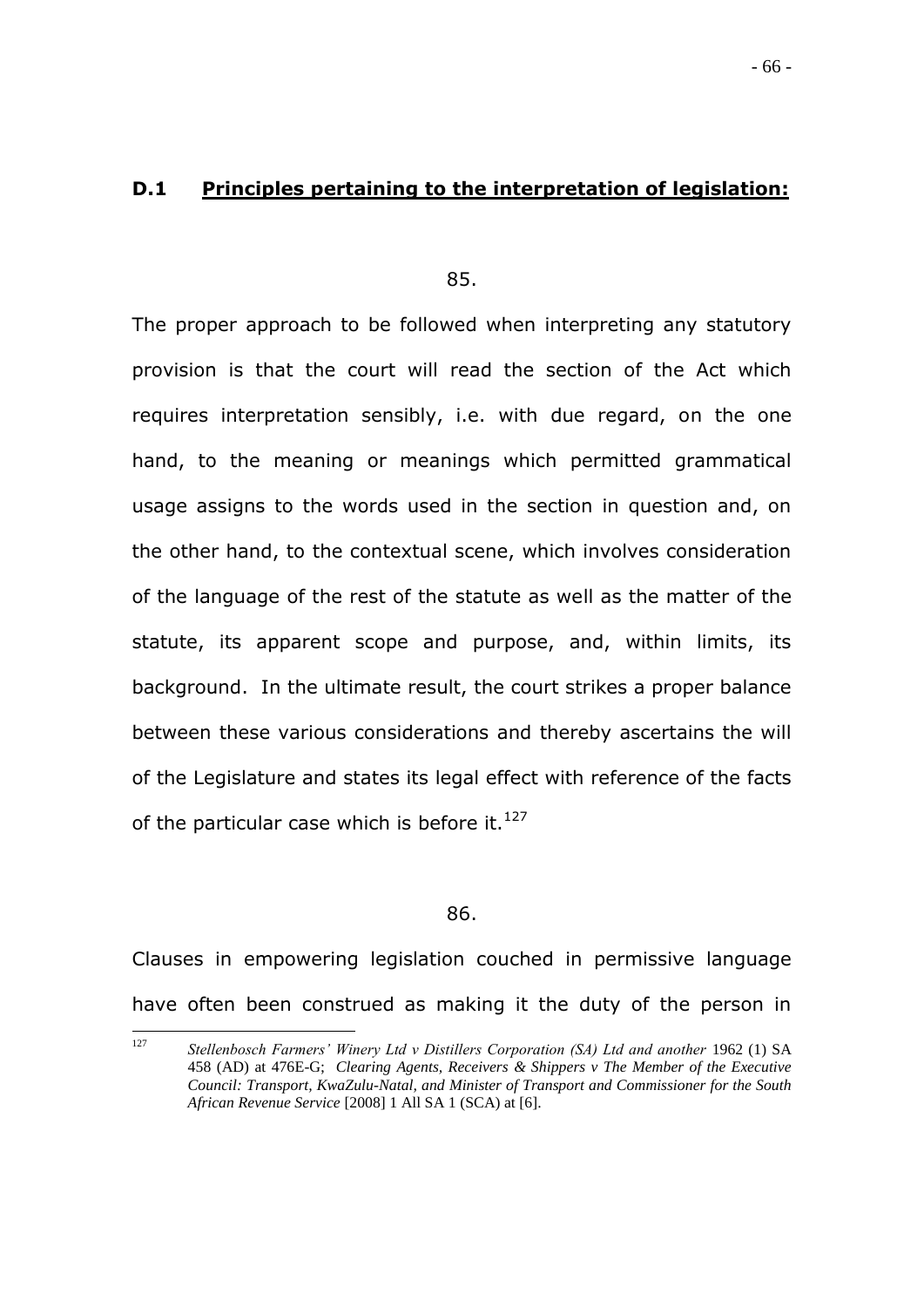## D.1 Principles pertaining to the interpretation of legislation:

85.

The proper approach to be followed when interpreting any statutory provision is that the court will read the section of the Act which requires interpretation sensibly, i.e. with due regard, on the one hand, to the meaning or meanings which permitted grammatical usage assigns to the words used in the section in question and, on the other hand, to the contextual scene, which involves consideration of the language of the rest of the statute as well as the matter of the statute, its apparent scope and purpose, and, within limits, its background. In the ultimate result, the court strikes a proper balance between these various considerations and thereby ascertains the will of the Legislature and states its legal effect with reference of the facts of the particular case which is before it.[127]

86.

Clauses in empowering legislation couched in permissive language have often been construed as making it the duty of the person in

---

[127] *Stellenbosch Farmers' Winery Ltd v Distillers Corporation (SA) Ltd and another* 1962 (1) SA 458 (AD) at 476E-G; *Clearing Agents, Receivers & Shippers v The Member of the Executive Council: Transport, KwaZulu-Natal, and Minister of Transport and Commissioner for the South African Revenue Service* [2008] 1 All SA 1 (SCA) at [6].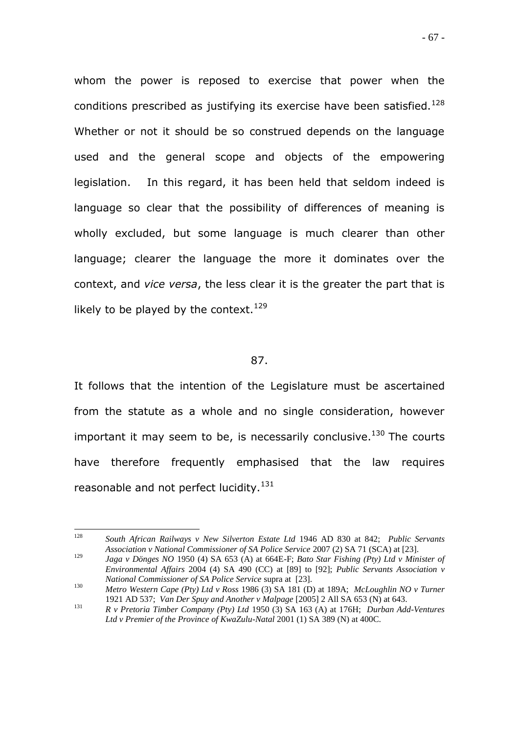whom the power is reposed to exercise that power when the conditions prescribed as justifying its exercise have been satisfied.[128] Whether or not it should be so construed depends on the language used and the general scope and objects of the empowering legislation. In this regard, it has been held that seldom indeed is language so clear that the possibility of differences of meaning is wholly excluded, but some language is much clearer than other language; clearer the language the more it dominates over the context, and *vice versa*, the less clear it is the greater the part that is likely to be played by the context.[129]

87.

It follows that the intention of the Legislature must be ascertained from the statute as a whole and no single consideration, however important it may seem to be, is necessarily conclusive.[130] The courts have therefore frequently emphasised that the law requires reasonable and not perfect lucidity.[131]

---

[128] *South African Railways v New Silverton Estate Ltd* 1946 AD 830 at 842; *Public Servants Association v National Commissioner of SA Police Service* 2007 (2) SA 71 (SCA) at [23].

[129] *Jaga v Dönges NO* 1950 (4) SA 653 (A) at 664E-F; *Bato Star Fishing (Pty) Ltd v Minister of Environmental Affairs* 2004 (4) SA 490 (CC) at [89] to [92]; *Public Servants Association v National Commissioner of SA Police Service* supra at [23].

[130] *Metro Western Cape (Pty) Ltd v Ross* 1986 (3) SA 181 (D) at 189A; *McLoughlin NO v Turner* 1921 AD 537; *Van Der Spuy and Another v Malpage* [2005] 2 All SA 653 (N) at 643.

[131] *R v Pretoria Timber Company (Pty) Ltd* 1950 (3) SA 163 (A) at 176H; *Durban Add-Ventures Ltd v Premier of the Province of KwaZulu-Natal* 2001 (1) SA 389 (N) at 400C.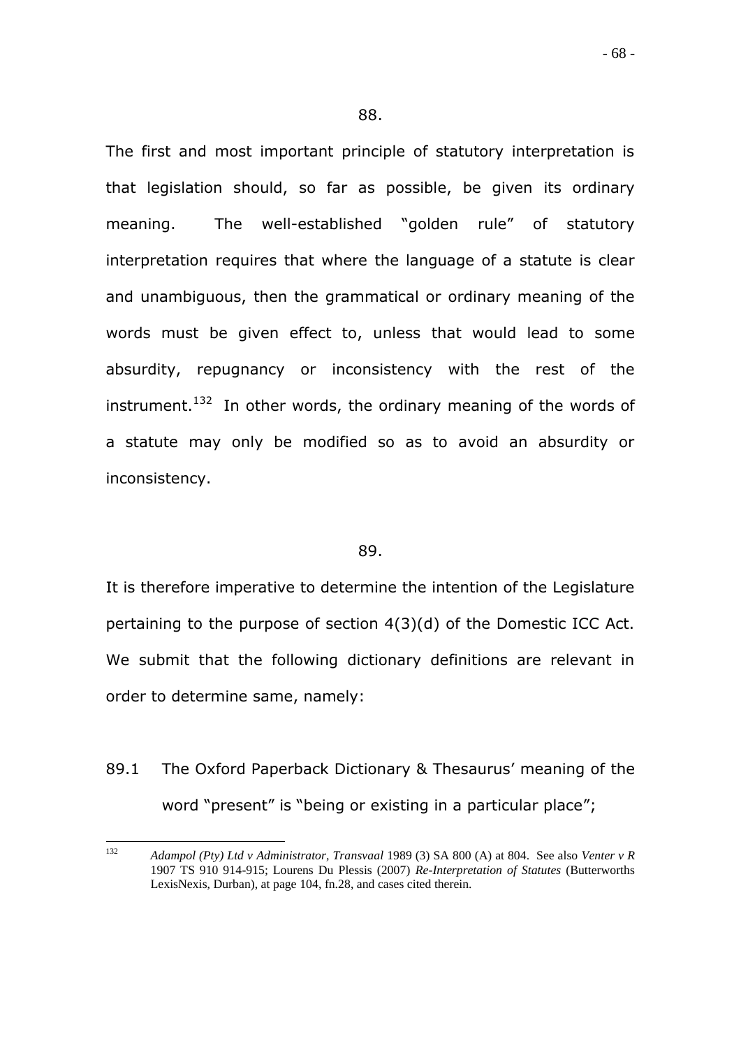88.

The first and most important principle of statutory interpretation is that legislation should, so far as possible, be given its ordinary meaning. The well-established "golden rule" of statutory interpretation requires that where the language of a statute is clear and unambiguous, then the grammatical or ordinary meaning of the words must be given effect to, unless that would lead to some absurdity, repugnancy or inconsistency with the rest of the instrument.[132] In other words, the ordinary meaning of the words of a statute may only be modified so as to avoid an absurdity or inconsistency.

89.

It is therefore imperative to determine the intention of the Legislature pertaining to the purpose of section 4(3)(d) of the Domestic ICC Act. We submit that the following dictionary definitions are relevant in order to determine same, namely:

89.1 The Oxford Paperback Dictionary & Thesaurus' meaning of the word "present" is "being or existing in a particular place";

---

[132] *Adampol (Pty) Ltd v Administrator, Transvaal* 1989 (3) SA 800 (A) at 804. See also *Venter v R* 1907 TS 910 914-915; Lourens Du Plessis (2007) *Re-Interpretation of Statutes* (Butterworths LexisNexis, Durban), at page 104, fn.28, and cases cited therein.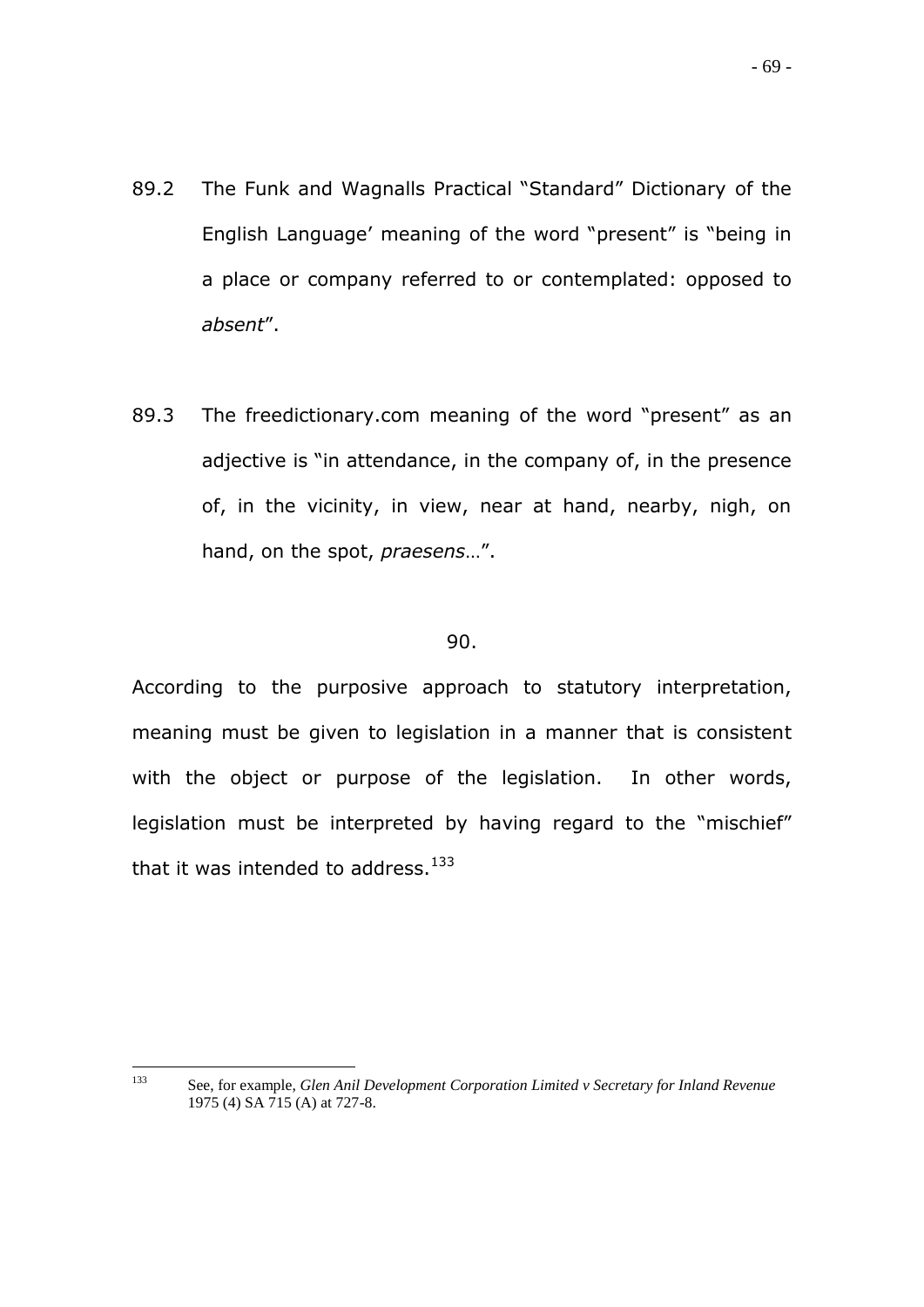89.2 The Funk and Wagnalls Practical "Standard" Dictionary of the English Language' meaning of the word "present" is "being in a place or company referred to or contemplated: opposed to *absent*".

89.3 The freedictionary.com meaning of the word "present" as an adjective is "in attendance, in the company of, in the presence of, in the vicinity, in view, near at hand, nearby, nigh, on hand, on the spot, *praesens*…".

90.

According to the purposive approach to statutory interpretation, meaning must be given to legislation in a manner that is consistent with the object or purpose of the legislation. In other words, legislation must be interpreted by having regard to the "mischief" that it was intended to address.[133]

---

[133] See, for example, *Glen Anil Development Corporation Limited v Secretary for Inland Revenue* 1975 (4) SA 715 (A) at 727-8.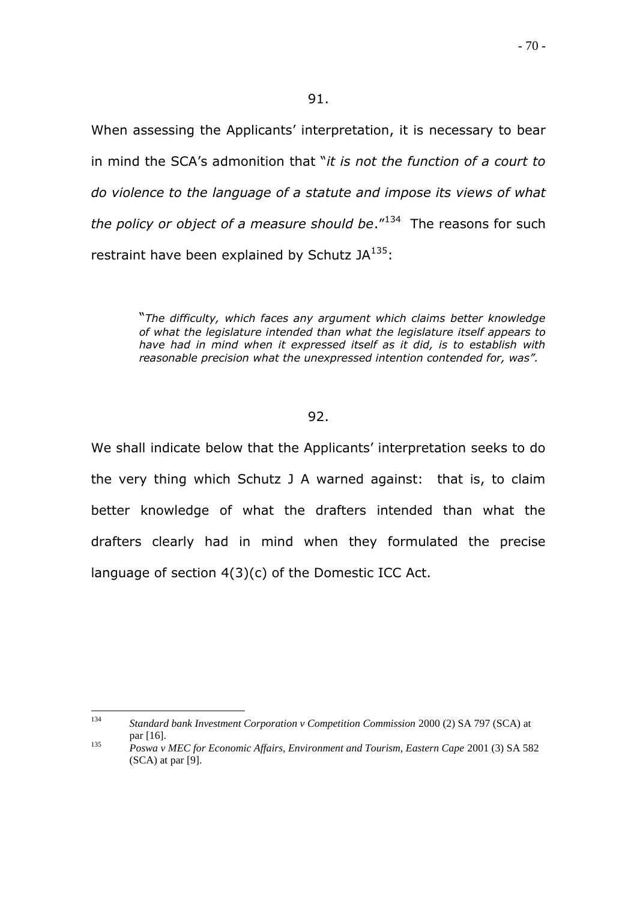91.

When assessing the Applicants' interpretation, it is necessary to bear in mind the SCA's admonition that "*it is not the function of a court to do violence to the language of a statute and impose its views of what the policy or object of a measure should be*."[134] The reasons for such restraint have been explained by Schutz JA[135]:

> "*The difficulty, which faces any argument which claims better knowledge of what the legislature intended than what the legislature itself appears to have had in mind when it expressed itself as it did, is to establish with reasonable precision what the unexpressed intention contended for, was".*

92.

We shall indicate below that the Applicants' interpretation seeks to do the very thing which Schutz J A warned against: that is, to claim better knowledge of what the drafters intended than what the drafters clearly had in mind when they formulated the precise language of section 4(3)(c) of the Domestic ICC Act.

---

[134] *Standard bank Investment Corporation v Competition Commission* 2000 (2) SA 797 (SCA) at par [16].

[135] *Poswa v MEC for Economic Affairs, Environment and Tourism, Eastern Cape* 2001 (3) SA 582 (SCA) at par [9].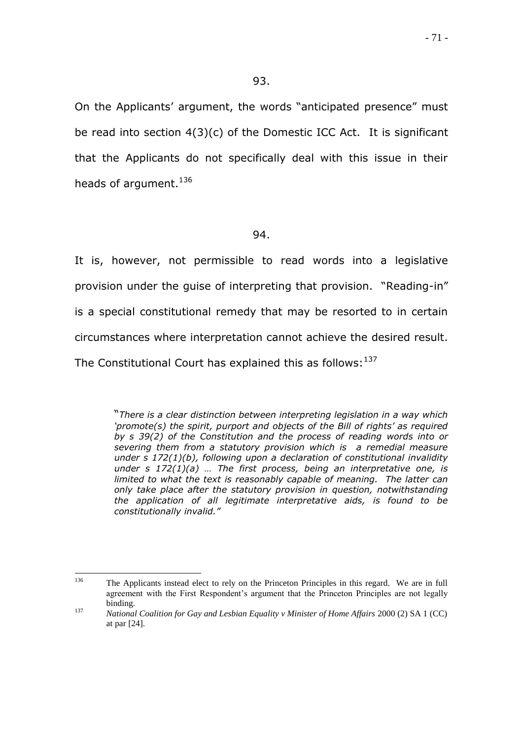93.

On the Applicants' argument, the words "anticipated presence" must be read into section 4(3)(c) of the Domestic ICC Act. It is significant that the Applicants do not specifically deal with this issue in their heads of argument.[136]

94.

It is, however, not permissible to read words into a legislative provision under the guise of interpreting that provision. "Reading-in" is a special constitutional remedy that may be resorted to in certain circumstances where interpretation cannot achieve the desired result. The Constitutional Court has explained this as follows:[137]

> "*There is a clear distinction between interpreting legislation in a way which 'promote(s) the spirit, purport and objects of the Bill of rights' as required by s 39(2) of the Constitution and the process of reading words into or severing them from a statutory provision which is a remedial measure under s 172(1)(b), following upon a declaration of constitutional invalidity under s 172(1)(a) … The first process, being an interpretative one, is limited to what the text is reasonably capable of meaning. The latter can only take place after the statutory provision in question, notwithstanding the application of all legitimate interpretative aids, is found to be constitutionally invalid.*"

---

[136] The Applicants instead elect to rely on the Princeton Principles in this regard. We are in full agreement with the First Respondent's argument that the Princeton Principles are not legally binding.

[137] *National Coalition for Gay and Lesbian Equality v Minister of Home Affairs* 2000 (2) SA 1 (CC) at par [24].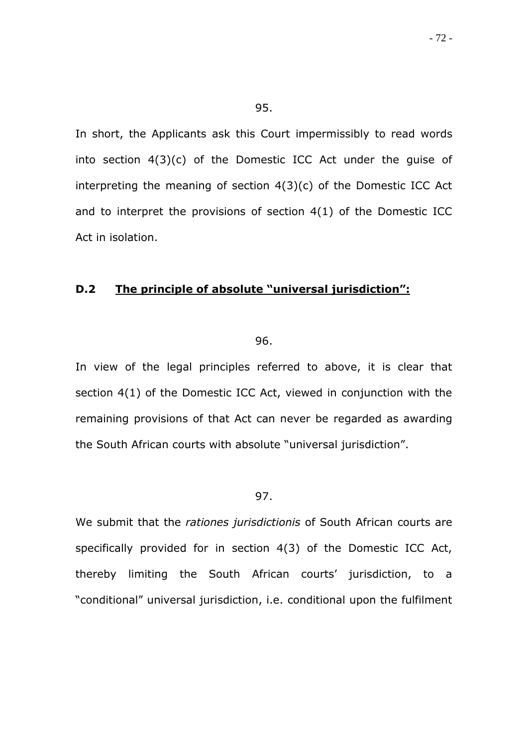95.

In short, the Applicants ask this Court impermissibly to read words into section 4(3)(c) of the Domestic ICC Act under the guise of interpreting the meaning of section 4(3)(c) of the Domestic ICC Act and to interpret the provisions of section 4(1) of the Domestic ICC Act in isolation.

## **D.2 <u>The principle of absolute "universal jurisdiction":</u>**

96.

In view of the legal principles referred to above, it is clear that section 4(1) of the Domestic ICC Act, viewed in conjunction with the remaining provisions of that Act can never be regarded as awarding the South African courts with absolute "universal jurisdiction".

97.

We submit that the *rationes jurisdictionis* of South African courts are specifically provided for in section 4(3) of the Domestic ICC Act, thereby limiting the South African courts' jurisdiction, to a "conditional" universal jurisdiction, i.e. conditional upon the fulfilment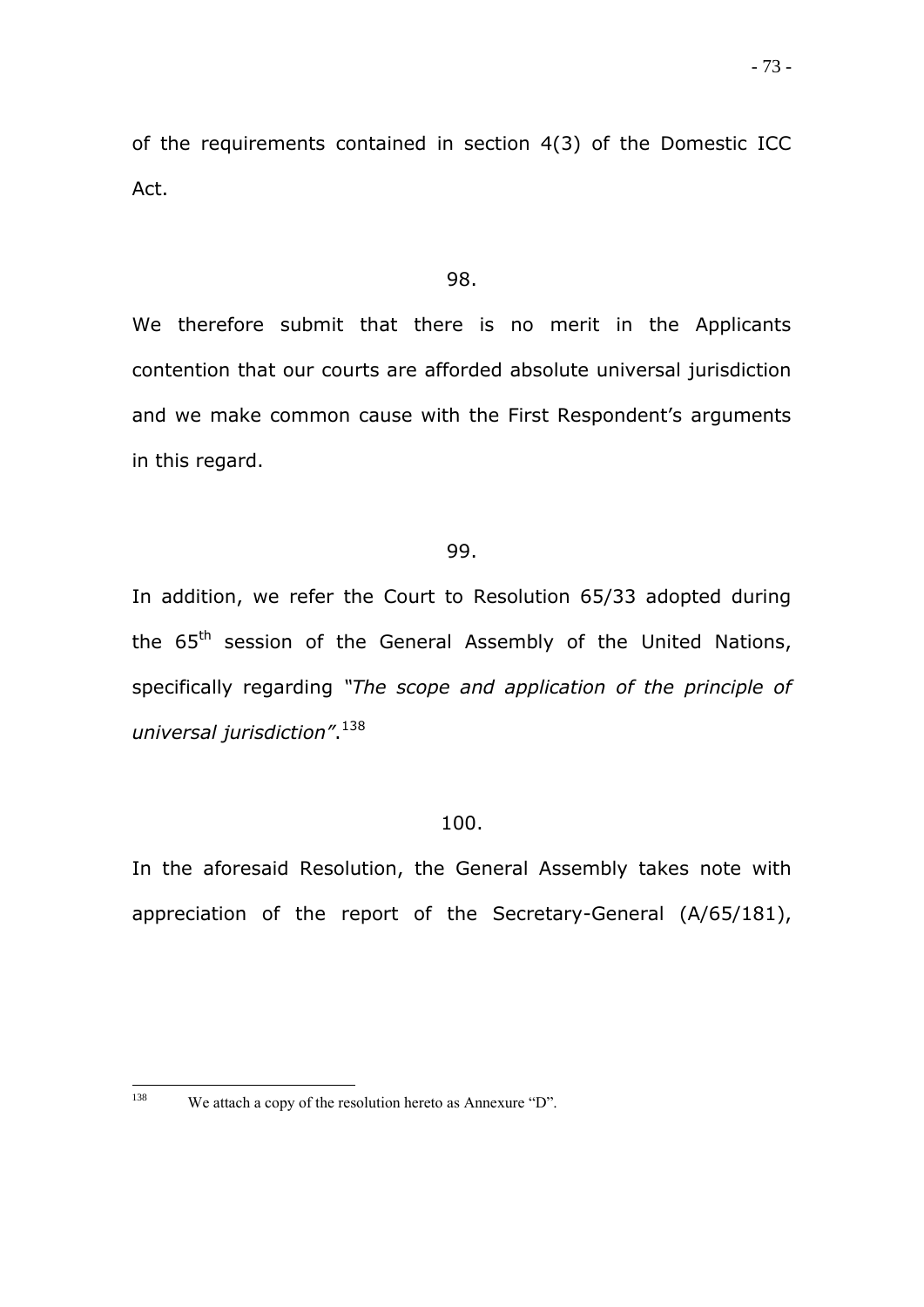of the requirements contained in section 4(3) of the Domestic ICC Act.

98.

We therefore submit that there is no merit in the Applicants contention that our courts are afforded absolute universal jurisdiction and we make common cause with the First Respondent's arguments in this regard.

99.

In addition, we refer the Court to Resolution 65/33 adopted during the 65th session of the General Assembly of the United Nations, specifically regarding *"The scope and application of the principle of universal jurisdiction"*.[138]

100.

In the aforesaid Resolution, the General Assembly takes note with appreciation of the report of the Secretary-General (A/65/181),

---

[138] We attach a copy of the resolution hereto as Annexure "D".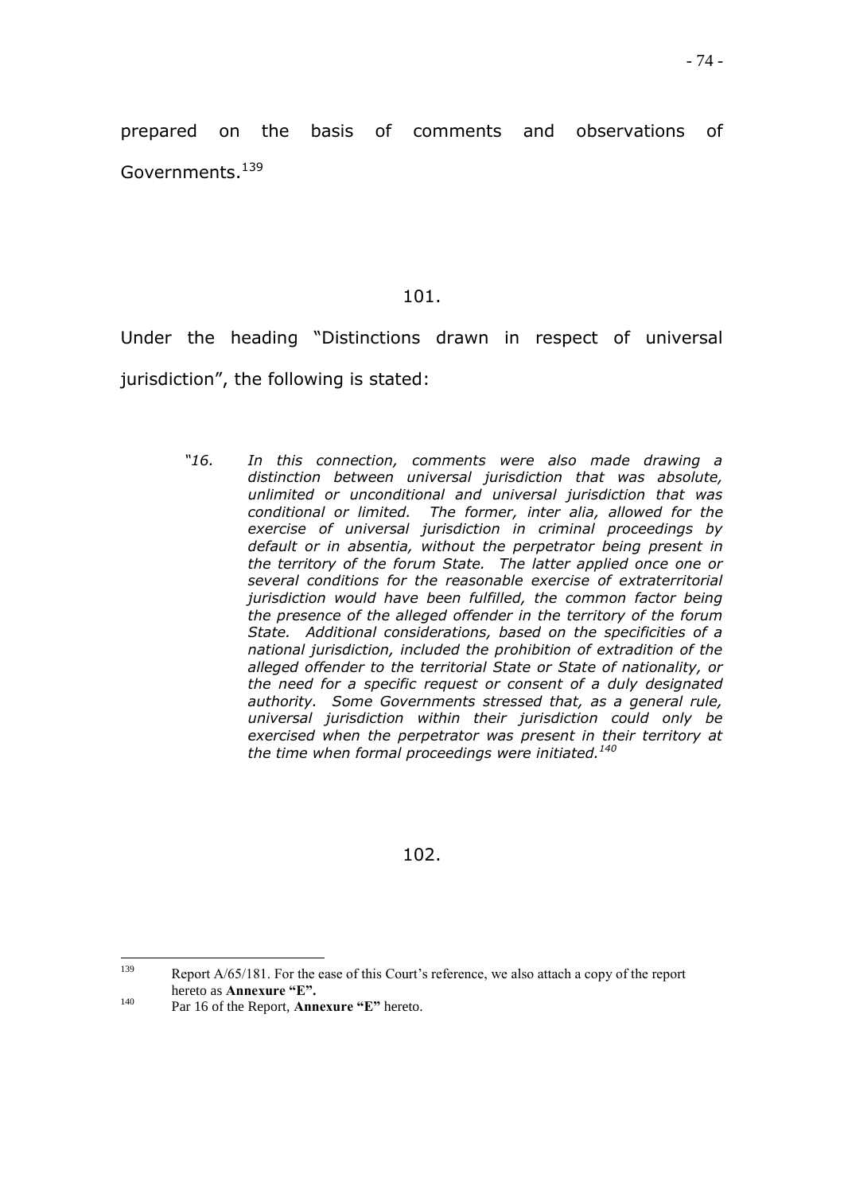prepared on the basis of comments and observations of Governments.[139]

101.

Under the heading "Distinctions drawn in respect of universal jurisdiction", the following is stated:

> *"16. In this connection, comments were also made drawing a distinction between universal jurisdiction that was absolute, unlimited or unconditional and universal jurisdiction that was conditional or limited. The former, inter alia, allowed for the exercise of universal jurisdiction in criminal proceedings by default or in absentia, without the perpetrator being present in the territory of the forum State. The latter applied once one or several conditions for the reasonable exercise of extraterritorial jurisdiction would have been fulfilled, the common factor being the presence of the alleged offender in the territory of the forum State. Additional considerations, based on the specificities of a national jurisdiction, included the prohibition of extradition of the alleged offender to the territorial State or State of nationality, or the need for a specific request or consent of a duly designated authority. Some Governments stressed that, as a general rule, universal jurisdiction within their jurisdiction could only be exercised when the perpetrator was present in their territory at the time when formal proceedings were initiated.*[140]

102.

---

[139] Report A/65/181. For the ease of this Court's reference, we also attach a copy of the report hereto as **Annexure "E".**

[140] Par 16 of the Report, **Annexure "E"** hereto.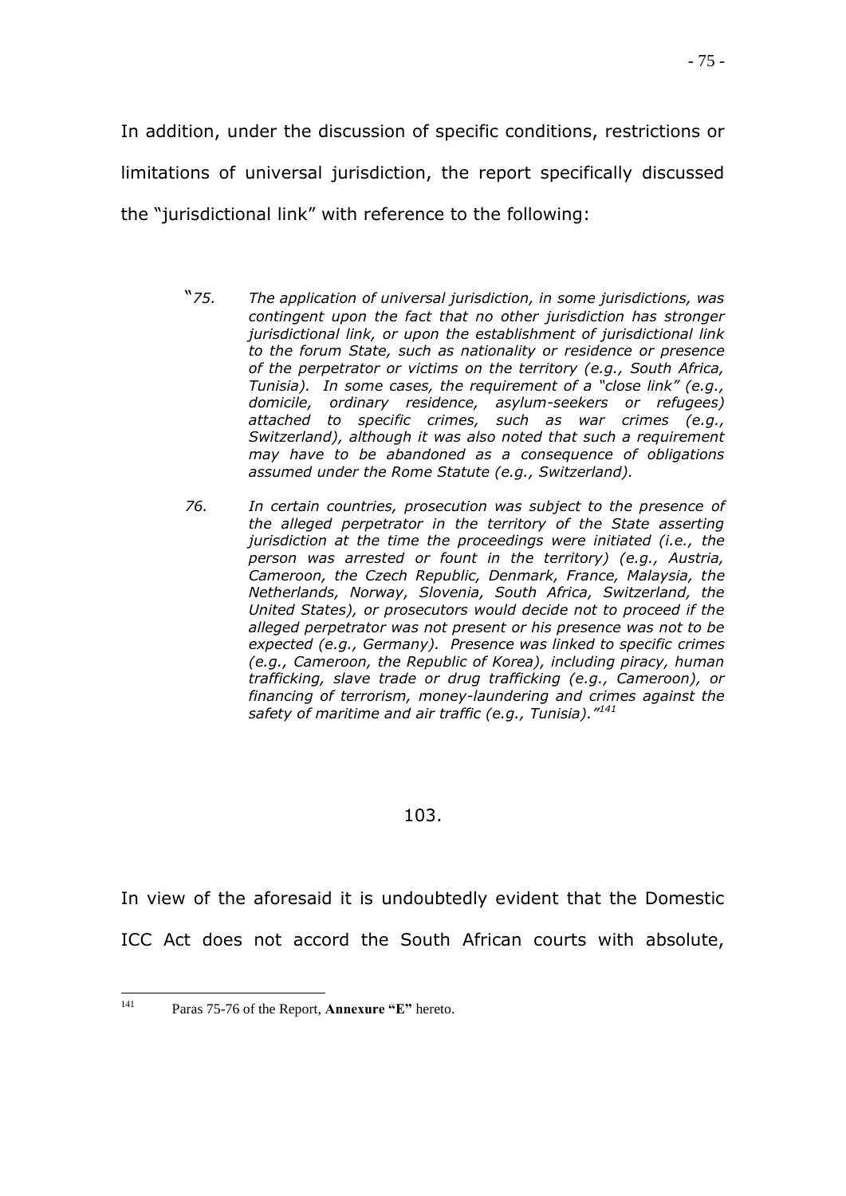In addition, under the discussion of specific conditions, restrictions or limitations of universal jurisdiction, the report specifically discussed the "jurisdictional link" with reference to the following:

> "*75. The application of universal jurisdiction, in some jurisdictions, was contingent upon the fact that no other jurisdiction has stronger jurisdictional link, or upon the establishment of jurisdictional link to the forum State, such as nationality or residence or presence of the perpetrator or victims on the territory (e.g., South Africa, Tunisia). In some cases, the requirement of a "close link" (e.g., domicile, ordinary residence, asylum-seekers or refugees) attached to specific crimes, such as war crimes (e.g., Switzerland), although it was also noted that such a requirement may have to be abandoned as a consequence of obligations assumed under the Rome Statute (e.g., Switzerland).*
>
> *76. In certain countries, prosecution was subject to the presence of the alleged perpetrator in the territory of the State asserting jurisdiction at the time the proceedings were initiated (i.e., the person was arrested or fount in the territory) (e.g., Austria, Cameroon, the Czech Republic, Denmark, France, Malaysia, the Netherlands, Norway, Slovenia, South Africa, Switzerland, the United States), or prosecutors would decide not to proceed if the alleged perpetrator was not present or his presence was not to be expected (e.g., Germany). Presence was linked to specific crimes (e.g., Cameroon, the Republic of Korea), including piracy, human trafficking, slave trade or drug trafficking (e.g., Cameroon), or financing of terrorism, money-laundering and crimes against the safety of maritime and air traffic (e.g., Tunisia).*"[141]

103.

In view of the aforesaid it is undoubtedly evident that the Domestic ICC Act does not accord the South African courts with absolute,

[141] Paras 75-76 of the Report, **Annexure "E"** hereto.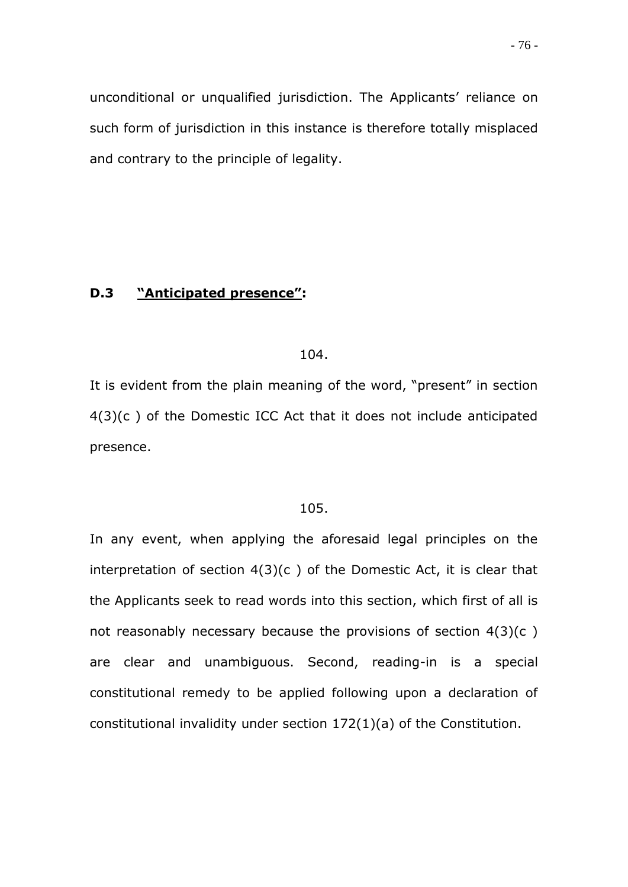unconditional or unqualified jurisdiction. The Applicants' reliance on such form of jurisdiction in this instance is therefore totally misplaced and contrary to the principle of legality.

### D.3 **<u>"Anticipated presence"</u>:**

104.

It is evident from the plain meaning of the word, "present" in section 4(3)(c ) of the Domestic ICC Act that it does not include anticipated presence.

105.

In any event, when applying the aforesaid legal principles on the interpretation of section 4(3)(c ) of the Domestic Act, it is clear that the Applicants seek to read words into this section, which first of all is not reasonably necessary because the provisions of section 4(3)(c ) are clear and unambiguous. Second, reading-in is a special constitutional remedy to be applied following upon a declaration of constitutional invalidity under section 172(1)(a) of the Constitution.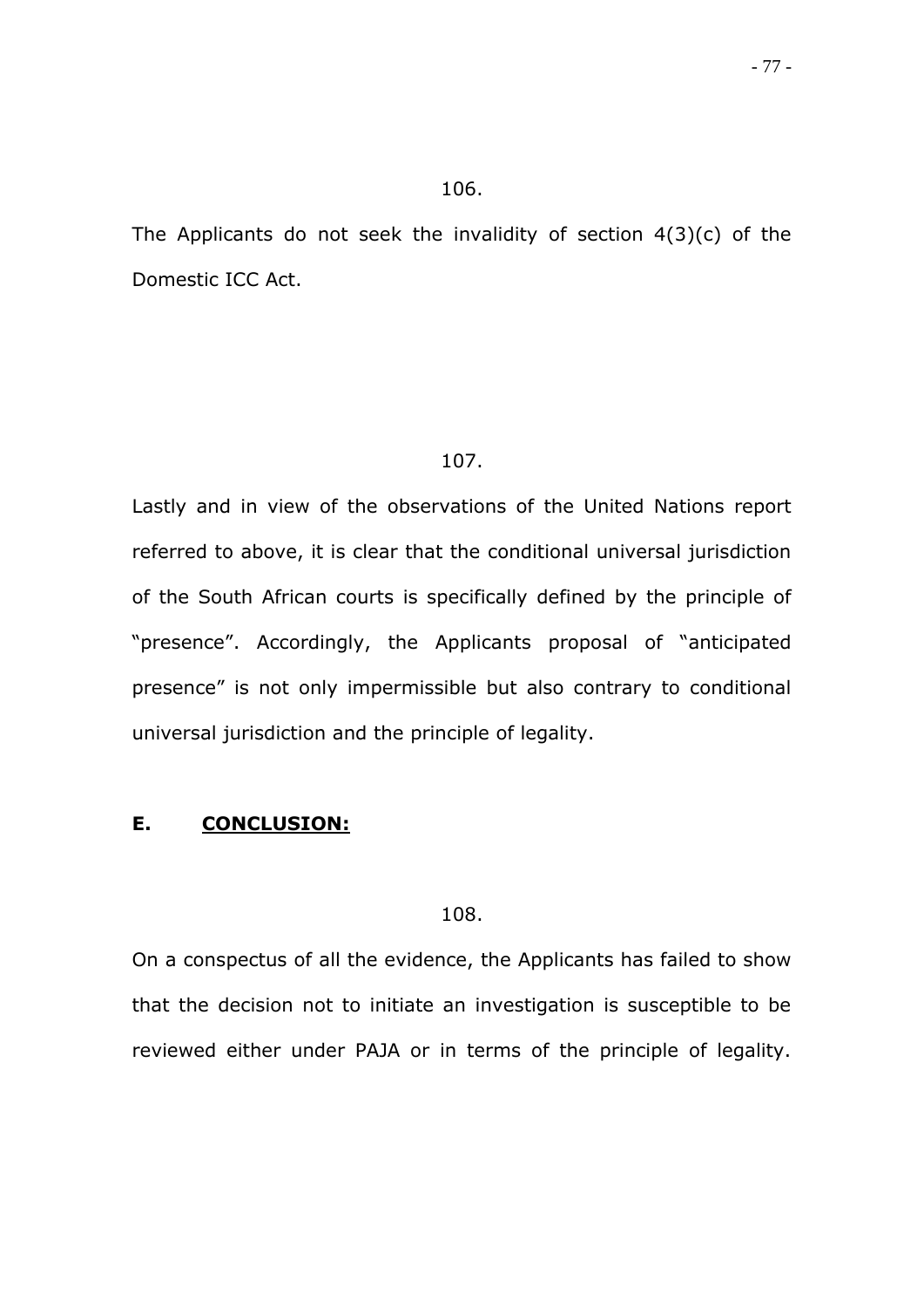106.

The Applicants do not seek the invalidity of section 4(3)(c) of the Domestic ICC Act.

107.

Lastly and in view of the observations of the United Nations report referred to above, it is clear that the conditional universal jurisdiction of the South African courts is specifically defined by the principle of "presence". Accordingly, the Applicants proposal of "anticipated presence" is not only impermissible but also contrary to conditional universal jurisdiction and the principle of legality.

## E. <u>CONCLUSION:</u>

108.

On a conspectus of all the evidence, the Applicants has failed to show that the decision not to initiate an investigation is susceptible to be reviewed either under PAJA or in terms of the principle of legality.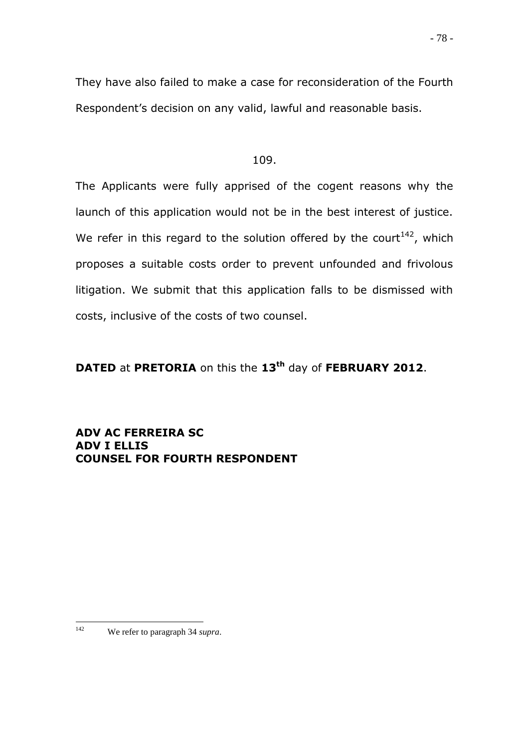They have also failed to make a case for reconsideration of the Fourth Respondent's decision on any valid, lawful and reasonable basis.

109.

The Applicants were fully apprised of the cogent reasons why the launch of this application would not be in the best interest of justice. We refer in this regard to the solution offered by the court[142], which proposes a suitable costs order to prevent unfounded and frivolous litigation. We submit that this application falls to be dismissed with costs, inclusive of the costs of two counsel.

**DATED** at **PRETORIA** on this the **13th** day of **FEBRUARY 2012**.

**ADV AC FERREIRA SC**
**ADV I ELLIS**
**COUNSEL FOR FOURTH RESPONDENT**

---

142 We refer to paragraph 34 *supra*.